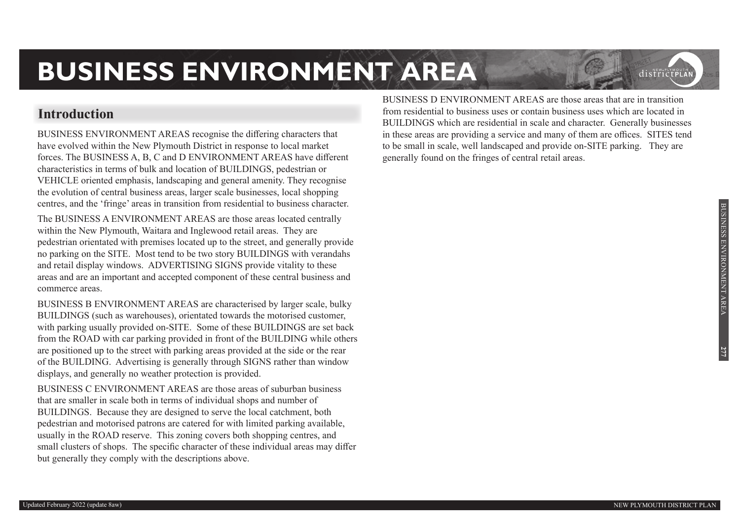# BUSINESS ENVIRONMENT AREA

## Introduction

BUSINESS ENVIRONMENT AREAS recognise the differing characters that have evolved within the New Plymouth District in response to local market forces. The BUSINESS A, B, C and D ENVIRONMENT AREAS have different characteristics in terms of bulk and location of BUILDINGS, pedestrian or VEHICLE oriented emphasis, landscaping and general amenity. They recognise the evolution of central business areas, larger scale businesses, local shopping centres, and the 'fringe' areas in transition from residential to business character.

The BUSINESS A ENVIRONMENT AREAS are those areas located centrally within the New Plymouth, Waitara and Inglewood retail areas. They are pedestrian orientated with premises located up to the street, and generally provide no parking on the SITE. Most tend to be two story BUILDINGS with verandahs and retail display windows. ADVERTISING SIGNS provide vitality to these areas and are an important and accepted component of these central business and commerce areas.

BUSINESS B ENVIRONMENT AREAS are characterised by larger scale, bulky BUILDINGS (such as warehouses), orientated towards the motorised customer, with parking usually provided on-SITE. Some of these BUILDINGS are set back from the ROAD with car parking provided in front of the BUILDING while others are positioned up to the street with parking areas provided at the side or the rear of the BUILDING. Advertising is generally through SIGNS rather than window displays, and generally no weather protection is provided.

BUSINESS C ENVIRONMENT AREAS are those areas of suburban business that are smaller in scale both in terms of individual shops and number of BUILDINGS. Because they are designed to serve the local catchment, both pedestrian and motorised patrons are catered for with limited parking available, usually in the ROAD reserve. This zoning covers both shopping centres, and small clusters of shops. The specific character of these individual areas may differ but generally they comply with the descriptions above.

BUSINESS D ENVIRONMENT AREAS are those areas that are in transition from residential to business uses or contain business uses which are located in BUILDINGS which are residential in scale and character. Generally businesses in these areas are providing a service and many of them are offices. SITES tend to be small in scale, well landscaped and provide on-SITE parking. They are generally found on the fringes of central retail areas.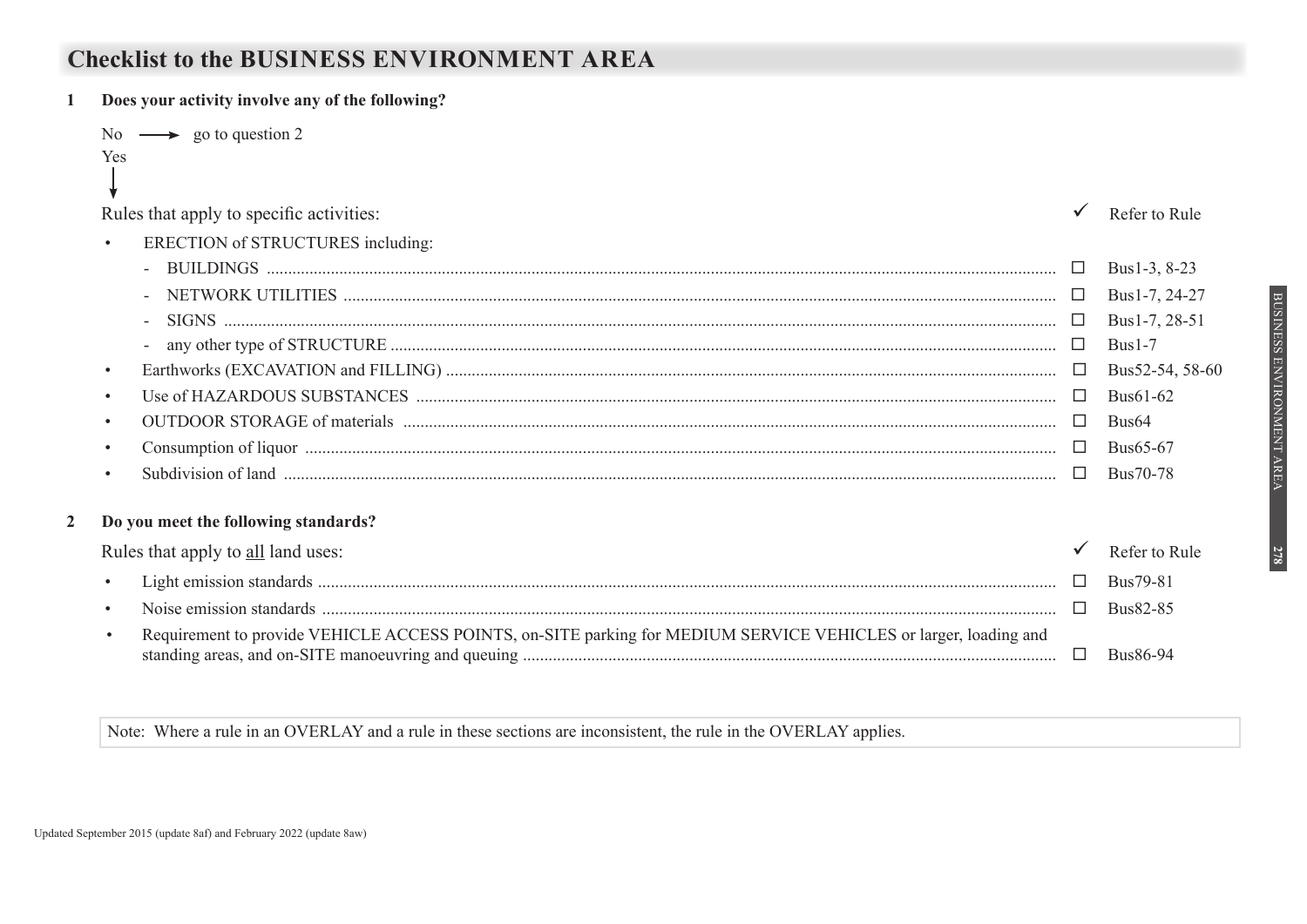# Checklist to the BUSINESS ENVIRONMENT AREA

**1 Does your activity involve any of the following?**

No → go to question 2

Yes ↓

| Rules that apply to specific activities: | ✓ | Refer to Rule |
|---|---|---|
| • ERECTION of STRUCTURES including: | | |
| - BUILDINGS | ☐ | Bus1-3, 8-23 |
| - NETWORK UTILITIES | ☐ | Bus1-7, 24-27 |
| - SIGNS | ☐ | Bus1-7, 28-51 |
| - any other type of STRUCTURE | ☐ | Bus1-7 |
| • Earthworks (EXCAVATION and FILLING) | ☐ | Bus52-54, 58-60 |
| • Use of HAZARDOUS SUBSTANCES | ☐ | Bus61-62 |
| • OUTDOOR STORAGE of materials | ☐ | Bus64 |
| • Consumption of liquor | ☐ | Bus65-67 |
| • Subdivision of land | ☐ | Bus70-78 |

**2 Do you meet the following standards?**

| Rules that apply to all land uses: | ✓ | Refer to Rule |
|---|---|---|
| • Light emission standards | ☐ | Bus79-81 |
| • Noise emission standards | ☐ | Bus82-85 |
| • Requirement to provide VEHICLE ACCESS POINTS, on-SITE parking for MEDIUM SERVICE VEHICLES or larger, loading and standing areas, and on-SITE manoeuvring and queuing | ☐ | Bus86-94 |

Note: Where a rule in an OVERLAY and a rule in these sections are inconsistent, the rule in the OVERLAY applies.

Updated September 2015 (update 8af) and February 2022 (update 8aw)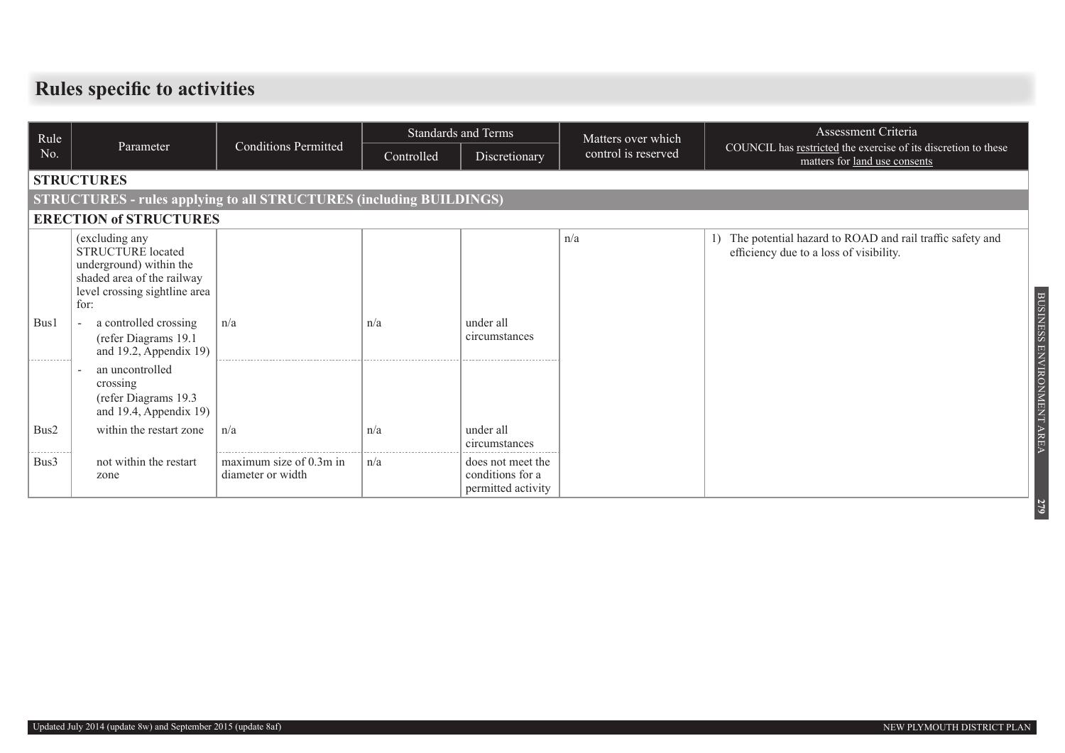## Rules specific to activities

| Rule No. | Parameter | Conditions Permitted | Standards and Terms | | Matters over which control is reserved | Assessment Criteria COUNCIL has restricted the exercise of its discretion to these matters for land use consents |
|---|---|---|---|---|---|---|
| | | | Controlled | Discretionary | | |
| **STRUCTURES** | | | | | | |
| **STRUCTURES - rules applying to all STRUCTURES (including BUILDINGS)** | | | | | | |
| **ERECTION of STRUCTURES** | | | | | | |
| | (excluding any STRUCTURE located underground) within the shaded area of the railway level crossing sightline area for: | | | | n/a | 1) The potential hazard to ROAD and rail traffic safety and efficiency due to a loss of visibility. |
| Bus1 | - a controlled crossing (refer Diagrams 19.1 and 19.2, Appendix 19) | n/a | n/a | under all circumstances | | |
| | - an uncontrolled crossing (refer Diagrams 19.3 and 19.4, Appendix 19) | | | | | |
| Bus2 | within the restart zone | n/a | n/a | under all circumstances | | |
| Bus3 | not within the restart zone | maximum size of 0.3m in diameter or width | n/a | does not meet the conditions for a permitted activity | | |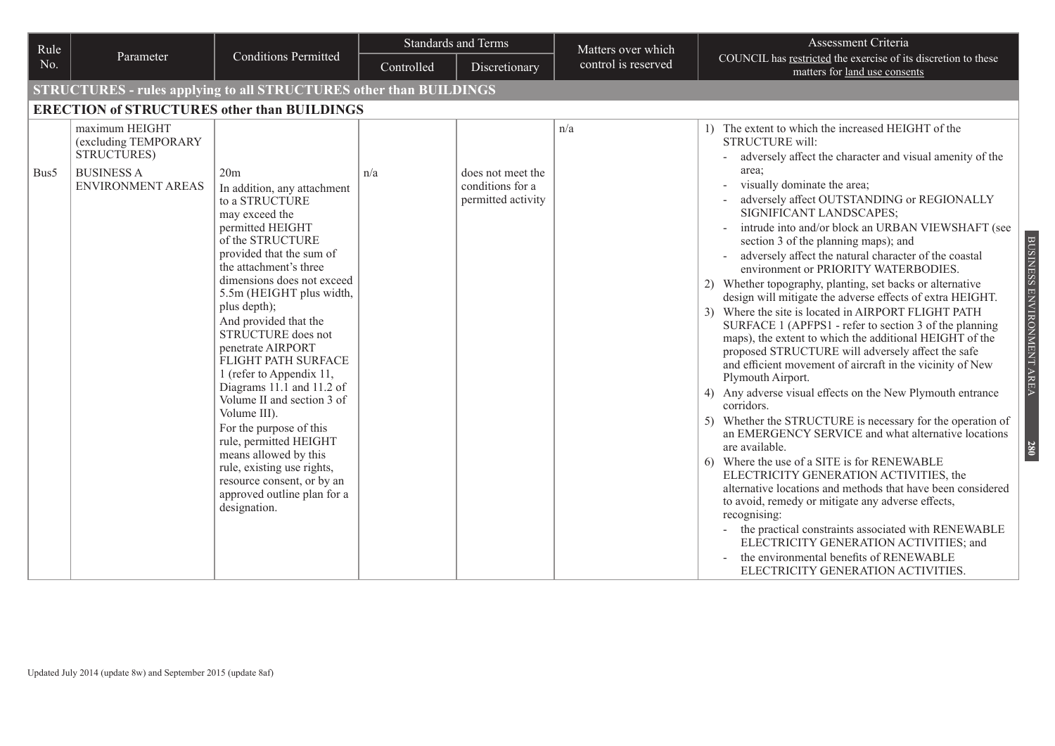| Rule No. | Parameter | Conditions Permitted | Standards and Terms | | Matters over which control is reserved | Assessment Criteria COUNCIL has restricted the exercise of its discretion to these matters for land use consents |
|---|---|---|---|---|---|---|
| | | | Controlled | Discretionary | | |
| **STRUCTURES - rules applying to all STRUCTURES other than BUILDINGS** | | | | | | |
| **ERECTION of STRUCTURES other than BUILDINGS** | | | | | | |
| Bus5 | maximum HEIGHT (excluding TEMPORARY STRUCTURES)<br><br>BUSINESS A ENVIRONMENT AREAS | 20m<br>In addition, any attachment to a STRUCTURE may exceed the permitted HEIGHT of the STRUCTURE provided that the sum of the attachment's three dimensions does not exceed 5.5m (HEIGHT plus width, plus depth);<br>And provided that the STRUCTURE does not penetrate AIRPORT FLIGHT PATH SURFACE 1 (refer to Appendix 11, Diagrams 11.1 and 11.2 of Volume II and section 3 of Volume III).<br>For the purpose of this rule, permitted HEIGHT means allowed by this rule, existing use rights, resource consent, or by an approved outline plan for a designation. | n/a | does not meet the conditions for a permitted activity | n/a | 1) The extent to which the increased HEIGHT of the STRUCTURE will:<br>- adversely affect the character and visual amenity of the area;<br>- visually dominate the area;<br>- adversely affect OUTSTANDING or REGIONALLY SIGNIFICANT LANDSCAPES;<br>- intrude into and/or block an URBAN VIEWSHAFT (see section 3 of the planning maps); and<br>- adversely affect the natural character of the coastal environment or PRIORITY WATERBODIES.<br>2) Whether topography, planting, set backs or alternative design will mitigate the adverse effects of extra HEIGHT.<br>3) Where the site is located in AIRPORT FLIGHT PATH SURFACE 1 (APFPS1 - refer to section 3 of the planning maps), the extent to which the additional HEIGHT of the proposed STRUCTURE will adversely affect the safe and efficient movement of aircraft in the vicinity of New Plymouth Airport.<br>4) Any adverse visual effects on the New Plymouth entrance corridors.<br>5) Whether the STRUCTURE is necessary for the operation of an EMERGENCY SERVICE and what alternative locations are available.<br>6) Where the use of a SITE is for RENEWABLE ELECTRICITY GENERATION ACTIVITIES, the alternative locations and methods that have been considered to avoid, remedy or mitigate any adverse effects, recognising:<br>- the practical constraints associated with RENEWABLE ELECTRICITY GENERATION ACTIVITIES; and<br>- the environmental benefits of RENEWABLE ELECTRICITY GENERATION ACTIVITIES. |

Updated July 2014 (update 8w) and September 2015 (update 8af)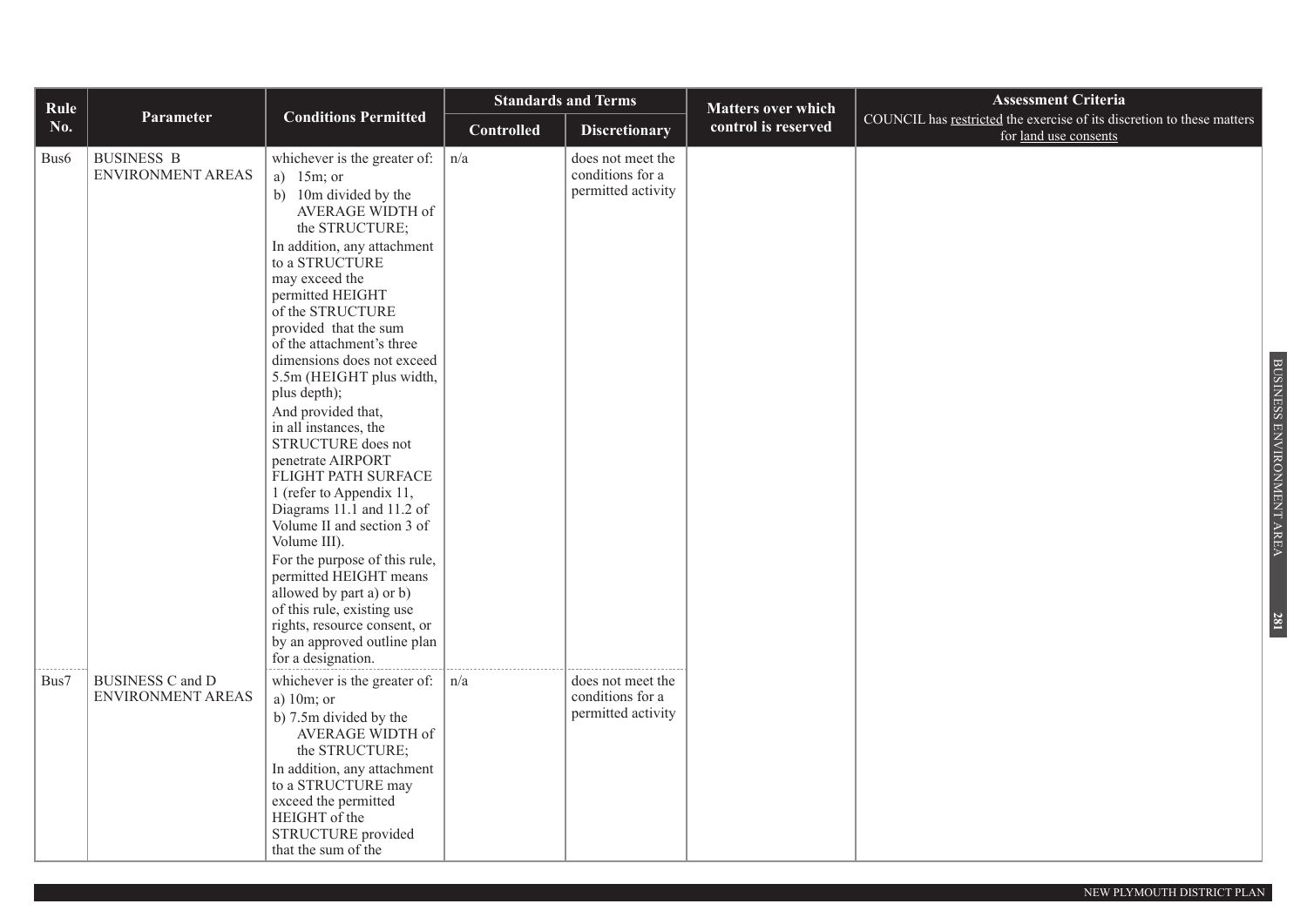| Rule No. | Parameter | Conditions Permitted | Standards and Terms | | Matters over which control is reserved | Assessment Criteria COUNCIL has restricted the exercise of its discretion to these matters for land use consents |
|---|---|---|---|---|---|---|
| | | | Controlled | Discretionary | | |
| Bus6 | BUSINESS B ENVIRONMENT AREAS | whichever is the greater of: a) 15m; or b) 10m divided by the AVERAGE WIDTH of the STRUCTURE; In addition, any attachment to a STRUCTURE may exceed the permitted HEIGHT of the STRUCTURE provided that the sum of the attachment's three dimensions does not exceed 5.5m (HEIGHT plus width, plus depth); And provided that, in all instances, the STRUCTURE does not penetrate AIRPORT FLIGHT PATH SURFACE 1 (refer to Appendix 11, Diagrams 11.1 and 11.2 of Volume II and section 3 of Volume III). For the purpose of this rule, permitted HEIGHT means allowed by part a) or b) of this rule, existing use rights, resource consent, or by an approved outline plan for a designation. | n/a | does not meet the conditions for a permitted activity | | |
| Bus7 | BUSINESS C and D ENVIRONMENT AREAS | whichever is the greater of: a) 10m; or b) 7.5m divided by the AVERAGE WIDTH of the STRUCTURE; In addition, any attachment to a STRUCTURE may exceed the permitted HEIGHT of the STRUCTURE provided that the sum of the | n/a | does not meet the conditions for a permitted activity | | |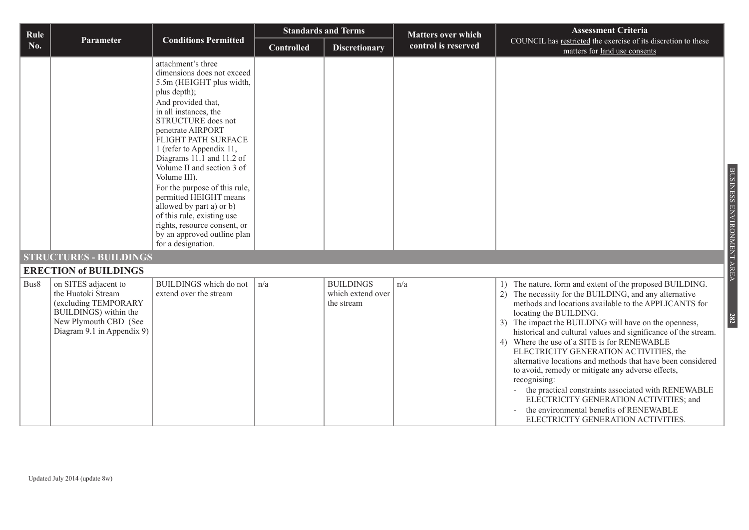| Rule No. | Parameter | Conditions Permitted | Standards and Terms | | Matters over which control is reserved | Assessment Criteria COUNCIL has restricted the exercise of its discretion to these matters for land use consents |
|---|---|---|---|---|---|---|
| | | | Controlled | Discretionary | | |
| | | attachment's three dimensions does not exceed 5.5m (HEIGHT plus width, plus depth); And provided that, in all instances, the STRUCTURE does not penetrate AIRPORT FLIGHT PATH SURFACE 1 (refer to Appendix 11, Diagrams 11.1 and 11.2 of Volume II and section 3 of Volume III). For the purpose of this rule, permitted HEIGHT means allowed by part a) or b) of this rule, existing use rights, resource consent, or by an approved outline plan for a designation. | | | | |
| **STRUCTURES - BUILDINGS** | | | | | | |
| **ERECTION of BUILDINGS** | | | | | | |
| Bus8 | on SITES adjacent to the Huatoki Stream (excluding TEMPORARY BUILDINGS) within the New Plymouth CBD (See Diagram 9.1 in Appendix 9) | BUILDINGS which do not extend over the stream | n/a | BUILDINGS which extend over the stream | n/a | 1) The nature, form and extent of the proposed BUILDING. 2) The necessity for the BUILDING, and any alternative methods and locations available to the APPLICANTS for locating the BUILDING. 3) The impact the BUILDING will have on the openness, historical and cultural values and significance of the stream. 4) Where the use of a SITE is for RENEWABLE ELECTRICITY GENERATION ACTIVITIES, the alternative locations and methods that have been considered to avoid, remedy or mitigate any adverse effects, recognising: - the practical constraints associated with RENEWABLE ELECTRICITY GENERATION ACTIVITIES; and - the environmental benefits of RENEWABLE ELECTRICITY GENERATION ACTIVITIES. |

Updated July 2014 (update 8w)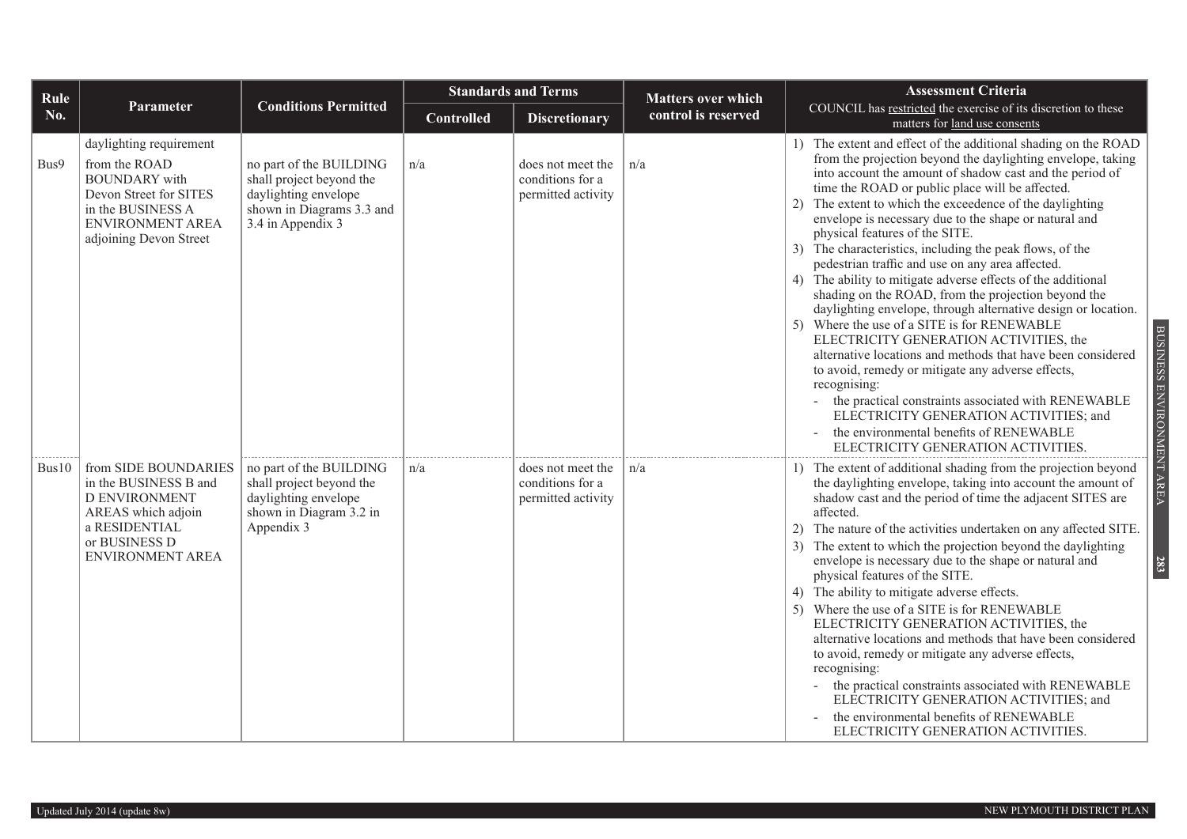| Rule No. | Parameter | Conditions Permitted | Standards and Terms | | Matters over which control is reserved | Assessment Criteria |
|---|---|---|---|---|---|---|
| | | | Controlled | Discretionary | | COUNCIL has restricted the exercise of its discretion to these matters for land use consents |
| Bus9 | daylighting requirement from the ROAD BOUNDARY with Devon Street for SITES in the BUSINESS A ENVIRONMENT AREA adjoining Devon Street | no part of the BUILDING shall project beyond the daylighting envelope shown in Diagrams 3.3 and 3.4 in Appendix 3 | n/a | does not meet the conditions for a permitted activity | n/a | 1) The extent and effect of the additional shading on the ROAD from the projection beyond the daylighting envelope, taking into account the amount of shadow cast and the period of time the ROAD or public place will be affected.<br>2) The extent to which the exceedence of the daylighting envelope is necessary due to the shape or natural and physical features of the SITE.<br>3) The characteristics, including the peak flows, of the pedestrian traffic and use on any area affected.<br>4) The ability to mitigate adverse effects of the additional shading on the ROAD, from the projection beyond the daylighting envelope, through alternative design or location.<br>5) Where the use of a SITE is for RENEWABLE ELECTRICITY GENERATION ACTIVITIES, the alternative locations and methods that have been considered to avoid, remedy or mitigate any adverse effects, recognising:<br>- the practical constraints associated with RENEWABLE ELECTRICITY GENERATION ACTIVITIES; and<br>- the environmental benefits of RENEWABLE ELECTRICITY GENERATION ACTIVITIES. |
| Bus10 | from SIDE BOUNDARIES in the BUSINESS B and D ENVIRONMENT AREAS which adjoin a RESIDENTIAL or BUSINESS D ENVIRONMENT AREA | no part of the BUILDING shall project beyond the daylighting envelope shown in Diagram 3.2 in Appendix 3 | n/a | does not meet the conditions for a permitted activity | n/a | 1) The extent of additional shading from the projection beyond the daylighting envelope, taking into account the amount of shadow cast and the period of time the adjacent SITES are affected.<br>2) The nature of the activities undertaken on any affected SITE.<br>3) The extent to which the projection beyond the daylighting envelope is necessary due to the shape or natural and physical features of the SITE.<br>4) The ability to mitigate adverse effects.<br>5) Where the use of a SITE is for RENEWABLE ELECTRICITY GENERATION ACTIVITIES, the alternative locations and methods that have been considered to avoid, remedy or mitigate any adverse effects, recognising:<br>- the practical constraints associated with RENEWABLE ELECTRICITY GENERATION ACTIVITIES; and<br>- the environmental benefits of RENEWABLE ELECTRICITY GENERATION ACTIVITIES. |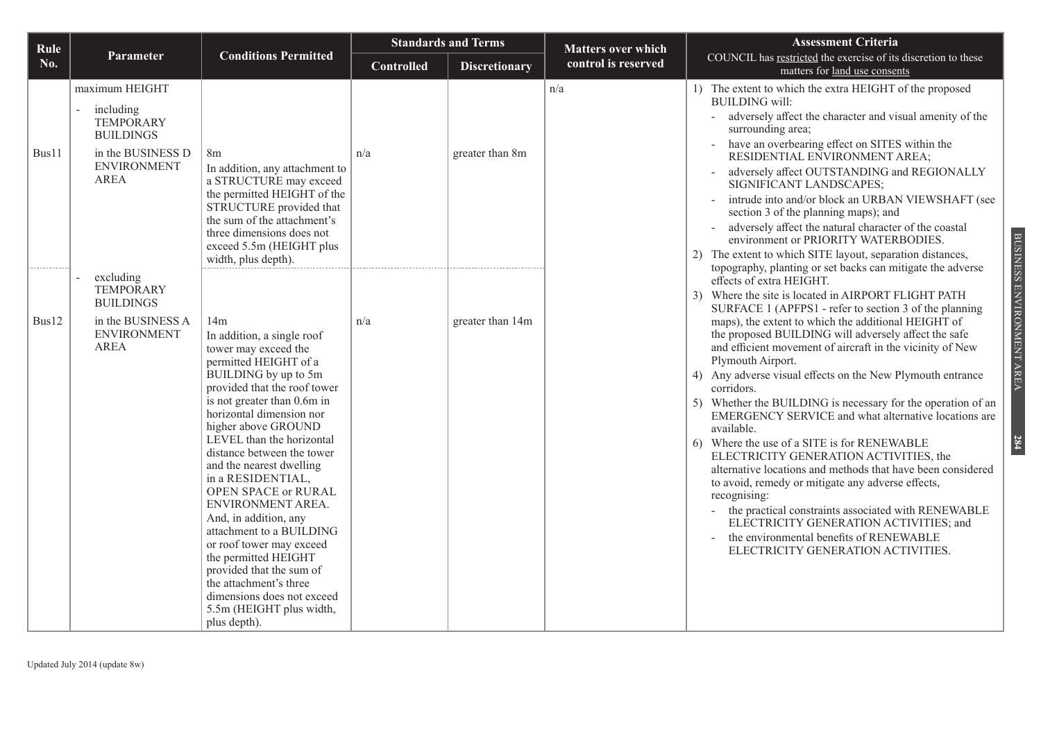| Rule No. | Parameter | Conditions Permitted | Standards and Terms | | Matters over which control is reserved | Assessment Criteria<br>COUNCIL has restricted the exercise of its discretion to these matters for land use consents |
|---|---|---|---|---|---|---|
| | | | Controlled | Discretionary | | |
| Bus11 | maximum HEIGHT<br>- including TEMPORARY BUILDINGS<br>in the BUSINESS D ENVIRONMENT AREA | 8m<br>In addition, any attachment to a STRUCTURE may exceed the permitted HEIGHT of the STRUCTURE provided that the sum of the attachment's three dimensions does not exceed 5.5m (HEIGHT plus width, plus depth). | n/a | greater than 8m | n/a | 1) The extent to which the extra HEIGHT of the proposed BUILDING will:<br>- adversely affect the character and visual amenity of the surrounding area;<br>- have an overbearing effect on SITES within the RESIDENTIAL ENVIRONMENT AREA;<br>- adversely affect OUTSTANDING and REGIONALLY SIGNIFICANT LANDSCAPES;<br>- intrude into and/or block an URBAN VIEWSHAFT (see section 3 of the planning maps); and<br>- adversely affect the natural character of the coastal environment or PRIORITY WATERBODIES.<br>2) The extent to which SITE layout, separation distances, topography, planting or set backs can mitigate the adverse effects of extra HEIGHT.<br>3) Where the site is located in AIRPORT FLIGHT PATH SURFACE 1 (APFPS1 - refer to section 3 of the planning maps), the extent to which the additional HEIGHT of the proposed BUILDING will adversely affect the safe and efficient movement of aircraft in the vicinity of New Plymouth Airport.<br>4) Any adverse visual effects on the New Plymouth entrance corridors.<br>5) Whether the BUILDING is necessary for the operation of an EMERGENCY SERVICE and what alternative locations are available.<br>6) Where the use of a SITE is for RENEWABLE ELECTRICITY GENERATION ACTIVITIES, the alternative locations and methods that have been considered to avoid, remedy or mitigate any adverse effects, recognising:<br>- the practical constraints associated with RENEWABLE ELECTRICITY GENERATION ACTIVITIES; and<br>- the environmental benefits of RENEWABLE ELECTRICITY GENERATION ACTIVITIES. |
| Bus12 | - excluding TEMPORARY BUILDINGS<br>in the BUSINESS A ENVIRONMENT AREA | 14m<br>In addition, a single roof tower may exceed the permitted HEIGHT of a BUILDING by up to 5m provided that the roof tower is not greater than 0.6m in horizontal dimension nor higher above GROUND LEVEL than the horizontal distance between the tower and the nearest dwelling in a RESIDENTIAL, OPEN SPACE or RURAL ENVIRONMENT AREA.<br>And, in addition, any attachment to a BUILDING or roof tower may exceed the permitted HEIGHT provided that the sum of the attachment's three dimensions does not exceed 5.5m (HEIGHT plus width, plus depth). | n/a | greater than 14m | | |

Updated July 2014 (update 8w)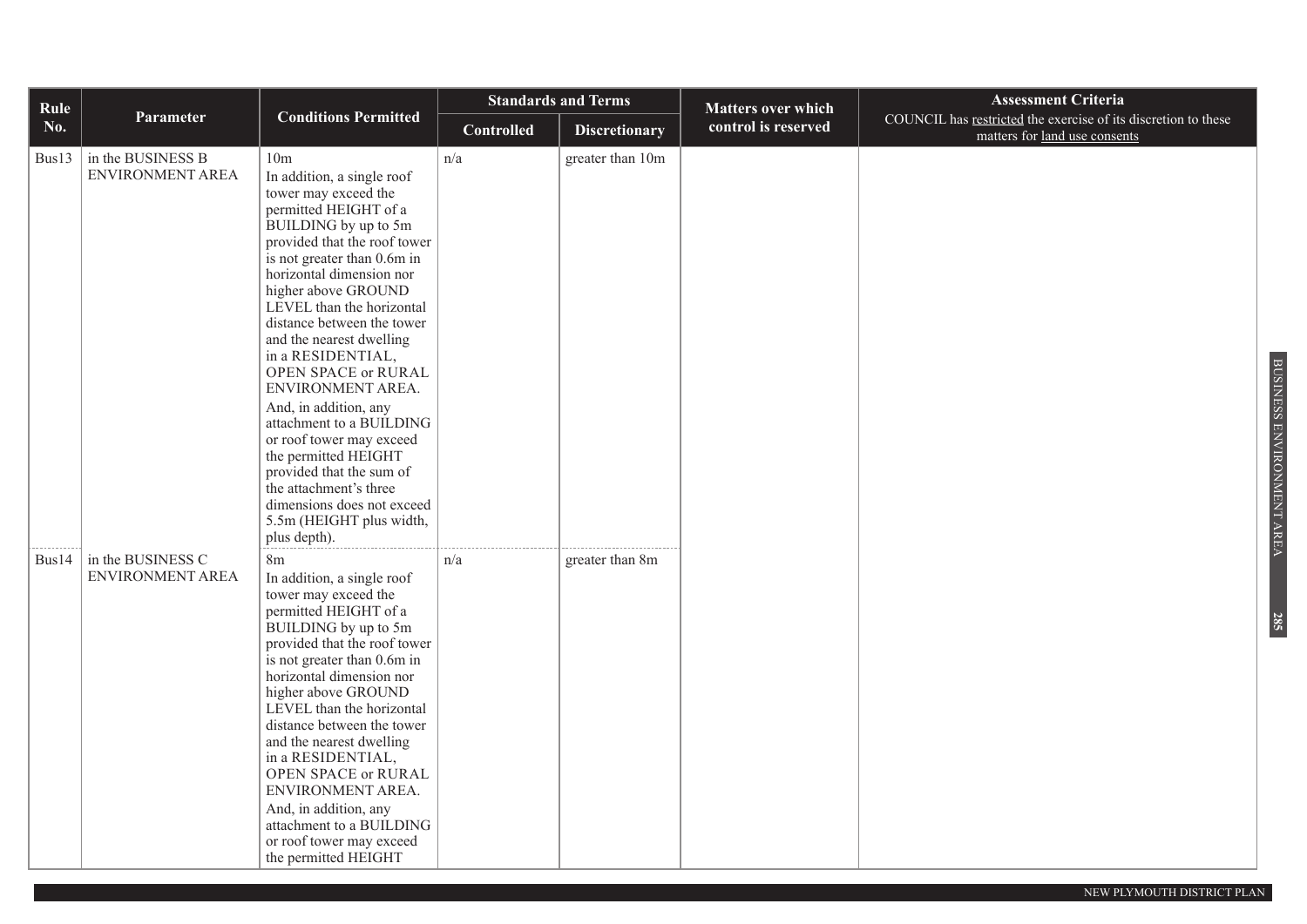| Rule No. | Parameter | Conditions Permitted | Standards and Terms | | Matters over which control is reserved | Assessment Criteria COUNCIL has restricted the exercise of its discretion to these matters for land use consents |
|---|---|---|---|---|---|---|
| | | | Controlled | Discretionary | | |
| Bus13 | in the BUSINESS B ENVIRONMENT AREA | 10m<br>In addition, a single roof tower may exceed the permitted HEIGHT of a BUILDING by up to 5m provided that the roof tower is not greater than 0.6m in horizontal dimension nor higher above GROUND LEVEL than the horizontal distance between the tower and the nearest dwelling in a RESIDENTIAL, OPEN SPACE or RURAL ENVIRONMENT AREA.<br>And, in addition, any attachment to a BUILDING or roof tower may exceed the permitted HEIGHT provided that the sum of the attachment's three dimensions does not exceed 5.5m (HEIGHT plus width, plus depth). | n/a | greater than 10m | | |
| Bus14 | in the BUSINESS C ENVIRONMENT AREA | 8m<br>In addition, a single roof tower may exceed the permitted HEIGHT of a BUILDING by up to 5m provided that the roof tower is not greater than 0.6m in horizontal dimension nor higher above GROUND LEVEL than the horizontal distance between the tower and the nearest dwelling in a RESIDENTIAL, OPEN SPACE or RURAL ENVIRONMENT AREA.<br>And, in addition, any attachment to a BUILDING or roof tower may exceed the permitted HEIGHT | n/a | greater than 8m | | |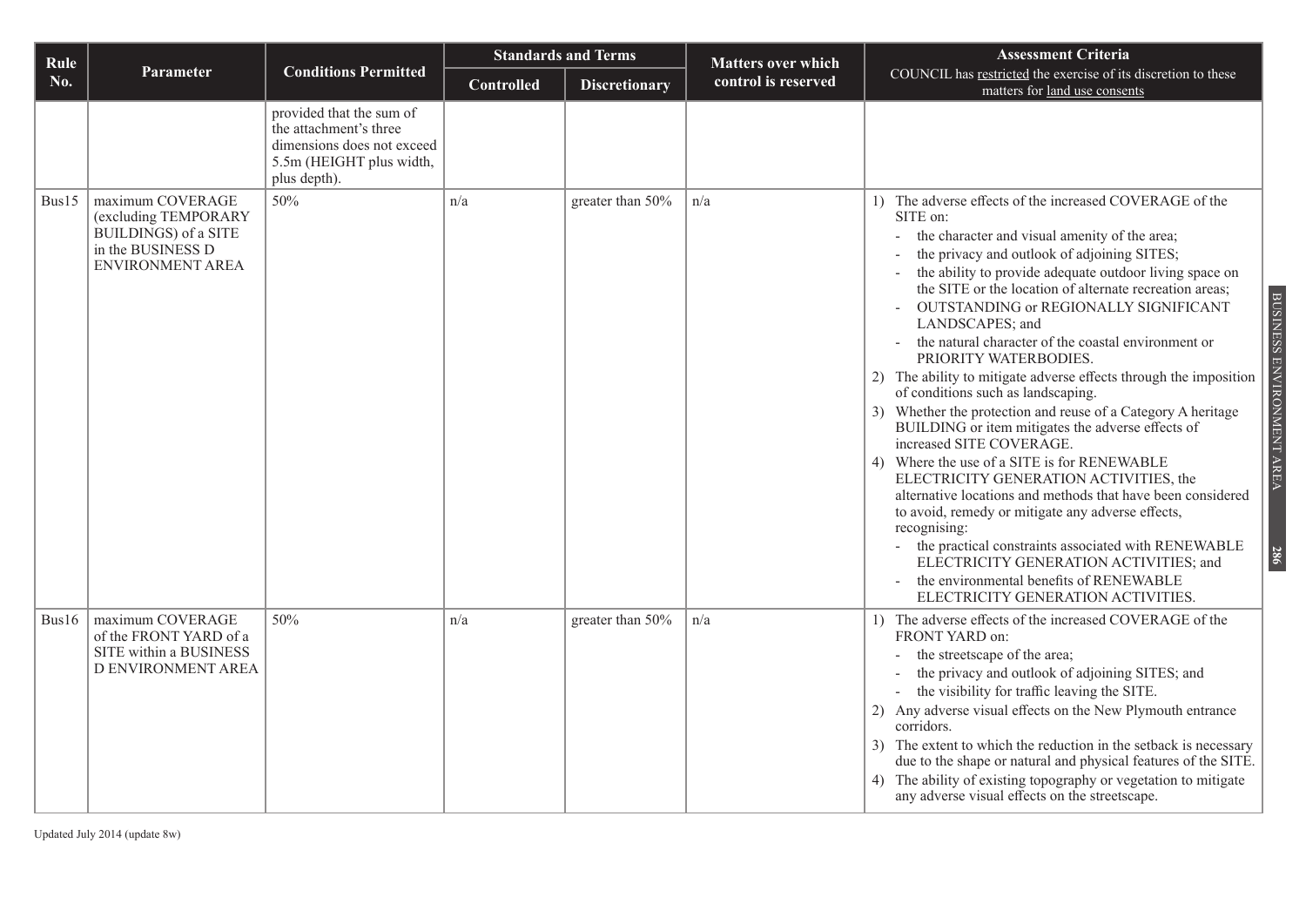| Rule No. | Parameter | Conditions Permitted | Standards and Terms | | Matters over which control is reserved | Assessment Criteria COUNCIL has restricted the exercise of its discretion to these matters for land use consents |
|---|---|---|---|---|---|---|
| | | | Controlled | Discretionary | | |
| | | provided that the sum of the attachment's three dimensions does not exceed 5.5m (HEIGHT plus width, plus depth). | | | | |
| Bus15 | maximum COVERAGE (excluding TEMPORARY BUILDINGS) of a SITE in the BUSINESS D ENVIRONMENT AREA | 50% | n/a | greater than 50% | n/a | 1) The adverse effects of the increased COVERAGE of the SITE on:<br>- the character and visual amenity of the area;<br>- the privacy and outlook of adjoining SITES;<br>- the ability to provide adequate outdoor living space on the SITE or the location of alternate recreation areas;<br>- OUTSTANDING or REGIONALLY SIGNIFICANT LANDSCAPES; and<br>- the natural character of the coastal environment or PRIORITY WATERBODIES.<br>2) The ability to mitigate adverse effects through the imposition of conditions such as landscaping.<br>3) Whether the protection and reuse of a Category A heritage BUILDING or item mitigates the adverse effects of increased SITE COVERAGE.<br>4) Where the use of a SITE is for RENEWABLE ELECTRICITY GENERATION ACTIVITIES, the alternative locations and methods that have been considered to avoid, remedy or mitigate any adverse effects, recognising:<br>- the practical constraints associated with RENEWABLE ELECTRICITY GENERATION ACTIVITIES; and<br>- the environmental benefits of RENEWABLE ELECTRICITY GENERATION ACTIVITIES. |
| Bus16 | maximum COVERAGE of the FRONT YARD of a SITE within a BUSINESS D ENVIRONMENT AREA | 50% | n/a | greater than 50% | n/a | 1) The adverse effects of the increased COVERAGE of the FRONT YARD on:<br>- the streetscape of the area;<br>- the privacy and outlook of adjoining SITES; and<br>- the visibility for traffic leaving the SITE.<br>2) Any adverse visual effects on the New Plymouth entrance corridors.<br>3) The extent to which the reduction in the setback is necessary due to the shape or natural and physical features of the SITE.<br>4) The ability of existing topography or vegetation to mitigate any adverse visual effects on the streetscape. |

Updated July 2014 (update 8w)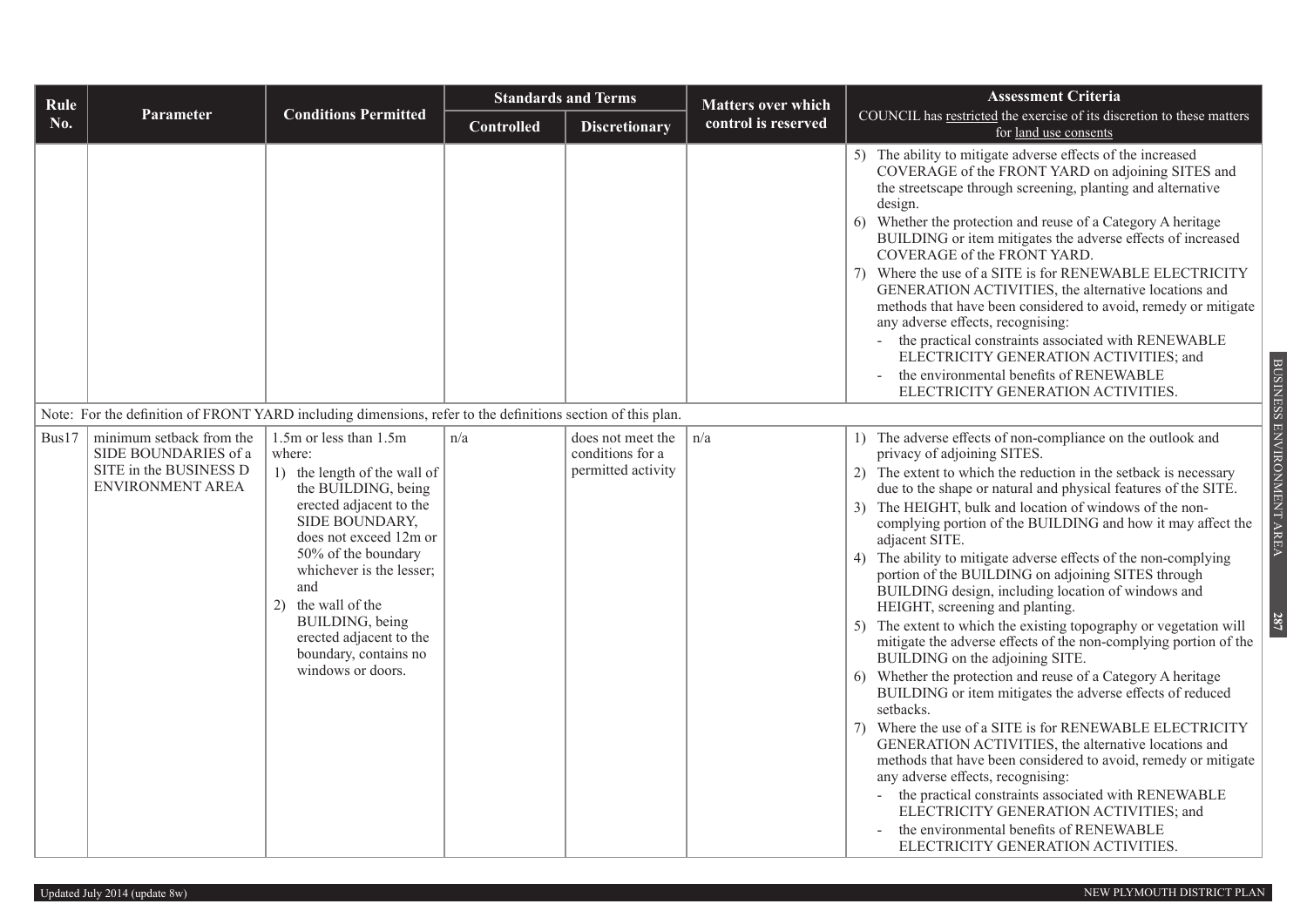| Rule No. | Parameter | Conditions Permitted | Standards and Terms | | Matters over which control is reserved | Assessment Criteria COUNCIL has restricted the exercise of its discretion to these matters for land use consents |
|---|---|---|---|---|---|---|
| | | | Controlled | Discretionary | | |
| | | | | | | 5) The ability to mitigate adverse effects of the increased COVERAGE of the FRONT YARD on adjoining SITES and the streetscape through screening, planting and alternative design.<br>6) Whether the protection and reuse of a Category A heritage BUILDING or item mitigates the adverse effects of increased COVERAGE of the FRONT YARD.<br>7) Where the use of a SITE is for RENEWABLE ELECTRICITY GENERATION ACTIVITIES, the alternative locations and methods that have been considered to avoid, remedy or mitigate any adverse effects, recognising:<br>- the practical constraints associated with RENEWABLE ELECTRICITY GENERATION ACTIVITIES; and<br>- the environmental benefits of RENEWABLE ELECTRICITY GENERATION ACTIVITIES. |
| Note: For the definition of FRONT YARD including dimensions, refer to the definitions section of this plan. | | | | | | |
| Bus17 | minimum setback from the SIDE BOUNDARIES of a SITE in the BUSINESS D ENVIRONMENT AREA | 1.5m or less than 1.5m where:<br>1) the length of the wall of the BUILDING, being erected adjacent to the SIDE BOUNDARY, does not exceed 12m or 50% of the boundary whichever is the lesser; and<br>2) the wall of the BUILDING, being erected adjacent to the boundary, contains no windows or doors. | n/a | does not meet the conditions for a permitted activity | n/a | 1) The adverse effects of non-compliance on the outlook and privacy of adjoining SITES.<br>2) The extent to which the reduction in the setback is necessary due to the shape or natural and physical features of the SITE.<br>3) The HEIGHT, bulk and location of windows of the non-complying portion of the BUILDING and how it may affect the adjacent SITE.<br>4) The ability to mitigate adverse effects of the non-complying portion of the BUILDING on adjoining SITES through BUILDING design, including location of windows and HEIGHT, screening and planting.<br>5) The extent to which the existing topography or vegetation will mitigate the adverse effects of the non-complying portion of the BUILDING on the adjoining SITE.<br>6) Whether the protection and reuse of a Category A heritage BUILDING or item mitigates the adverse effects of reduced setbacks.<br>7) Where the use of a SITE is for RENEWABLE ELECTRICITY GENERATION ACTIVITIES, the alternative locations and methods that have been considered to avoid, remedy or mitigate any adverse effects, recognising:<br>- the practical constraints associated with RENEWABLE ELECTRICITY GENERATION ACTIVITIES; and<br>- the environmental benefits of RENEWABLE ELECTRICITY GENERATION ACTIVITIES. |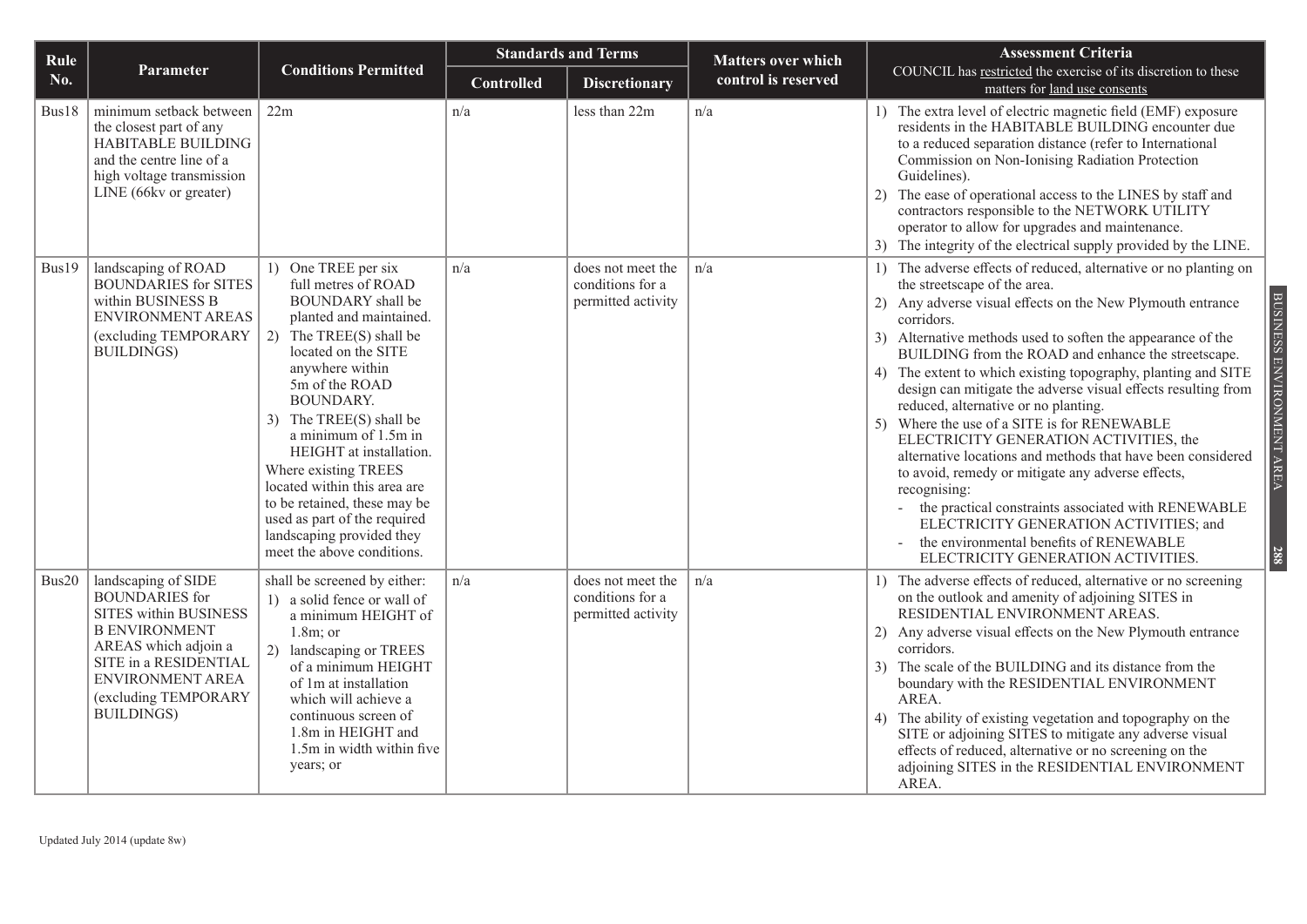| Rule No. | Parameter | Conditions Permitted | Standards and Terms | | Matters over which control is reserved | Assessment Criteria COUNCIL has restricted the exercise of its discretion to these matters for land use consents |
|---|---|---|---|---|---|---|
| | | | Controlled | Discretionary | | |
| Bus18 | minimum setback between the closest part of any HABITABLE BUILDING and the centre line of a high voltage transmission LINE (66kv or greater) | 22m | n/a | less than 22m | n/a | 1) The extra level of electric magnetic field (EMF) exposure residents in the HABITABLE BUILDING encounter due to a reduced separation distance (refer to International Commission on Non-Ionising Radiation Protection Guidelines).<br>2) The ease of operational access to the LINES by staff and contractors responsible to the NETWORK UTILITY operator to allow for upgrades and maintenance.<br>3) The integrity of the electrical supply provided by the LINE. |
| Bus19 | landscaping of ROAD BOUNDARIES for SITES within BUSINESS B ENVIRONMENT AREAS (excluding TEMPORARY BUILDINGS) | 1) One TREE per six full metres of ROAD BOUNDARY shall be planted and maintained.<br>2) The TREE(S) shall be located on the SITE anywhere within 5m of the ROAD BOUNDARY.<br>3) The TREE(S) shall be a minimum of 1.5m in HEIGHT at installation.<br>Where existing TREES located within this area are to be retained, these may be used as part of the required landscaping provided they meet the above conditions. | n/a | does not meet the conditions for a permitted activity | n/a | 1) The adverse effects of reduced, alternative or no planting on the streetscape of the area.<br>2) Any adverse visual effects on the New Plymouth entrance corridors.<br>3) Alternative methods used to soften the appearance of the BUILDING from the ROAD and enhance the streetscape.<br>4) The extent to which existing topography, planting and SITE design can mitigate the adverse visual effects resulting from reduced, alternative or no planting.<br>5) Where the use of a SITE is for RENEWABLE ELECTRICITY GENERATION ACTIVITIES, the alternative locations and methods that have been considered to avoid, remedy or mitigate any adverse effects, recognising:<br>- the practical constraints associated with RENEWABLE ELECTRICITY GENERATION ACTIVITIES; and<br>- the environmental benefits of RENEWABLE ELECTRICITY GENERATION ACTIVITIES. |
| Bus20 | landscaping of SIDE BOUNDARIES for SITES within BUSINESS B ENVIRONMENT AREAS which adjoin a SITE in a RESIDENTIAL ENVIRONMENT AREA (excluding TEMPORARY BUILDINGS) | shall be screened by either:<br>1) a solid fence or wall of a minimum HEIGHT of 1.8m; or<br>2) landscaping or TREES of a minimum HEIGHT of 1m at installation which will achieve a continuous screen of 1.8m in HEIGHT and 1.5m in width within five years; or | n/a | does not meet the conditions for a permitted activity | n/a | 1) The adverse effects of reduced, alternative or no screening on the outlook and amenity of adjoining SITES in RESIDENTIAL ENVIRONMENT AREAS.<br>2) Any adverse visual effects on the New Plymouth entrance corridors.<br>3) The scale of the BUILDING and its distance from the boundary with the RESIDENTIAL ENVIRONMENT AREA.<br>4) The ability of existing vegetation and topography on the SITE or adjoining SITES to mitigate any adverse visual effects of reduced, alternative or no screening on the adjoining SITES in the RESIDENTIAL ENVIRONMENT AREA. |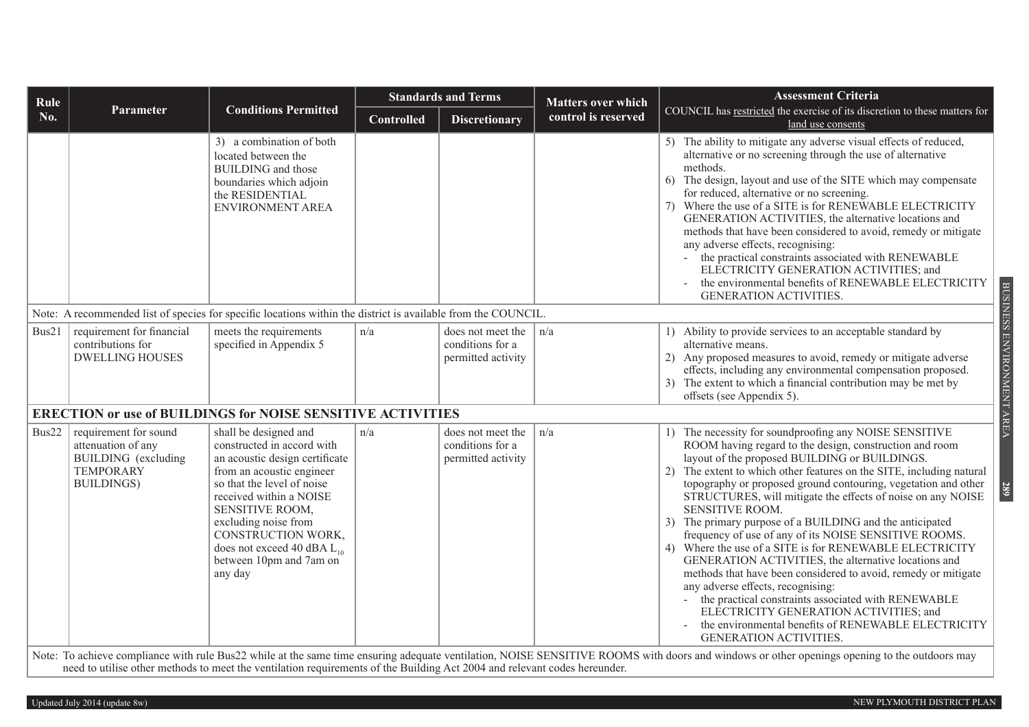| Rule No. | Parameter | Conditions Permitted | Standards and Terms | | Matters over which control is reserved | Assessment Criteria COUNCIL has restricted the exercise of its discretion to these matters for land use consents |
|---|---|---|---|---|---|---|
| | | | Controlled | Discretionary | | |
| | | 3) a combination of both located between the BUILDING and those boundaries which adjoin the RESIDENTIAL ENVIRONMENT AREA | | | | 5) The ability to mitigate any adverse visual effects of reduced, alternative or no screening through the use of alternative methods. 6) The design, layout and use of the SITE which may compensate for reduced, alternative or no screening. 7) Where the use of a SITE is for RENEWABLE ELECTRICITY GENERATION ACTIVITIES, the alternative locations and methods that have been considered to avoid, remedy or mitigate any adverse effects, recognising: - the practical constraints associated with RENEWABLE ELECTRICITY GENERATION ACTIVITIES; and - the environmental benefits of RENEWABLE ELECTRICITY GENERATION ACTIVITIES. |
| Note: A recommended list of species for specific locations within the district is available from the COUNCIL. | | | | | | |
| Bus21 | requirement for financial contributions for DWELLING HOUSES | meets the requirements specified in Appendix 5 | n/a | does not meet the conditions for a permitted activity | n/a | 1) Ability to provide services to an acceptable standard by alternative means. 2) Any proposed measures to avoid, remedy or mitigate adverse effects, including any environmental compensation proposed. 3) The extent to which a financial contribution may be met by offsets (see Appendix 5). |
| **ERECTION or use of BUILDINGS for NOISE SENSITIVE ACTIVITIES** | | | | | | |
| Bus22 | requirement for sound attenuation of any BUILDING (excluding TEMPORARY BUILDINGS) | shall be designed and constructed in accord with an acoustic design certificate from an acoustic engineer so that the level of noise received within a NOISE SENSITIVE ROOM, excluding noise from CONSTRUCTION WORK, does not exceed 40 dBA $L_{10}$ between 10pm and 7am on any day | n/a | does not meet the conditions for a permitted activity | n/a | 1) The necessity for soundproofing any NOISE SENSITIVE ROOM having regard to the design, construction and room layout of the proposed BUILDING or BUILDINGS. 2) The extent to which other features on the SITE, including natural topography or proposed ground contouring, vegetation and other STRUCTURES, will mitigate the effects of noise on any NOISE SENSITIVE ROOM. 3) The primary purpose of a BUILDING and the anticipated frequency of use of any of its NOISE SENSITIVE ROOMS. 4) Where the use of a SITE is for RENEWABLE ELECTRICITY GENERATION ACTIVITIES, the alternative locations and methods that have been considered to avoid, remedy or mitigate any adverse effects, recognising: - the practical constraints associated with RENEWABLE ELECTRICITY GENERATION ACTIVITIES; and - the environmental benefits of RENEWABLE ELECTRICITY GENERATION ACTIVITIES. |
| Note: To achieve compliance with rule Bus22 while at the same time ensuring adequate ventilation, NOISE SENSITIVE ROOMS with doors and windows or other openings opening to the outdoors may need to utilise other methods to meet the ventilation requirements of the Building Act 2004 and relevant codes hereunder. | | | | | | |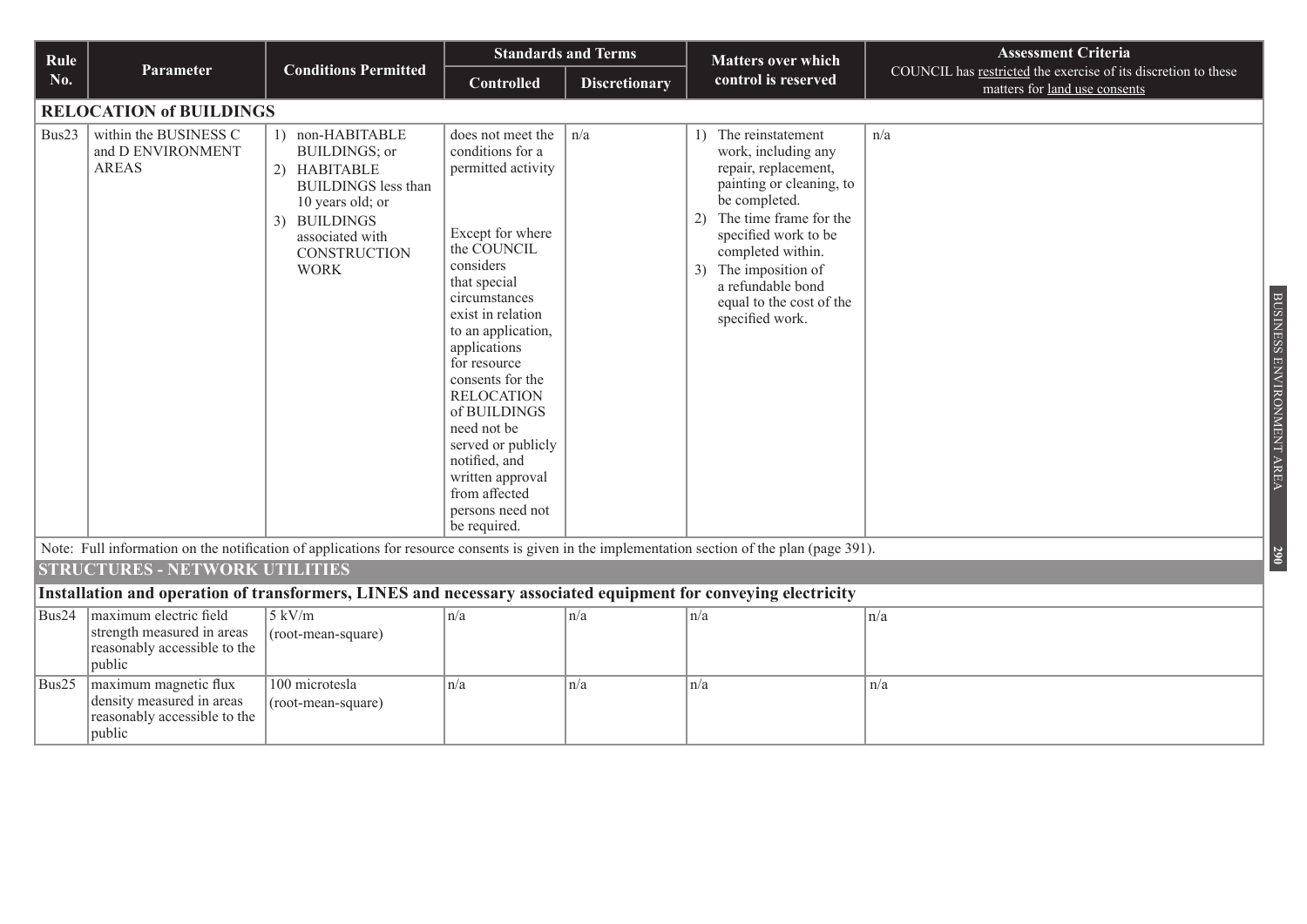| Rule No. | Parameter | Conditions Permitted | Standards and Terms | | Matters over which control is reserved | Assessment Criteria COUNCIL has restricted the exercise of its discretion to these matters for land use consents |
|---|---|---|---|---|---|---|
| | | | Controlled | Discretionary | | |
| **RELOCATION of BUILDINGS** | | | | | | |
| Bus23 | within the BUSINESS C and D ENVIRONMENT AREAS | 1) non-HABITABLE BUILDINGS; or 2) HABITABLE BUILDINGS less than 10 years old; or 3) BUILDINGS associated with CONSTRUCTION WORK | does not meet the conditions for a permitted activity<br><br>Except for where the COUNCIL considers that special circumstances exist in relation to an application, applications for resource consents for the RELOCATION of BUILDINGS need not be served or publicly notified, and written approval from affected persons need not be required. | n/a | 1) The reinstatement work, including any repair, replacement, painting or cleaning, to be completed. 2) The time frame for the specified work to be completed within. 3) The imposition of a refundable bond equal to the cost of the specified work. | n/a |

Note: Full information on the notification of applications for resource consents is given in the implementation section of the plan (page 391).

## STRUCTURES - NETWORK UTILITIES

**Installation and operation of transformers, LINES and necessary associated equipment for conveying electricity**

| Rule No. | Parameter | Conditions Permitted | Controlled | Discretionary | Matters over which control is reserved | Assessment Criteria |
|---|---|---|---|---|---|---|
| Bus24 | maximum electric field strength measured in areas reasonably accessible to the public | 5 kV/m (root-mean-square) | n/a | n/a | n/a | n/a |
| Bus25 | maximum magnetic flux density measured in areas reasonably accessible to the public | 100 microtesla (root-mean-square) | n/a | n/a | n/a | n/a |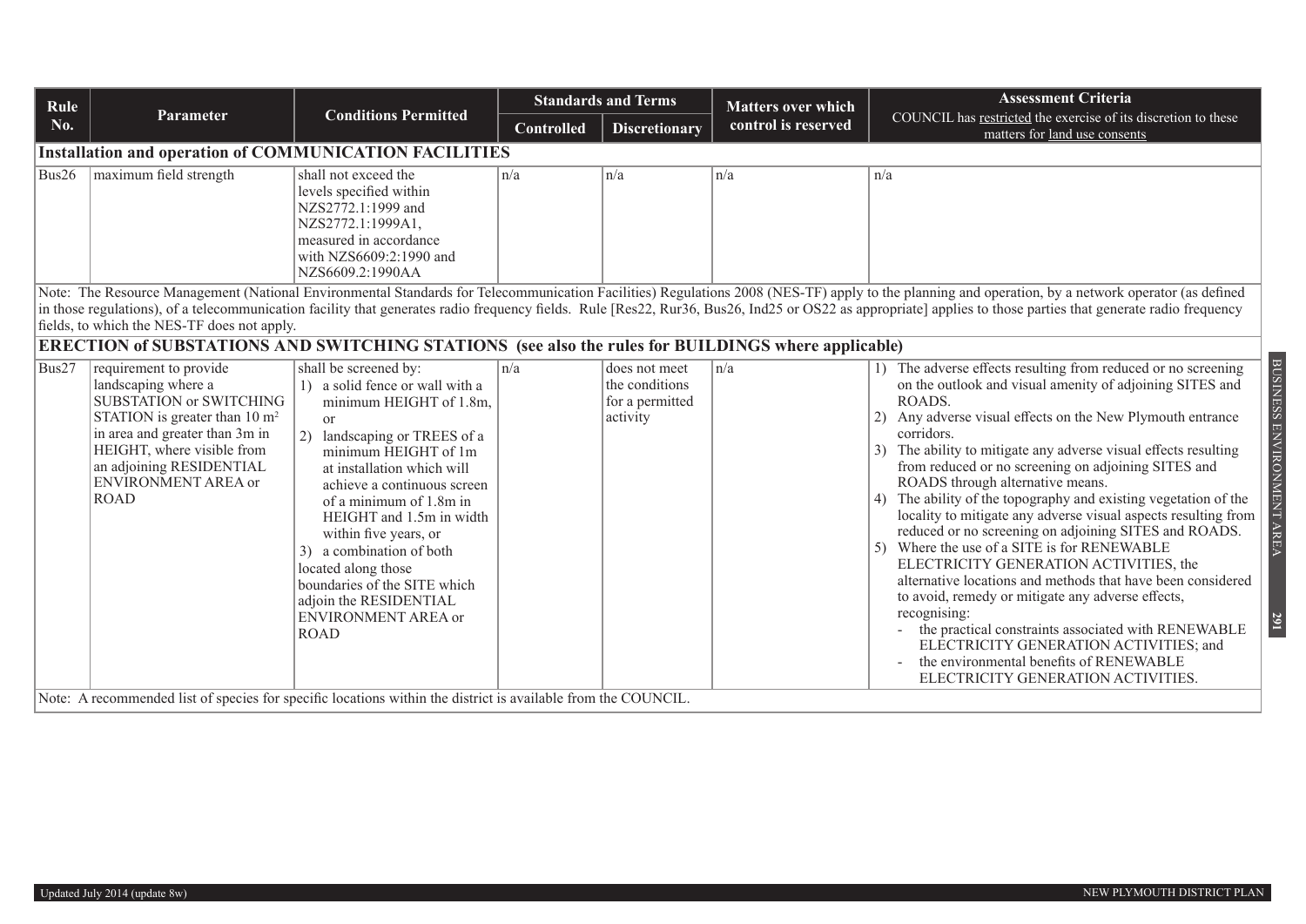| Rule No. | Parameter | Conditions Permitted | Standards and Terms | | Matters over which control is reserved | Assessment Criteria<br>COUNCIL has restricted the exercise of its discretion to these matters for land use consents |
|---|---|---|---|---|---|---|
| | | | Controlled | Discretionary | | |
| **Installation and operation of COMMUNICATION FACILITIES** | | | | | | |
| Bus26 | maximum field strength | shall not exceed the levels specified within NZS2772.1:1999 and NZS2772.1:1999A1, measured in accordance with NZS6609:2:1990 and NZS6609.2:1990AA | n/a | n/a | n/a | n/a |
| Note: The Resource Management (National Environmental Standards for Telecommunication Facilities) Regulations 2008 (NES-TF) apply to the planning and operation, by a network operator (as defined in those regulations), of a telecommunication facility that generates radio frequency fields. Rule [Res22, Rur36, Bus26, Ind25 or OS22 as appropriate] applies to those parties that generate radio frequency fields, to which the NES-TF does not apply. | | | | | | |
| **ERECTION of SUBSTATIONS AND SWITCHING STATIONS (see also the rules for BUILDINGS where applicable)** | | | | | | |
| Bus27 | requirement to provide landscaping where a SUBSTATION or SWITCHING STATION is greater than 10 m² in area and greater than 3m in HEIGHT, where visible from an adjoining RESIDENTIAL ENVIRONMENT AREA or ROAD | shall be screened by:<br>1) a solid fence or wall with a minimum HEIGHT of 1.8m, or<br>2) landscaping or TREES of a minimum HEIGHT of 1m at installation which will achieve a continuous screen of a minimum of 1.8m in HEIGHT and 1.5m in width within five years, or<br>3) a combination of both<br>located along those boundaries of the SITE which adjoin the RESIDENTIAL ENVIRONMENT AREA or ROAD | n/a | does not meet the conditions for a permitted activity | n/a | 1) The adverse effects resulting from reduced or no screening on the outlook and visual amenity of adjoining SITES and ROADS.<br>2) Any adverse visual effects on the New Plymouth entrance corridors.<br>3) The ability to mitigate any adverse visual effects resulting from reduced or no screening on adjoining SITES and ROADS through alternative means.<br>4) The ability of the topography and existing vegetation of the locality to mitigate any adverse visual aspects resulting from reduced or no screening on adjoining SITES and ROADS.<br>5) Where the use of a SITE is for RENEWABLE ELECTRICITY GENERATION ACTIVITIES, the alternative locations and methods that have been considered to avoid, remedy or mitigate any adverse effects, recognising:<br>- the practical constraints associated with RENEWABLE ELECTRICITY GENERATION ACTIVITIES; and<br>- the environmental benefits of RENEWABLE ELECTRICITY GENERATION ACTIVITIES. |
| Note: A recommended list of species for specific locations within the district is available from the COUNCIL. | | | | | | |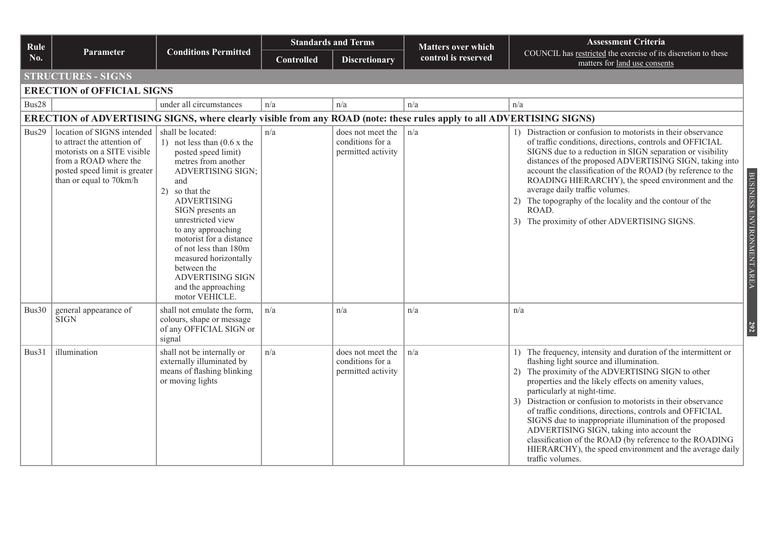| Rule No. | Parameter | Conditions Permitted | Standards and Terms | | Matters over which control is reserved | Assessment Criteria COUNCIL has restricted the exercise of its discretion to these matters for land use consents |
|---|---|---|---|---|---|---|
| | | | Controlled | Discretionary | | |
| **STRUCTURES - SIGNS** | | | | | | |
| **ERECTION of OFFICIAL SIGNS** | | | | | | |
| Bus28 | | under all circumstances | n/a | n/a | n/a | n/a |
| **ERECTION of ADVERTISING SIGNS, where clearly visible from any ROAD (note: these rules apply to all ADVERTISING SIGNS)** | | | | | | |
| Bus29 | location of SIGNS intended to attract the attention of motorists on a SITE visible from a ROAD where the posted speed limit is greater than or equal to 70km/h | shall be located: 1) not less than (0.6 x the posted speed limit) metres from another ADVERTISING SIGN; and 2) so that the ADVERTISING SIGN presents an unrestricted view to any approaching motorist for a distance of not less than 180m measured horizontally between the ADVERTISING SIGN and the approaching motor VEHICLE. | n/a | does not meet the conditions for a permitted activity | n/a | 1) Distraction or confusion to motorists in their observance of traffic conditions, directions, controls and OFFICIAL SIGNS due to a reduction in SIGN separation or visibility distances of the proposed ADVERTISING SIGN, taking into account the classification of the ROAD (by reference to the ROADING HIERARCHY), the speed environment and the average daily traffic volumes. 2) The topography of the locality and the contour of the ROAD. 3) The proximity of other ADVERTISING SIGNS. |
| Bus30 | general appearance of SIGN | shall not emulate the form, colours, shape or message of any OFFICIAL SIGN or signal | n/a | n/a | n/a | n/a |
| Bus31 | illumination | shall not be internally or externally illuminated by means of flashing blinking or moving lights | n/a | does not meet the conditions for a permitted activity | n/a | 1) The frequency, intensity and duration of the intermittent or flashing light source and illumination. 2) The proximity of the ADVERTISING SIGN to other properties and the likely effects on amenity values, particularly at night-time. 3) Distraction or confusion to motorists in their observance of traffic conditions, directions, controls and OFFICIAL SIGNS due to inappropriate illumination of the proposed ADVERTISING SIGN, taking into account the classification of the ROAD (by reference to the ROADING HIERARCHY), the speed environment and the average daily traffic volumes. |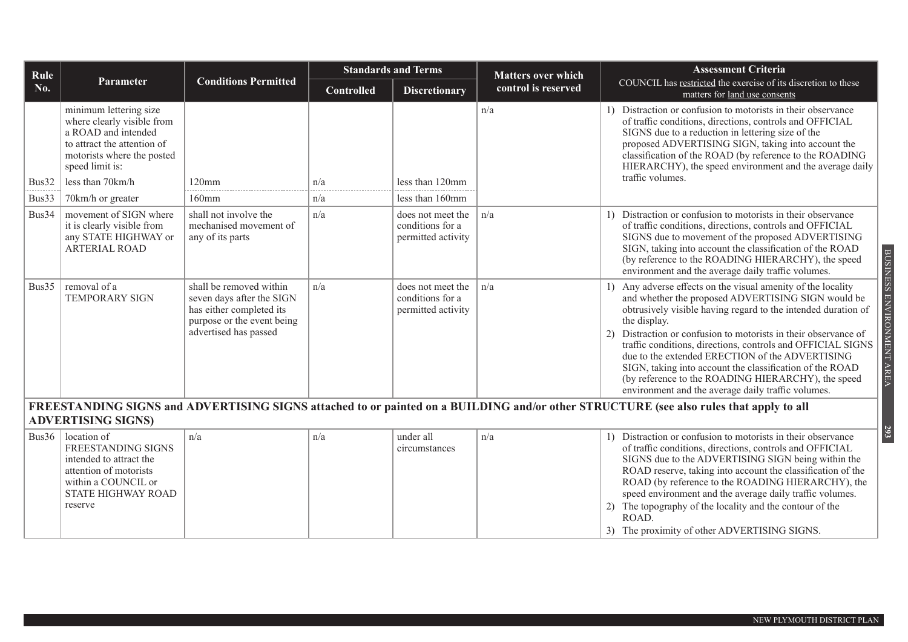| Rule No. | Parameter | Conditions Permitted | Standards and Terms | | Matters over which control is reserved | Assessment Criteria COUNCIL has restricted the exercise of its discretion to these matters for land use consents |
|---|---|---|---|---|---|---|
| | | | Controlled | Discretionary | | |
| | minimum lettering size where clearly visible from a ROAD and intended to attract the attention of motorists where the posted speed limit is: | | | | n/a | 1) Distraction or confusion to motorists in their observance of traffic conditions, directions, controls and OFFICIAL SIGNS due to a reduction in lettering size of the proposed ADVERTISING SIGN, taking into account the classification of the ROAD (by reference to the ROADING HIERARCHY), the speed environment and the average daily traffic volumes. |
| Bus32 | less than 70km/h | 120mm | n/a | less than 120mm | | |
| Bus33 | 70km/h or greater | 160mm | n/a | less than 160mm | | |
| Bus34 | movement of SIGN where it is clearly visible from any STATE HIGHWAY or ARTERIAL ROAD | shall not involve the mechanised movement of any of its parts | n/a | does not meet the conditions for a permitted activity | n/a | 1) Distraction or confusion to motorists in their observance of traffic conditions, directions, controls and OFFICIAL SIGNS due to movement of the proposed ADVERTISING SIGN, taking into account the classification of the ROAD (by reference to the ROADING HIERARCHY), the speed environment and the average daily traffic volumes. |
| Bus35 | removal of a TEMPORARY SIGN | shall be removed within seven days after the SIGN has either completed its purpose or the event being advertised has passed | n/a | does not meet the conditions for a permitted activity | n/a | 1) Any adverse effects on the visual amenity of the locality and whether the proposed ADVERTISING SIGN would be obtrusively visible having regard to the intended duration of the display.<br>2) Distraction or confusion to motorists in their observance of traffic conditions, directions, controls and OFFICIAL SIGNS due to the extended ERECTION of the ADVERTISING SIGN, taking into account the classification of the ROAD (by reference to the ROADING HIERARCHY), the speed environment and the average daily traffic volumes. |
| **FREESTANDING SIGNS and ADVERTISING SIGNS attached to or painted on a BUILDING and/or other STRUCTURE (see also rules that apply to all ADVERTISING SIGNS)** | | | | | | |
| Bus36 | location of FREESTANDING SIGNS intended to attract the attention of motorists within a COUNCIL or STATE HIGHWAY ROAD reserve | n/a | n/a | under all circumstances | n/a | 1) Distraction or confusion to motorists in their observance of traffic conditions, directions, controls and OFFICIAL SIGNS due to the ADVERTISING SIGN being within the ROAD reserve, taking into account the classification of the ROAD (by reference to the ROADING HIERARCHY), the speed environment and the average daily traffic volumes.<br>2) The topography of the locality and the contour of the ROAD.<br>3) The proximity of other ADVERTISING SIGNS. |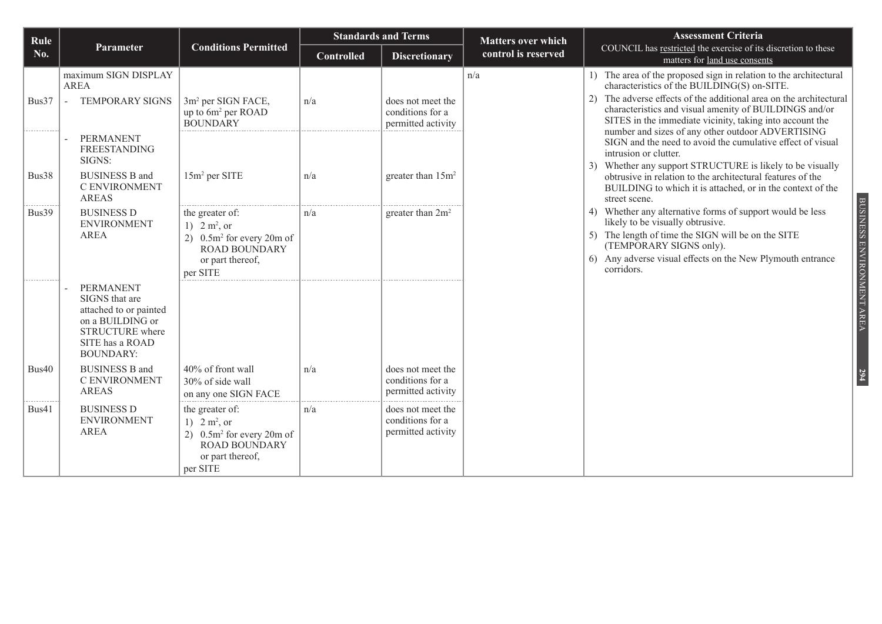| Rule No. | Parameter | Conditions Permitted | Standards and Terms | | Matters over which control is reserved | Assessment Criteria COUNCIL has restricted the exercise of its discretion to these matters for land use consents |
|---|---|---|---|---|---|---|
| | | | Controlled | Discretionary | | |
| | maximum SIGN DISPLAY AREA | | | | n/a | 1) The area of the proposed sign in relation to the architectural characteristics of the BUILDING(S) on-SITE.<br>2) The adverse effects of the additional area on the architectural characteristics and visual amenity of BUILDINGS and/or SITES in the immediate vicinity, taking into account the number and sizes of any other outdoor ADVERTISING SIGN and the need to avoid the cumulative effect of visual intrusion or clutter.<br>3) Whether any support STRUCTURE is likely to be visually obtrusive in relation to the architectural features of the BUILDING to which it is attached, or in the context of the street scene.<br>4) Whether any alternative forms of support would be less likely to be visually obtrusive.<br>5) The length of time the SIGN will be on the SITE (TEMPORARY SIGNS only).<br>6) Any adverse visual effects on the New Plymouth entrance corridors. |
| Bus37 | - TEMPORARY SIGNS | 3m² per SIGN FACE, up to 6m² per ROAD BOUNDARY | n/a | does not meet the conditions for a permitted activity | | |
| | - PERMANENT FREESTANDING SIGNS: | | | | | |
| Bus38 | BUSINESS B and C ENVIRONMENT AREAS | 15m² per SITE | n/a | greater than 15m² | | |
| Bus39 | BUSINESS D ENVIRONMENT AREA | the greater of:<br>1) 2 m², or<br>2) 0.5m² for every 20m of ROAD BOUNDARY or part thereof,<br>per SITE | n/a | greater than 2m² | | |
| | - PERMANENT SIGNS that are attached to or painted on a BUILDING or STRUCTURE where SITE has a ROAD BOUNDARY: | | | | | |
| Bus40 | BUSINESS B and C ENVIRONMENT AREAS | 40% of front wall<br>30% of side wall<br>on any one SIGN FACE | n/a | does not meet the conditions for a permitted activity | | |
| Bus41 | BUSINESS D ENVIRONMENT AREA | the greater of:<br>1) 2 m², or<br>2) 0.5m² for every 20m of ROAD BOUNDARY or part thereof,<br>per SITE | n/a | does not meet the conditions for a permitted activity | | |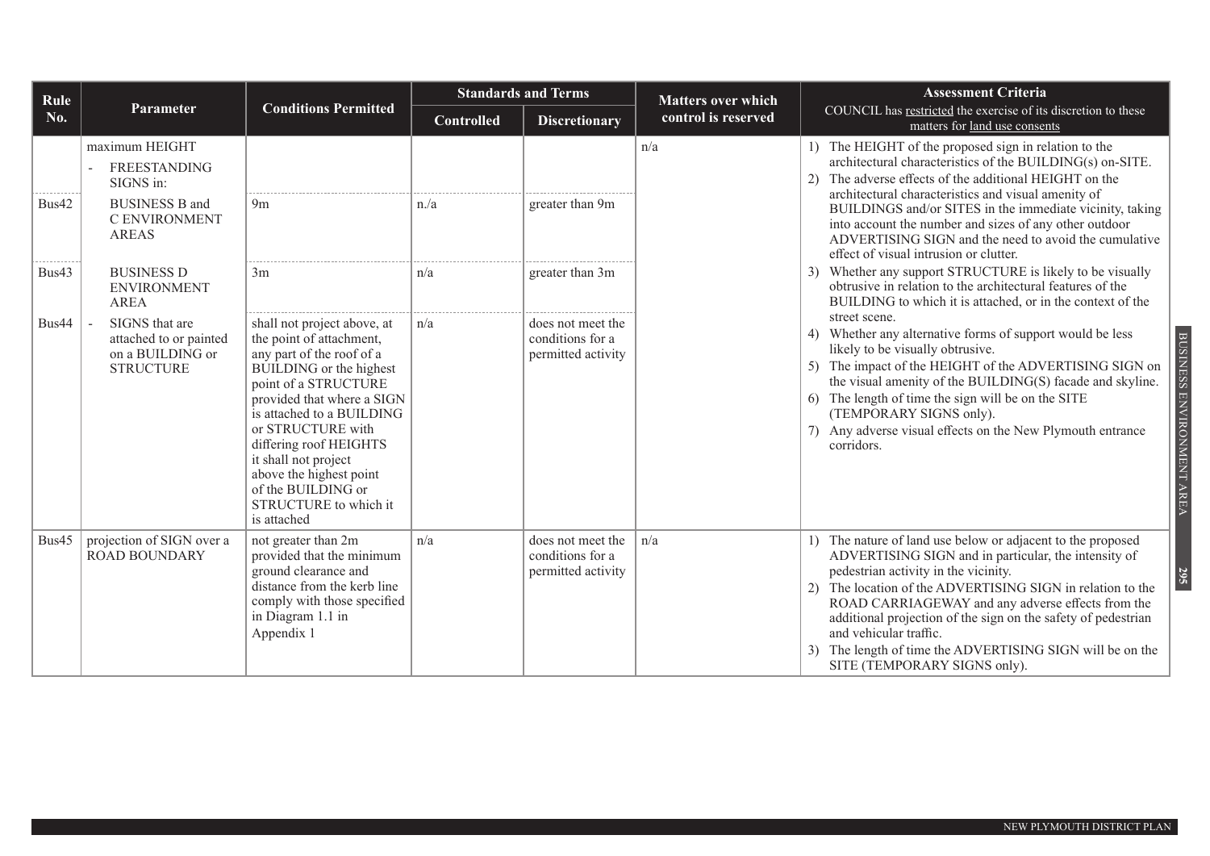| Rule No. | Parameter | Conditions Permitted | Standards and Terms | | Matters over which control is reserved | Assessment Criteria<br>COUNCIL has restricted the exercise of its discretion to these matters for land use consents |
|---|---|---|---|---|---|---|
| | | | Controlled | Discretionary | | |
| | maximum HEIGHT<br>- FREESTANDING SIGNS in: | | | | n/a | 1) The HEIGHT of the proposed sign in relation to the architectural characteristics of the BUILDING(s) on-SITE.<br>2) The adverse effects of the additional HEIGHT on the architectural characteristics and visual amenity of BUILDINGS and/or SITES in the immediate vicinity, taking into account the number and sizes of any other outdoor ADVERTISING SIGN and the need to avoid the cumulative effect of visual intrusion or clutter.<br>3) Whether any support STRUCTURE is likely to be visually obtrusive in relation to the architectural features of the BUILDING to which it is attached, or in the context of the street scene.<br>4) Whether any alternative forms of support would be less likely to be visually obtrusive.<br>5) The impact of the HEIGHT of the ADVERTISING SIGN on the visual amenity of the BUILDING(S) facade and skyline.<br>6) The length of time the sign will be on the SITE (TEMPORARY SIGNS only).<br>7) Any adverse visual effects on the New Plymouth entrance corridors. |
| Bus42 | BUSINESS B and C ENVIRONMENT AREAS | 9m | n./a | greater than 9m | | |
| Bus43 | BUSINESS D ENVIRONMENT AREA | 3m | n/a | greater than 3m | | |
| Bus44 | - SIGNS that are attached to or painted on a BUILDING or STRUCTURE | shall not project above, at the point of attachment, any part of the roof of a BUILDING or the highest point of a STRUCTURE provided that where a SIGN is attached to a BUILDING or STRUCTURE with differing roof HEIGHTS it shall not project above the highest point of the BUILDING or STRUCTURE to which it is attached | n/a | does not meet the conditions for a permitted activity | | |
| Bus45 | projection of SIGN over a ROAD BOUNDARY | not greater than 2m provided that the minimum ground clearance and distance from the kerb line comply with those specified in Diagram 1.1 in Appendix 1 | n/a | does not meet the conditions for a permitted activity | n/a | 1) The nature of land use below or adjacent to the proposed ADVERTISING SIGN and in particular, the intensity of pedestrian activity in the vicinity.<br>2) The location of the ADVERTISING SIGN in relation to the ROAD CARRIAGEWAY and any adverse effects from the additional projection of the sign on the safety of pedestrian and vehicular traffic.<br>3) The length of time the ADVERTISING SIGN will be on the SITE (TEMPORARY SIGNS only). |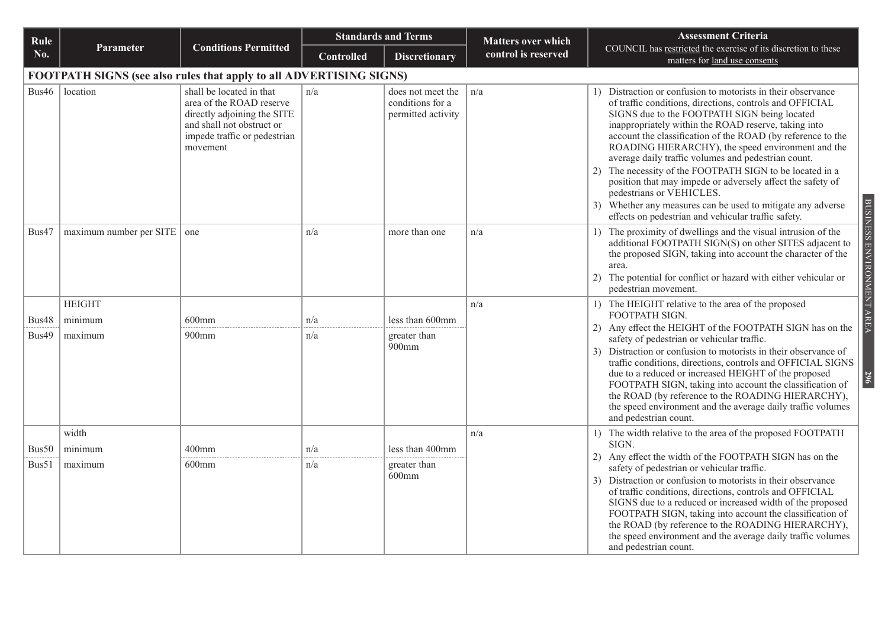| Rule No. | Parameter | Conditions Permitted | Standards and Terms | | Matters over which control is reserved | Assessment Criteria COUNCIL has restricted the exercise of its discretion to these matters for land use consents |
|---|---|---|---|---|---|---|
| | | | Controlled | Discretionary | | |
| **FOOTPATH SIGNS (see also rules that apply to all ADVERTISING SIGNS)** | | | | | | |
| Bus46 | location | shall be located in that area of the ROAD reserve directly adjoining the SITE and shall not obstruct or impede traffic or pedestrian movement | n/a | does not meet the conditions for a permitted activity | n/a | 1) Distraction or confusion to motorists in their observance of traffic conditions, directions, controls and OFFICIAL SIGNS due to the FOOTPATH SIGN being located inappropriately within the ROAD reserve, taking into account the classification of the ROAD (by reference to the ROADING HIERARCHY), the speed environment and the average daily traffic volumes and pedestrian count. 2) The necessity of the FOOTPATH SIGN to be located in a position that may impede or adversely affect the safety of pedestrians or VEHICLES. 3) Whether any measures can be used to mitigate any adverse effects on pedestrian and vehicular traffic safety. |
| Bus47 | maximum number per SITE | one | n/a | more than one | n/a | 1) The proximity of dwellings and the visual intrusion of the additional FOOTPATH SIGN(S) on other SITES adjacent to the proposed SIGN, taking into account the character of the area. 2) The potential for conflict or hazard with either vehicular or pedestrian movement. |
| | HEIGHT | | | | n/a | 1) The HEIGHT relative to the area of the proposed FOOTPATH SIGN. 2) Any effect the HEIGHT of the FOOTPATH SIGN has on the safety of pedestrian or vehicular traffic. 3) Distraction or confusion to motorists in their observance of traffic conditions, directions, controls and OFFICIAL SIGNS due to a reduced or increased HEIGHT of the proposed FOOTPATH SIGN, taking into account the classification of the ROAD (by reference to the ROADING HIERARCHY), the speed environment and the average daily traffic volumes and pedestrian count. |
| Bus48 | minimum | 600mm | n/a | less than 600mm | | |
| Bus49 | maximum | 900mm | n/a | greater than 900mm | | |
| | width | | | | n/a | 1) The width relative to the area of the proposed FOOTPATH SIGN. 2) Any effect the width of the FOOTPATH SIGN has on the safety of pedestrian or vehicular traffic. 3) Distraction or confusion to motorists in their observance of traffic conditions, directions, controls and OFFICIAL SIGNS due to a reduced or increased width of the proposed FOOTPATH SIGN, taking into account the classification of the ROAD (by reference to the ROADING HIERARCHY), the speed environment and the average daily traffic volumes and pedestrian count. |
| Bus50 | minimum | 400mm | n/a | less than 400mm | | |
| Bus51 | maximum | 600mm | n/a | greater than 600mm | | |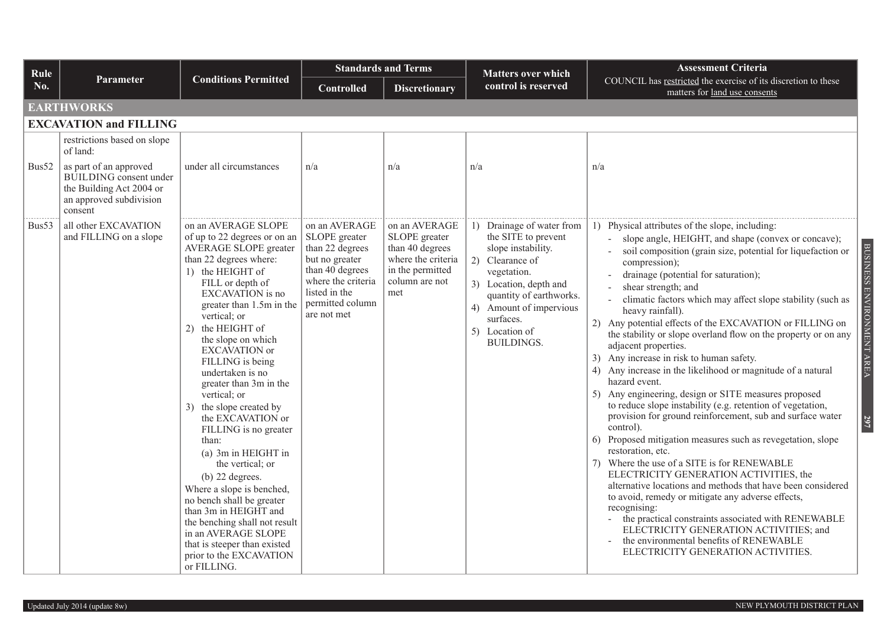| Rule No. | Parameter | Conditions Permitted | Standards and Terms | | Matters over which control is reserved | Assessment Criteria COUNCIL has restricted the exercise of its discretion to these matters for land use consents |
|---|---|---|---|---|---|---|
| | | | Controlled | Discretionary | | |
| **EARTHWORKS** | | | | | | |
| **EXCAVATION and FILLING** | | | | | | |
| | restrictions based on slope of land: | | | | | |
| Bus52 | as part of an approved BUILDING consent under the Building Act 2004 or an approved subdivision consent | under all circumstances | n/a | n/a | n/a | n/a |
| Bus53 | all other EXCAVATION and FILLING on a slope | on an AVERAGE SLOPE of up to 22 degrees or on an AVERAGE SLOPE greater than 22 degrees where: 1) the HEIGHT of FILL or depth of EXCAVATION is no greater than 1.5m in the vertical; or 2) the HEIGHT of the slope on which EXCAVATION or FILLING is being undertaken is no greater than 3m in the vertical; or 3) the slope created by the EXCAVATION or FILLING is no greater than: (a) 3m in HEIGHT in the vertical; or (b) 22 degrees. Where a slope is benched, no bench shall be greater than 3m in HEIGHT and the benching shall not result in an AVERAGE SLOPE that is steeper than existed prior to the EXCAVATION or FILLING. | on an AVERAGE SLOPE greater than 22 degrees but no greater than 40 degrees where the criteria listed in the permitted column are not met | on an AVERAGE SLOPE greater than 40 degrees where the criteria in the permitted column are not met | 1) Drainage of water from the SITE to prevent slope instability. 2) Clearance of vegetation. 3) Location, depth and quantity of earthworks. 4) Amount of impervious surfaces. 5) Location of BUILDINGS. | 1) Physical attributes of the slope, including: - slope angle, HEIGHT, and shape (convex or concave); - soil composition (grain size, potential for liquefaction or compression); - drainage (potential for saturation); - shear strength; and - climatic factors which may affect slope stability (such as heavy rainfall). 2) Any potential effects of the EXCAVATION or FILLING on the stability or slope overland flow on the property or on any adjacent properties. 3) Any increase in risk to human safety. 4) Any increase in the likelihood or magnitude of a natural hazard event. 5) Any engineering, design or SITE measures proposed to reduce slope instability (e.g. retention of vegetation, provision for ground reinforcement, sub and surface water control). 6) Proposed mitigation measures such as revegetation, slope restoration, etc. 7) Where the use of a SITE is for RENEWABLE ELECTRICITY GENERATION ACTIVITIES, the alternative locations and methods that have been considered to avoid, remedy or mitigate any adverse effects, recognising: - the practical constraints associated with RENEWABLE ELECTRICITY GENERATION ACTIVITIES; and - the environmental benefits of RENEWABLE ELECTRICITY GENERATION ACTIVITIES. |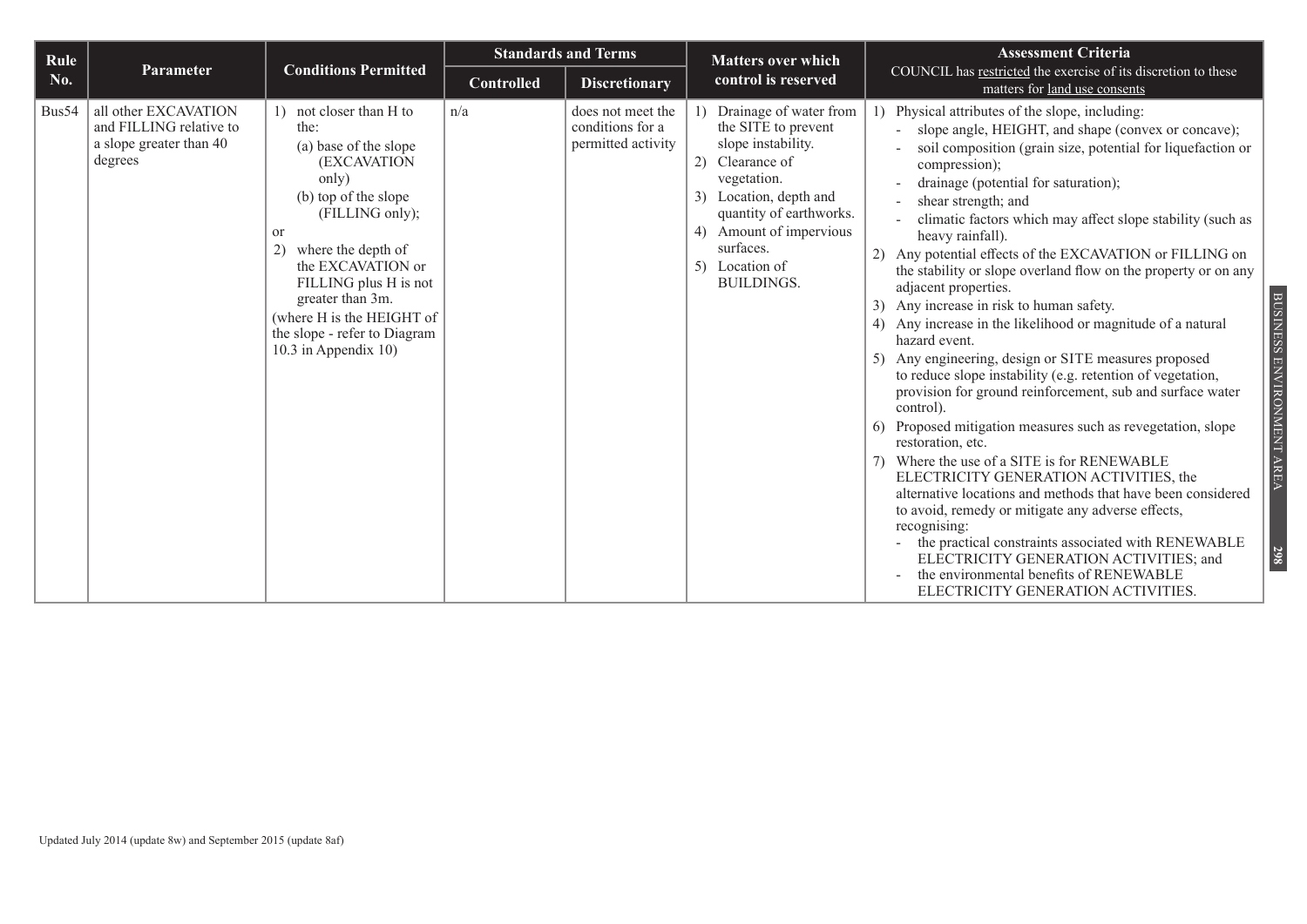| Rule No. | Parameter | Conditions Permitted | Standards and Terms | | Matters over which control is reserved | Assessment Criteria<br>COUNCIL has restricted the exercise of its discretion to these matters for land use consents |
|---|---|---|---|---|---|---|
| | | | Controlled | Discretionary | | |
| Bus54 | all other EXCAVATION and FILLING relative to a slope greater than 40 degrees | 1) not closer than H to the:<br>(a) base of the slope (EXCAVATION only)<br>(b) top of the slope (FILLING only);<br>or<br>2) where the depth of the EXCAVATION or FILLING plus H is not greater than 3m.<br>(where H is the HEIGHT of the slope - refer to Diagram 10.3 in Appendix 10) | n/a | does not meet the conditions for a permitted activity | 1) Drainage of water from the SITE to prevent slope instability.<br>2) Clearance of vegetation.<br>3) Location, depth and quantity of earthworks.<br>4) Amount of impervious surfaces.<br>5) Location of BUILDINGS. | 1) Physical attributes of the slope, including:<br>- slope angle, HEIGHT, and shape (convex or concave);<br>- soil composition (grain size, potential for liquefaction or compression);<br>- drainage (potential for saturation);<br>- shear strength; and<br>- climatic factors which may affect slope stability (such as heavy rainfall).<br>2) Any potential effects of the EXCAVATION or FILLING on the stability or slope overland flow on the property or on any adjacent properties.<br>3) Any increase in risk to human safety.<br>4) Any increase in the likelihood or magnitude of a natural hazard event.<br>5) Any engineering, design or SITE measures proposed to reduce slope instability (e.g. retention of vegetation, provision for ground reinforcement, sub and surface water control).<br>6) Proposed mitigation measures such as revegetation, slope restoration, etc.<br>7) Where the use of a SITE is for RENEWABLE ELECTRICITY GENERATION ACTIVITIES, the alternative locations and methods that have been considered to avoid, remedy or mitigate any adverse effects, recognising:<br>- the practical constraints associated with RENEWABLE ELECTRICITY GENERATION ACTIVITIES; and<br>- the environmental benefits of RENEWABLE ELECTRICITY GENERATION ACTIVITIES. |

Updated July 2014 (update 8w) and September 2015 (update 8af)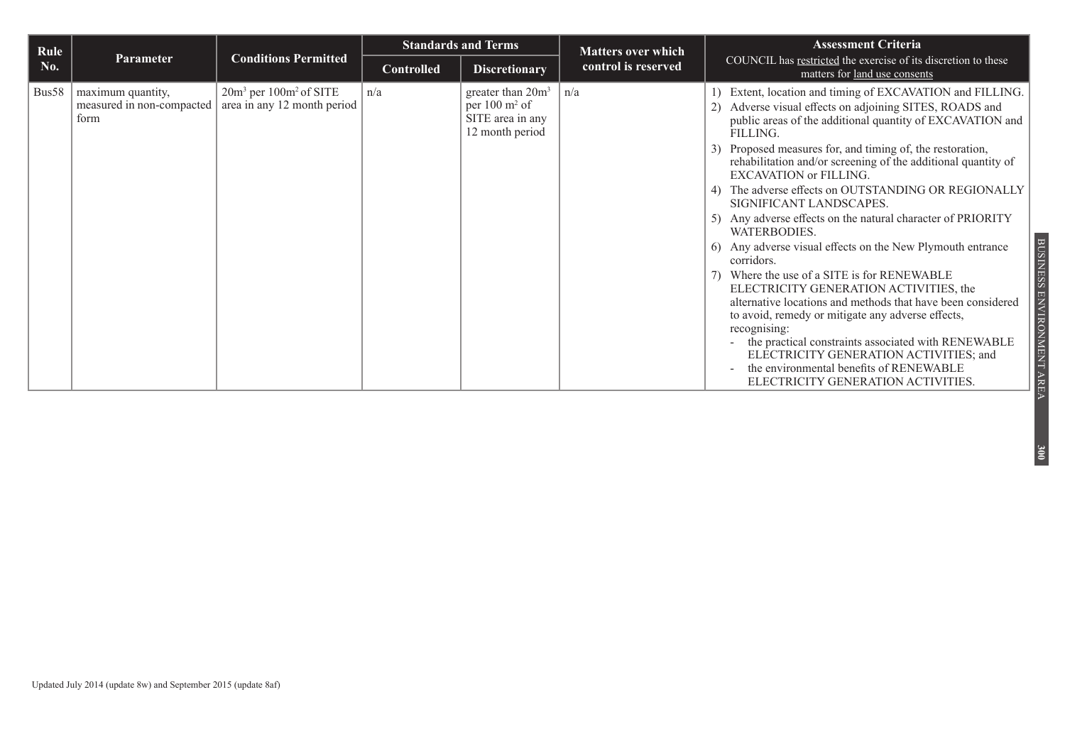| Rule No. | Parameter | Conditions Permitted | Standards and Terms | | Matters over which control is reserved | Assessment Criteria COUNCIL has restricted the exercise of its discretion to these matters for land use consents |
|---|---|---|---|---|---|---|
| | | | Controlled | Discretionary | | |
| Bus58 | maximum quantity, measured in non-compacted form | $20m^3$ per $100m^2$ of SITE area in any 12 month period | n/a | greater than $20m^3$ per $100\ m^2$ of SITE area in any 12 month period | n/a | 1) Extent, location and timing of EXCAVATION and FILLING.<br>2) Adverse visual effects on adjoining SITES, ROADS and public areas of the additional quantity of EXCAVATION and FILLING.<br>3) Proposed measures for, and timing of, the restoration, rehabilitation and/or screening of the additional quantity of EXCAVATION or FILLING.<br>4) The adverse effects on OUTSTANDING OR REGIONALLY SIGNIFICANT LANDSCAPES.<br>5) Any adverse effects on the natural character of PRIORITY WATERBODIES.<br>6) Any adverse visual effects on the New Plymouth entrance corridors.<br>7) Where the use of a SITE is for RENEWABLE ELECTRICITY GENERATION ACTIVITIES, the alternative locations and methods that have been considered to avoid, remedy or mitigate any adverse effects, recognising:<br>- the practical constraints associated with RENEWABLE ELECTRICITY GENERATION ACTIVITIES; and<br>- the environmental benefits of RENEWABLE ELECTRICITY GENERATION ACTIVITIES. |

Updated July 2014 (update 8w) and September 2015 (update 8af)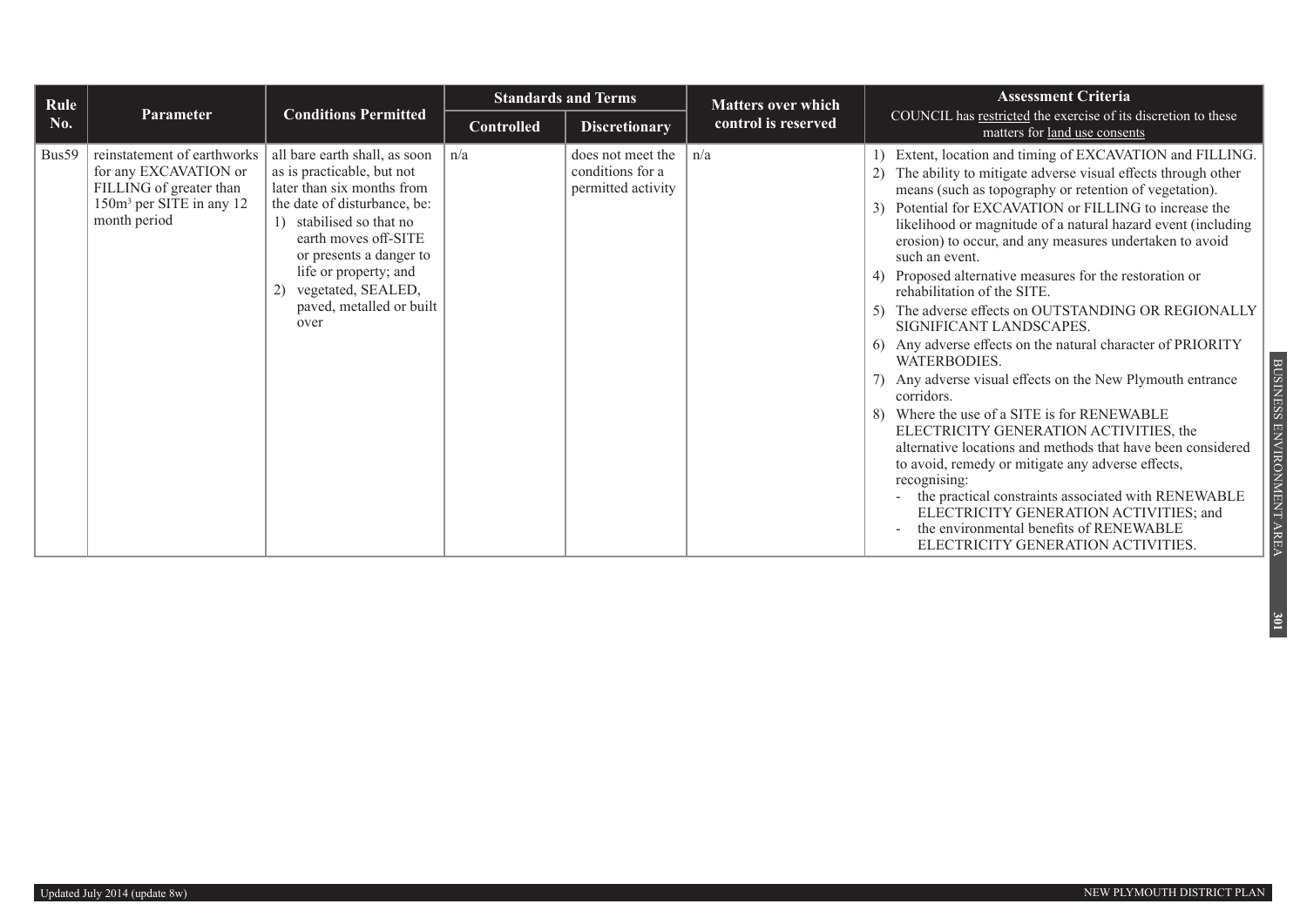| Rule No. | Parameter | Conditions Permitted | Standards and Terms | | Matters over which control is reserved | Assessment Criteria<br>COUNCIL has restricted the exercise of its discretion to these matters for land use consents |
|---|---|---|---|---|---|---|
| | | | Controlled | Discretionary | | |
| Bus59 | reinstatement of earthworks for any EXCAVATION or FILLING of greater than 150m$^3$ per SITE in any 12 month period | all bare earth shall, as soon as is practicable, but not later than six months from the date of disturbance, be:<br>1) stabilised so that no earth moves off-SITE or presents a danger to life or property; and<br>2) vegetated, SEALED, paved, metalled or built over | n/a | does not meet the conditions for a permitted activity | n/a | 1) Extent, location and timing of EXCAVATION and FILLING.<br>2) The ability to mitigate adverse visual effects through other means (such as topography or retention of vegetation).<br>3) Potential for EXCAVATION or FILLING to increase the likelihood or magnitude of a natural hazard event (including erosion) to occur, and any measures undertaken to avoid such an event.<br>4) Proposed alternative measures for the restoration or rehabilitation of the SITE.<br>5) The adverse effects on OUTSTANDING OR REGIONALLY SIGNIFICANT LANDSCAPES.<br>6) Any adverse effects on the natural character of PRIORITY WATERBODIES.<br>7) Any adverse visual effects on the New Plymouth entrance corridors.<br>8) Where the use of a SITE is for RENEWABLE ELECTRICITY GENERATION ACTIVITIES, the alternative locations and methods that have been considered to avoid, remedy or mitigate any adverse effects, recognising:<br>- the practical constraints associated with RENEWABLE ELECTRICITY GENERATION ACTIVITIES; and<br>- the environmental benefits of RENEWABLE ELECTRICITY GENERATION ACTIVITIES. |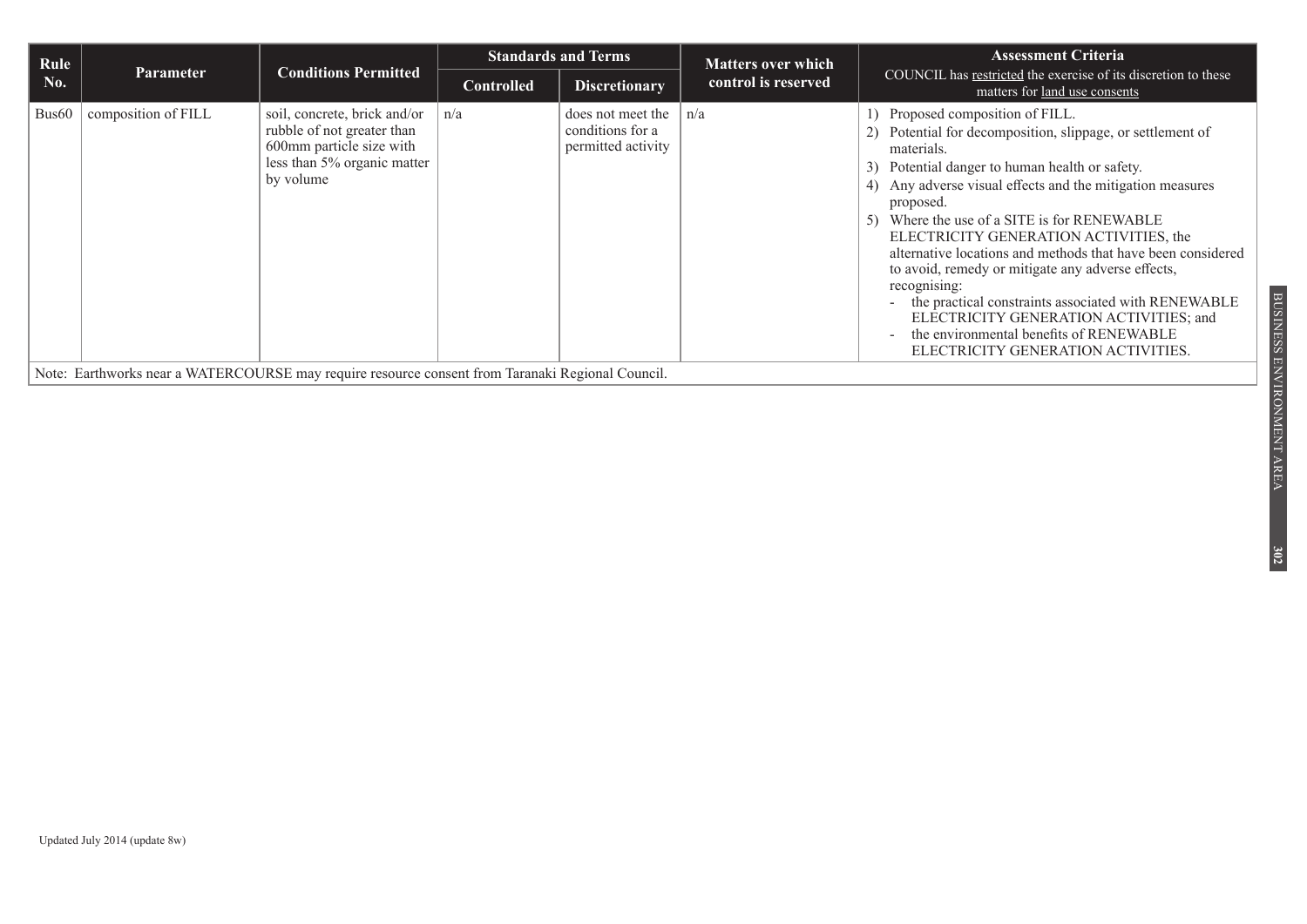| Rule No. | Parameter | Conditions Permitted | Standards and Terms | | Matters over which control is reserved | Assessment Criteria COUNCIL has restricted the exercise of its discretion to these matters for land use consents |
|---|---|---|---|---|---|---|
| | | | Controlled | Discretionary | | |
| Bus60 | composition of FILL | soil, concrete, brick and/or rubble of not greater than 600mm particle size with less than 5% organic matter by volume | n/a | does not meet the conditions for a permitted activity | n/a | 1) Proposed composition of FILL.<br>2) Potential for decomposition, slippage, or settlement of materials.<br>3) Potential danger to human health or safety.<br>4) Any adverse visual effects and the mitigation measures proposed.<br>5) Where the use of a SITE is for RENEWABLE ELECTRICITY GENERATION ACTIVITIES, the alternative locations and methods that have been considered to avoid, remedy or mitigate any adverse effects, recognising:<br>- the practical constraints associated with RENEWABLE ELECTRICITY GENERATION ACTIVITIES; and<br>- the environmental benefits of RENEWABLE ELECTRICITY GENERATION ACTIVITIES. |

Note: Earthworks near a WATERCOURSE may require resource consent from Taranaki Regional Council.

Updated July 2014 (update 8w)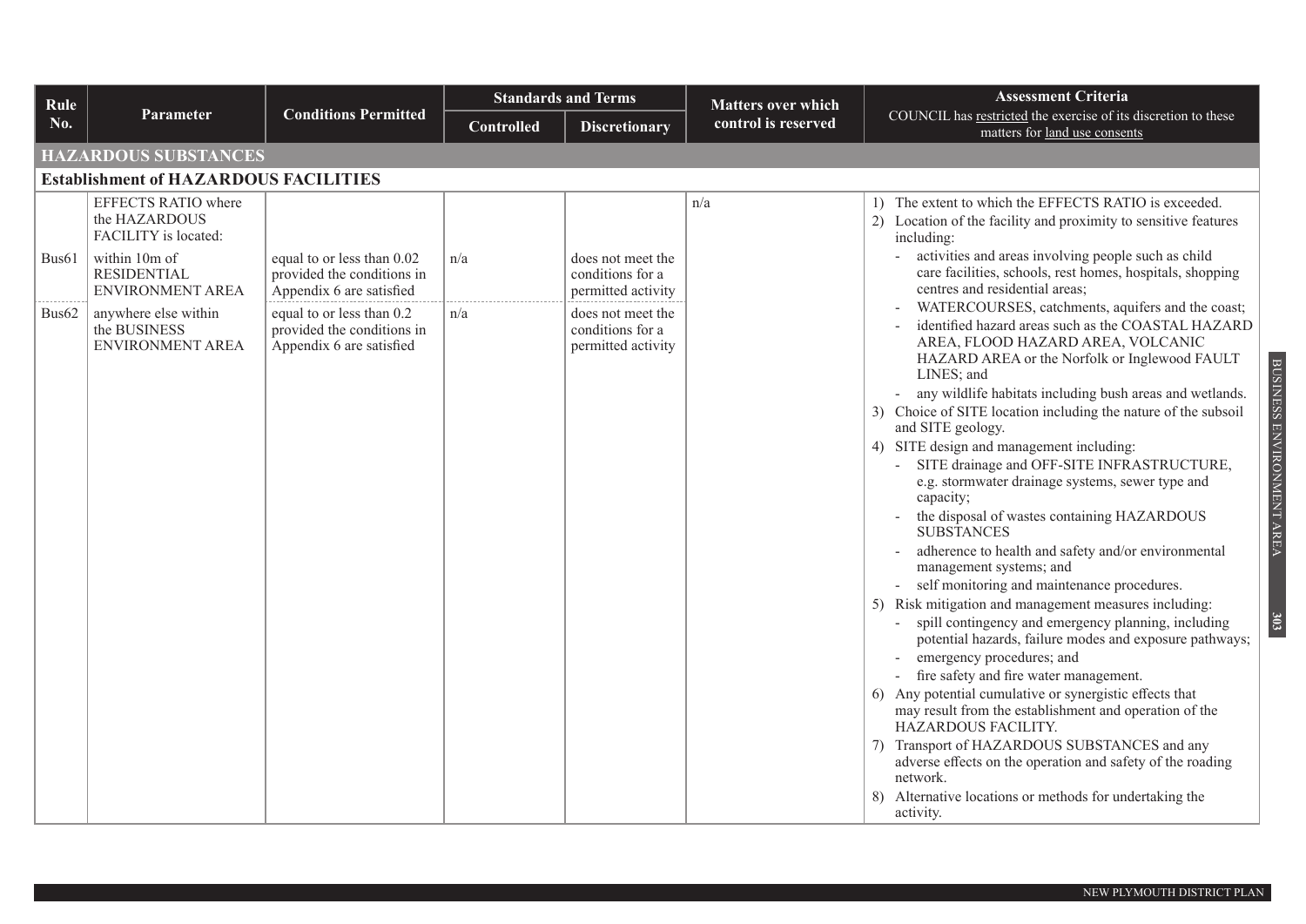| Rule No. | Parameter | Conditions Permitted | Standards and Terms | | Matters over which control is reserved | Assessment Criteria<br>COUNCIL has restricted the exercise of its discretion to these matters for land use consents |
|---|---|---|---|---|---|---|
| | | | Controlled | Discretionary | | |
| **HAZARDOUS SUBSTANCES** | | | | | | |
| **Establishment of HAZARDOUS FACILITIES** | | | | | | |
| | EFFECTS RATIO where the HAZARDOUS FACILITY is located: | | | | n/a | 1) The extent to which the EFFECTS RATIO is exceeded.<br>2) Location of the facility and proximity to sensitive features including:<br>- activities and areas involving people such as child care facilities, schools, rest homes, hospitals, shopping centres and residential areas;<br>- WATERCOURSES, catchments, aquifers and the coast;<br>- identified hazard areas such as the COASTAL HAZARD AREA, FLOOD HAZARD AREA, VOLCANIC HAZARD AREA or the Norfolk or Inglewood FAULT LINES; and<br>- any wildlife habitats including bush areas and wetlands.<br>3) Choice of SITE location including the nature of the subsoil and SITE geology.<br>4) SITE design and management including:<br>- SITE drainage and OFF-SITE INFRASTRUCTURE, e.g. stormwater drainage systems, sewer type and capacity;<br>- the disposal of wastes containing HAZARDOUS SUBSTANCES<br>- adherence to health and safety and/or environmental management systems; and<br>- self monitoring and maintenance procedures.<br>5) Risk mitigation and management measures including:<br>- spill contingency and emergency planning, including potential hazards, failure modes and exposure pathways;<br>- emergency procedures; and<br>- fire safety and fire water management.<br>6) Any potential cumulative or synergistic effects that may result from the establishment and operation of the HAZARDOUS FACILITY.<br>7) Transport of HAZARDOUS SUBSTANCES and any adverse effects on the operation and safety of the roading network.<br>8) Alternative locations or methods for undertaking the activity. |
| Bus61 | within 10m of RESIDENTIAL ENVIRONMENT AREA | equal to or less than 0.02 provided the conditions in Appendix 6 are satisfied | n/a | does not meet the conditions for a permitted activity | | |
| Bus62 | anywhere else within the BUSINESS ENVIRONMENT AREA | equal to or less than 0.2 provided the conditions in Appendix 6 are satisfied | n/a | does not meet the conditions for a permitted activity | | |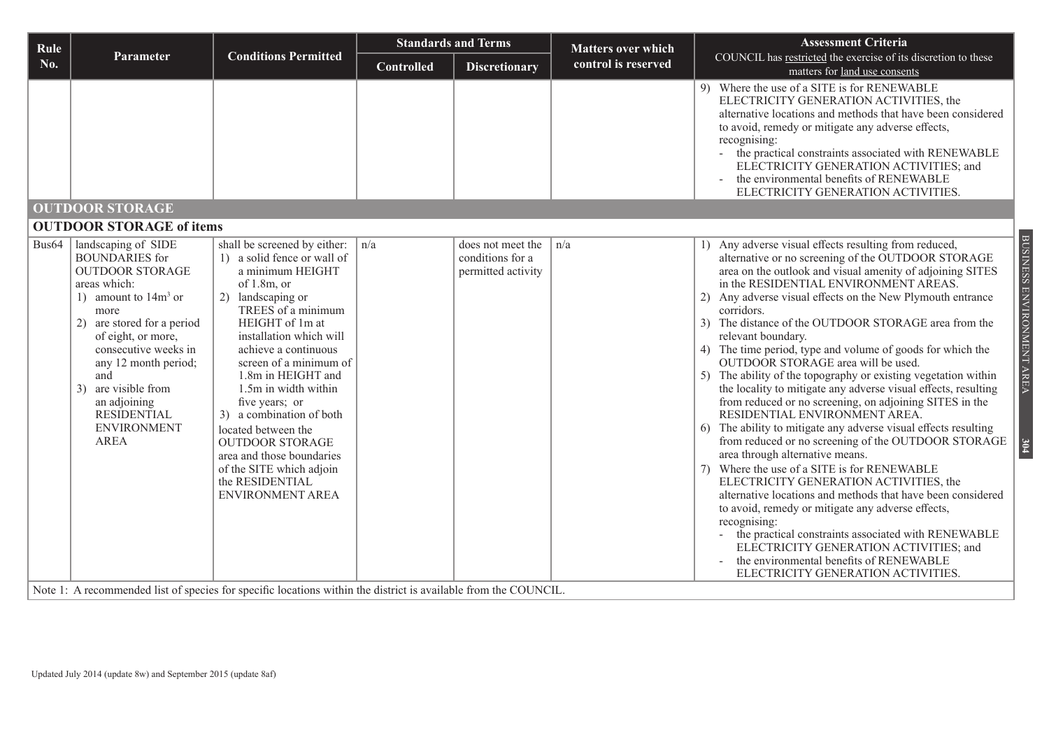| Rule No. | Parameter | Conditions Permitted | Standards and Terms | | Matters over which control is reserved | Assessment Criteria COUNCIL has restricted the exercise of its discretion to these matters for land use consents |
|---|---|---|---|---|---|---|
| | | | Controlled | Discretionary | | |
| | | | | | | 9) Where the use of a SITE is for RENEWABLE ELECTRICITY GENERATION ACTIVITIES, the alternative locations and methods that have been considered to avoid, remedy or mitigate any adverse effects, recognising:<br>- the practical constraints associated with RENEWABLE ELECTRICITY GENERATION ACTIVITIES; and<br>- the environmental benefits of RENEWABLE ELECTRICITY GENERATION ACTIVITIES. |
| **OUTDOOR STORAGE** | | | | | | |
| **OUTDOOR STORAGE of items** | | | | | | |
| Bus64 | landscaping of SIDE BOUNDARIES for OUTDOOR STORAGE areas which:<br>1) amount to $14m^3$ or more<br>2) are stored for a period of eight, or more, consecutive weeks in any 12 month period; and<br>3) are visible from an adjoining RESIDENTIAL ENVIRONMENT AREA | shall be screened by either:<br>1) a solid fence or wall of a minimum HEIGHT of 1.8m, or<br>2) landscaping or TREES of a minimum HEIGHT of 1m at installation which will achieve a continuous screen of a minimum of 1.8m in HEIGHT and 1.5m in width within five years; or<br>3) a combination of both<br>located between the OUTDOOR STORAGE area and those boundaries of the SITE which adjoin the RESIDENTIAL ENVIRONMENT AREA | n/a | does not meet the conditions for a permitted activity | n/a | 1) Any adverse visual effects resulting from reduced, alternative or no screening of the OUTDOOR STORAGE area on the outlook and visual amenity of adjoining SITES in the RESIDENTIAL ENVIRONMENT AREAS.<br>2) Any adverse visual effects on the New Plymouth entrance corridors.<br>3) The distance of the OUTDOOR STORAGE area from the relevant boundary.<br>4) The time period, type and volume of goods for which the OUTDOOR STORAGE area will be used.<br>5) The ability of the topography or existing vegetation within the locality to mitigate any adverse visual effects, resulting from reduced or no screening, on adjoining SITES in the RESIDENTIAL ENVIRONMENT AREA.<br>6) The ability to mitigate any adverse visual effects resulting from reduced or no screening of the OUTDOOR STORAGE area through alternative means.<br>7) Where the use of a SITE is for RENEWABLE ELECTRICITY GENERATION ACTIVITIES, the alternative locations and methods that have been considered to avoid, remedy or mitigate any adverse effects, recognising:<br>- the practical constraints associated with RENEWABLE ELECTRICITY GENERATION ACTIVITIES; and<br>- the environmental benefits of RENEWABLE ELECTRICITY GENERATION ACTIVITIES. |

Note 1: A recommended list of species for specific locations within the district is available from the COUNCIL.

Updated July 2014 (update 8w) and September 2015 (update 8af)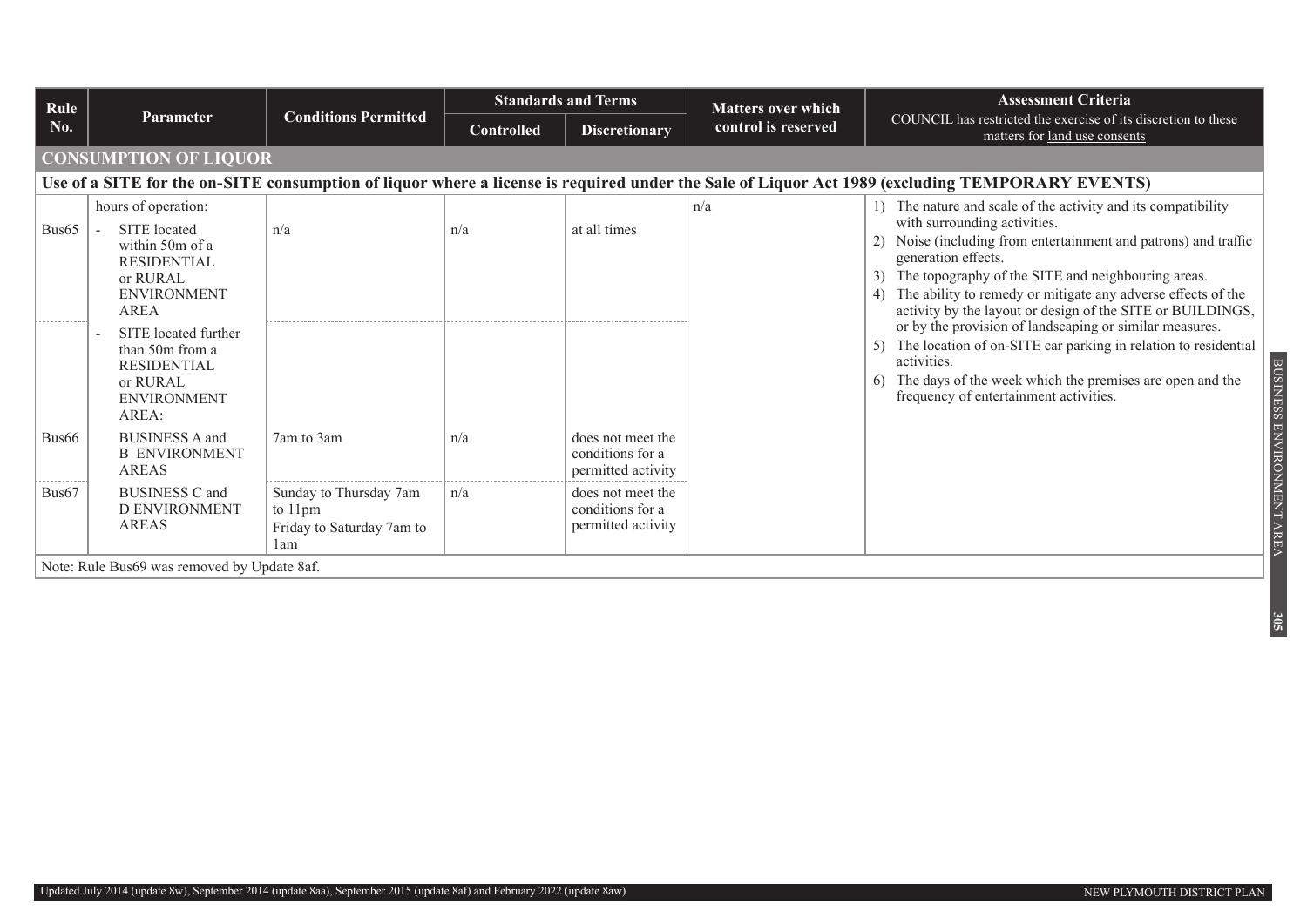| Rule No. | Parameter | Conditions Permitted | Standards and Terms | | Matters over which control is reserved | Assessment Criteria<br>COUNCIL has restricted the exercise of its discretion to these matters for land use consents |
|---|---|---|---|---|---|---|
| | | | Controlled | Discretionary | | |
| **CONSUMPTION OF LIQUOR** | | | | | | |
| **Use of a SITE for the on-SITE consumption of liquor where a license is required under the Sale of Liquor Act 1989 (excluding TEMPORARY EVENTS)** | | | | | | |
| Bus65 | hours of operation:<br>- SITE located within 50m of a RESIDENTIAL or RURAL ENVIRONMENT AREA | n/a | n/a | at all times | n/a | 1) The nature and scale of the activity and its compatibility with surrounding activities.<br>2) Noise (including from entertainment and patrons) and traffic generation effects.<br>3) The topography of the SITE and neighbouring areas.<br>4) The ability to remedy or mitigate any adverse effects of the activity by the layout or design of the SITE or BUILDINGS, or by the provision of landscaping or similar measures.<br>5) The location of on-SITE car parking in relation to residential activities.<br>6) The days of the week which the premises are open and the frequency of entertainment activities. |
| | - SITE located further than 50m from a RESIDENTIAL or RURAL ENVIRONMENT AREA: | | | | | |
| Bus66 | BUSINESS A and B ENVIRONMENT AREAS | 7am to 3am | n/a | does not meet the conditions for a permitted activity | | |
| Bus67 | BUSINESS C and D ENVIRONMENT AREAS | Sunday to Thursday 7am to 11pm<br>Friday to Saturday 7am to 1am | n/a | does not meet the conditions for a permitted activity | | |

Note: Rule Bus69 was removed by Update 8af.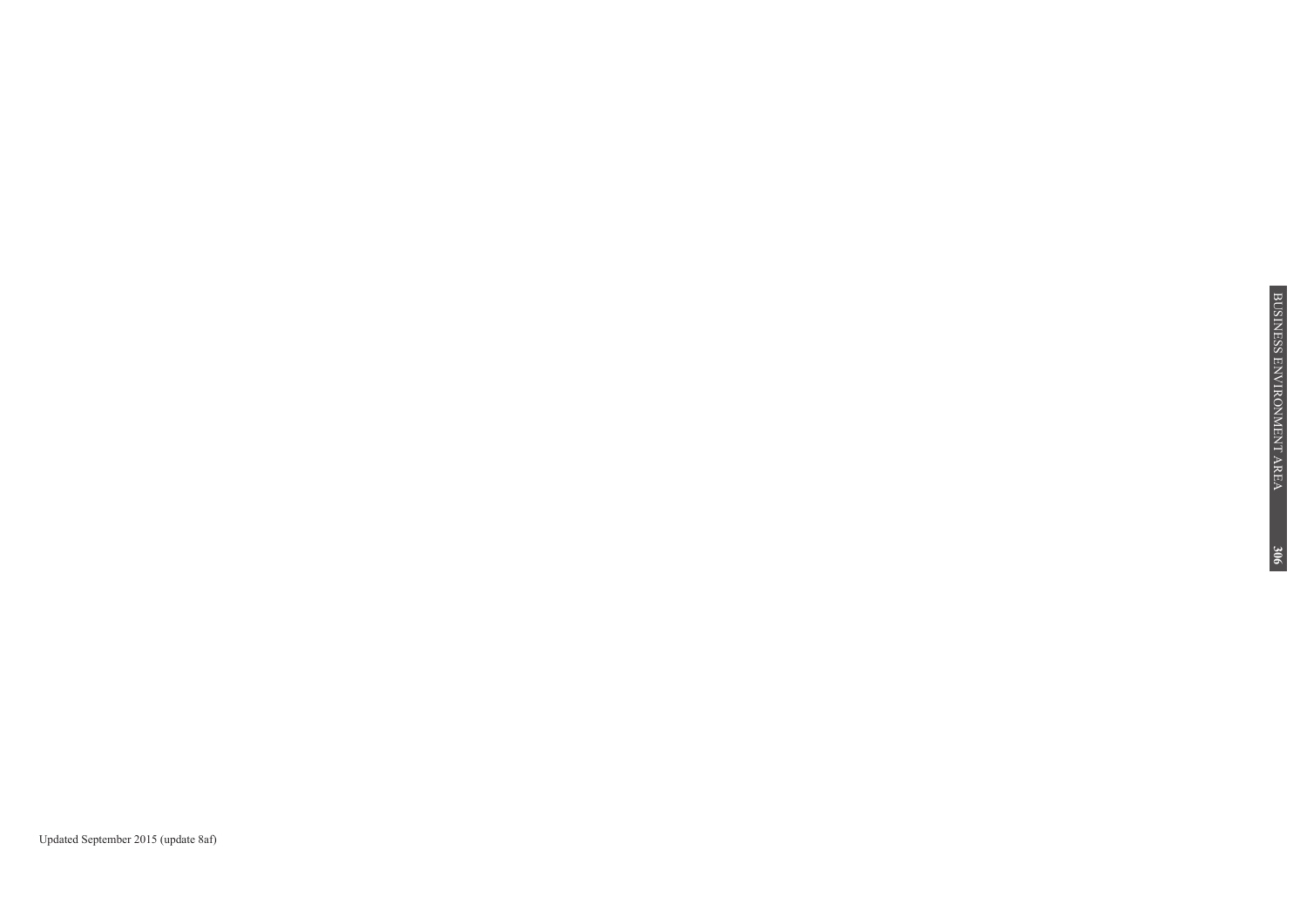Updated September 2015 (update 8af)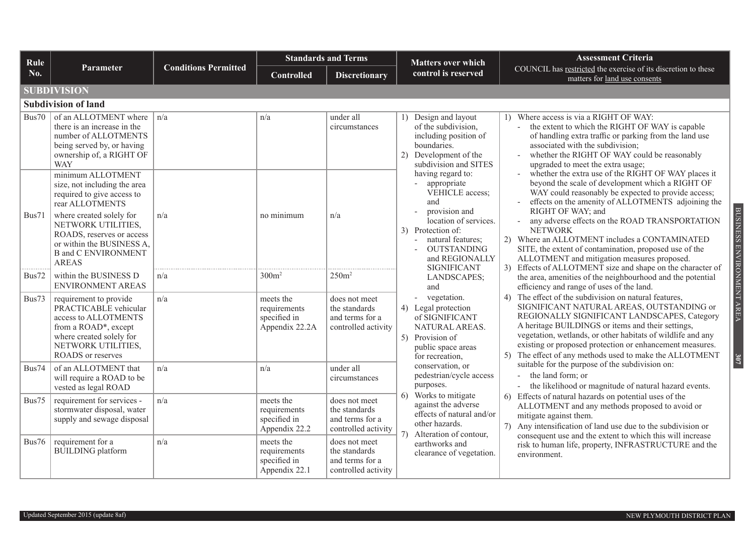| Rule No. | Parameter | Conditions Permitted | Standards and Terms | | Matters over which control is reserved | Assessment Criteria COUNCIL has restricted the exercise of its discretion to these matters for land use consents |
|---|---|---|---|---|---|---|
| | | | Controlled | Discretionary | | |
| **SUBDIVISION** | | | | | | |
| **Subdivision of land** | | | | | | |
| Bus70 | of an ALLOTMENT where there is an increase in the number of ALLOTMENTS being served by, or having ownership of, a RIGHT OF WAY | n/a | n/a | under all circumstances | 1) Design and layout of the subdivision, including position of boundaries.<br>2) Development of the subdivision and SITES having regard to:<br>- appropriate VEHICLE access; and<br>- provision and location of services.<br>3) Protection of:<br>- natural features;<br>- OUTSTANDING and REGIONALLY SIGNIFICANT LANDSCAPES; and<br>- vegetation.<br>4) Legal protection of SIGNIFICANT NATURAL AREAS.<br>5) Provision of public space areas for recreation, conservation, or pedestrian/cycle access purposes.<br>6) Works to mitigate against the adverse effects of natural and/or other hazards.<br>7) Alteration of contour, earthworks and clearance of vegetation. | 1) Where access is via a RIGHT OF WAY:<br>- the extent to which the RIGHT OF WAY is capable of handling extra traffic or parking from the land use associated with the subdivision;<br>- whether the RIGHT OF WAY could be reasonably upgraded to meet the extra usage;<br>- whether the extra use of the RIGHT OF WAY places it beyond the scale of development which a RIGHT OF WAY could reasonably be expected to provide access;<br>- effects on the amenity of ALLOTMENTS adjoining the RIGHT OF WAY; and<br>- any adverse effects on the ROAD TRANSPORTATION NETWORK<br>2) Where an ALLOTMENT includes a CONTAMINATED SITE, the extent of contamination, proposed use of the ALLOTMENT and mitigation measures proposed.<br>3) Effects of ALLOTMENT size and shape on the character of the area, amenities of the neighbourhood and the potential efficiency and range of uses of the land.<br>4) The effect of the subdivision on natural features, SIGNIFICANT NATURAL AREAS, OUTSTANDING or REGIONALLY SIGNIFICANT LANDSCAPES, Category A heritage BUILDINGS or items and their settings, vegetation, wetlands, or other habitats of wildlife and any existing or proposed protection or enhancement measures.<br>5) The effect of any methods used to make the ALLOTMENT suitable for the purpose of the subdivision on:<br>- the land form; or<br>- the likelihood or magnitude of natural hazard events.<br>6) Effects of natural hazards on potential uses of the ALLOTMENT and any methods proposed to avoid or mitigate against them.<br>7) Any intensification of land use due to the subdivision or consequent use and the extent to which this will increase risk to human life, property, INFRASTRUCTURE and the environment. |
| | minimum ALLOTMENT size, not including the area required to give access to rear ALLOTMENTS | | | | | |
| Bus71 | where created solely for NETWORK UTILITIES, ROADS, reserves or access or within the BUSINESS A, B and C ENVIRONMENT AREAS | n/a | no minimum | n/a | | |
| Bus72 | within the BUSINESS D ENVIRONMENT AREAS | n/a | 300m² | 250m² | | |
| Bus73 | requirement to provide PRACTICABLE vehicular access to ALLOTMENTS from a ROAD*, except where created solely for NETWORK UTILITIES, ROADS or reserves | n/a | meets the requirements specified in Appendix 22.2A | does not meet the standards and terms for a controlled activity | | |
| Bus74 | of an ALLOTMENT that will require a ROAD to be vested as legal ROAD | n/a | n/a | under all circumstances | | |
| Bus75 | requirement for services - stormwater disposal, water supply and sewage disposal | n/a | meets the requirements specified in Appendix 22.2 | does not meet the standards and terms for a controlled activity | | |
| Bus76 | requirement for a BUILDING platform | n/a | meets the requirements specified in Appendix 22.1 | does not meet the standards and terms for a controlled activity | | |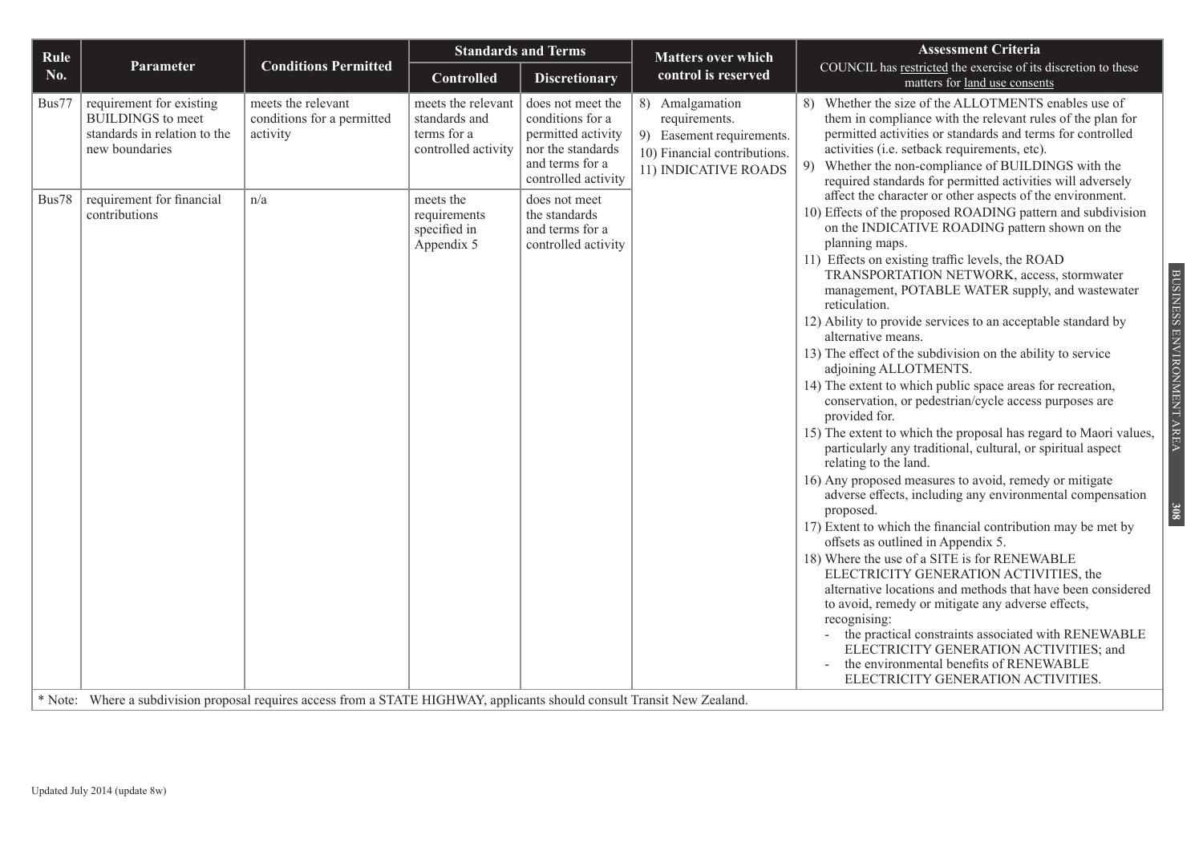| Rule No. | Parameter | Conditions Permitted | Standards and Terms | | Matters over which control is reserved | Assessment Criteria<br>COUNCIL has restricted the exercise of its discretion to these matters for land use consents |
|---|---|---|---|---|---|---|
| | | | Controlled | Discretionary | | |
| Bus77 | requirement for existing BUILDINGS to meet standards in relation to the new boundaries | meets the relevant conditions for a permitted activity | meets the relevant standards and terms for a controlled activity | does not meet the conditions for a permitted activity nor the standards and terms for a controlled activity | 8) Amalgamation requirements.<br>9) Easement requirements.<br>10) Financial contributions.<br>11) INDICATIVE ROADS | 8) Whether the size of the ALLOTMENTS enables use of them in compliance with the relevant rules of the plan for permitted activities or standards and terms for controlled activities (i.e. setback requirements, etc).<br>9) Whether the non-compliance of BUILDINGS with the required standards for permitted activities will adversely affect the character or other aspects of the environment.<br>10) Effects of the proposed ROADING pattern and subdivision on the INDICATIVE ROADING pattern shown on the planning maps.<br>11) Effects on existing traffic levels, the ROAD TRANSPORTATION NETWORK, access, stormwater management, POTABLE WATER supply, and wastewater reticulation.<br>12) Ability to provide services to an acceptable standard by alternative means.<br>13) The effect of the subdivision on the ability to service adjoining ALLOTMENTS.<br>14) The extent to which public space areas for recreation, conservation, or pedestrian/cycle access purposes are provided for.<br>15) The extent to which the proposal has regard to Maori values, particularly any traditional, cultural, or spiritual aspect relating to the land.<br>16) Any proposed measures to avoid, remedy or mitigate adverse effects, including any environmental compensation proposed.<br>17) Extent to which the financial contribution may be met by offsets as outlined in Appendix 5.<br>18) Where the use of a SITE is for RENEWABLE ELECTRICITY GENERATION ACTIVITIES, the alternative locations and methods that have been considered to avoid, remedy or mitigate any adverse effects, recognising:<br>- the practical constraints associated with RENEWABLE ELECTRICITY GENERATION ACTIVITIES; and<br>- the environmental benefits of RENEWABLE ELECTRICITY GENERATION ACTIVITIES. |
| Bus78 | requirement for financial contributions | n/a | meets the requirements specified in Appendix 5 | does not meet the standards and terms for a controlled activity | | |

\* Note: Where a subdivision proposal requires access from a STATE HIGHWAY, applicants should consult Transit New Zealand.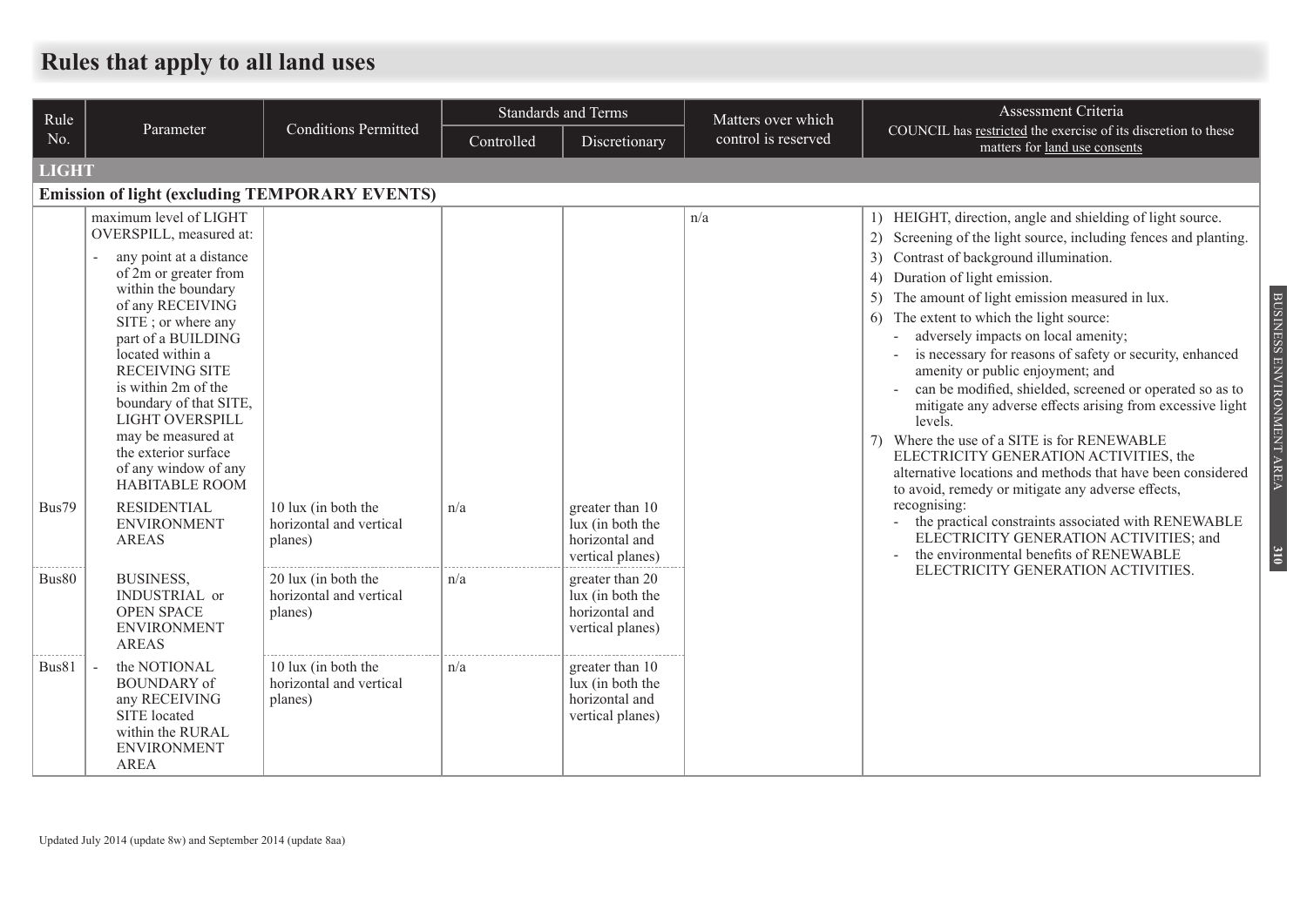# Rules that apply to all land uses

| Rule No. | Parameter | Conditions Permitted | Standards and Terms | | Matters over which control is reserved | Assessment Criteria COUNCIL has restricted the exercise of its discretion to these matters for land use consents |
|---|---|---|---|---|---|---|
| | | | Controlled | Discretionary | | |
| **LIGHT** | | | | | | |
| **Emission of light (excluding TEMPORARY EVENTS)** | | | | | | |
| | maximum level of LIGHT OVERSPILL, measured at: - any point at a distance of 2m or greater from within the boundary of any RECEIVING SITE ; or where any part of a BUILDING located within a RECEIVING SITE is within 2m of the boundary of that SITE, LIGHT OVERSPILL may be measured at the exterior surface of any window of any HABITABLE ROOM | | | | n/a | 1) HEIGHT, direction, angle and shielding of light source. 2) Screening of the light source, including fences and planting. 3) Contrast of background illumination. 4) Duration of light emission. 5) The amount of light emission measured in lux. 6) The extent to which the light source: - adversely impacts on local amenity; - is necessary for reasons of safety or security, enhanced amenity or public enjoyment; and - can be modified, shielded, screened or operated so as to mitigate any adverse effects arising from excessive light levels. 7) Where the use of a SITE is for RENEWABLE ELECTRICITY GENERATION ACTIVITIES, the alternative locations and methods that have been considered to avoid, remedy or mitigate any adverse effects, recognising: - the practical constraints associated with RENEWABLE ELECTRICITY GENERATION ACTIVITIES; and - the environmental benefits of RENEWABLE ELECTRICITY GENERATION ACTIVITIES. |
| Bus79 | RESIDENTIAL ENVIRONMENT AREAS | 10 lux (in both the horizontal and vertical planes) | n/a | greater than 10 lux (in both the horizontal and vertical planes) | | |
| Bus80 | BUSINESS, INDUSTRIAL or OPEN SPACE ENVIRONMENT AREAS | 20 lux (in both the horizontal and vertical planes) | n/a | greater than 20 lux (in both the horizontal and vertical planes) | | |
| Bus81 | - the NOTIONAL BOUNDARY of any RECEIVING SITE located within the RURAL ENVIRONMENT AREA | 10 lux (in both the horizontal and vertical planes) | n/a | greater than 10 lux (in both the horizontal and vertical planes) | | |

Updated July 2014 (update 8w) and September 2014 (update 8aa)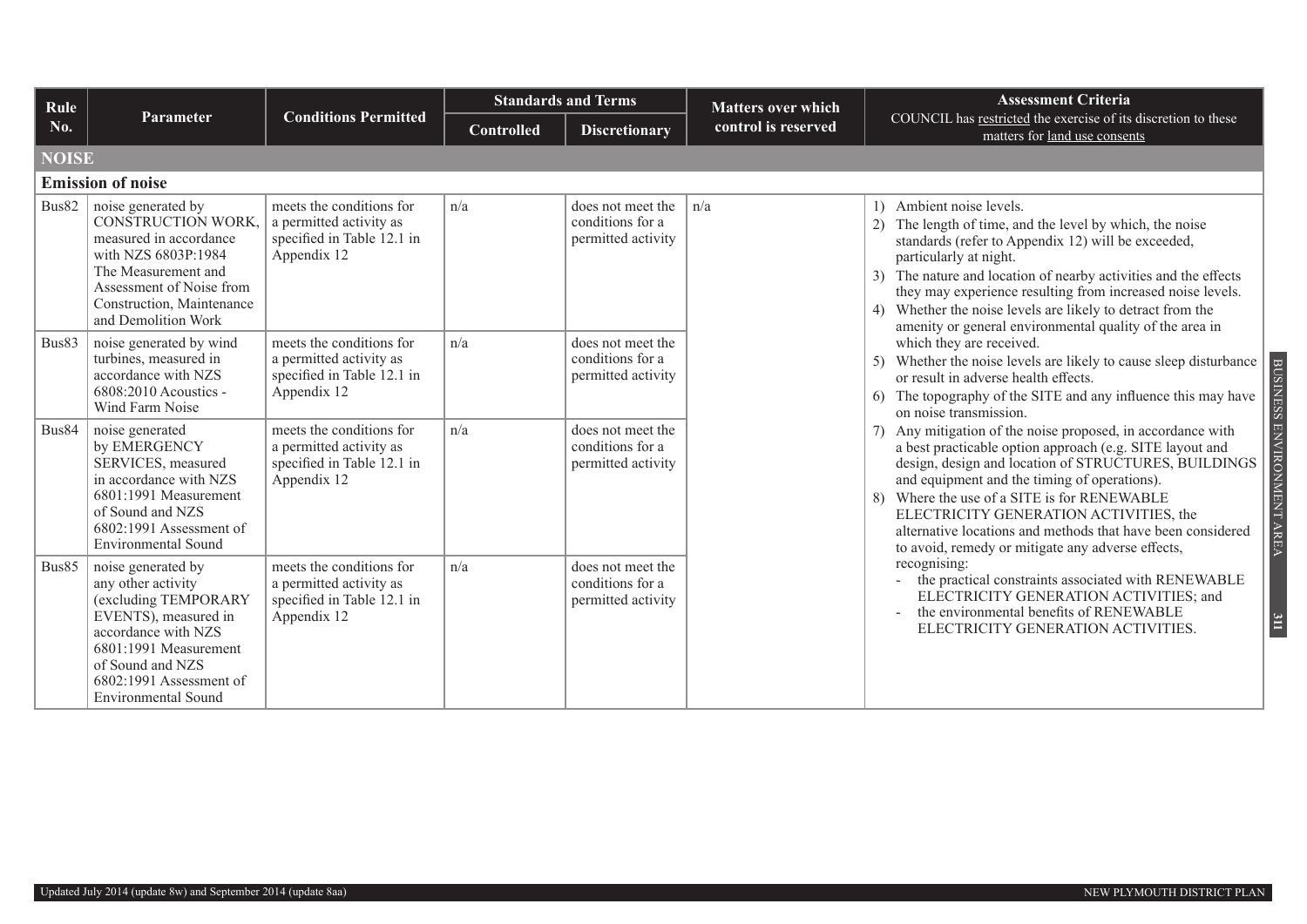| Rule No. | Parameter | Conditions Permitted | Standards and Terms | | Matters over which control is reserved | Assessment Criteria<br>COUNCIL has restricted the exercise of its discretion to these matters for land use consents |
|---|---|---|---|---|---|---|
| | | | Controlled | Discretionary | | |
| **NOISE** | | | | | | |
| **Emission of noise** | | | | | | |
| Bus82 | noise generated by CONSTRUCTION WORK, measured in accordance with NZS 6803P:1984 The Measurement and Assessment of Noise from Construction, Maintenance and Demolition Work | meets the conditions for a permitted activity as specified in Table 12.1 in Appendix 12 | n/a | does not meet the conditions for a permitted activity | n/a | 1) Ambient noise levels.<br>2) The length of time, and the level by which, the noise standards (refer to Appendix 12) will be exceeded, particularly at night.<br>3) The nature and location of nearby activities and the effects they may experience resulting from increased noise levels.<br>4) Whether the noise levels are likely to detract from the amenity or general environmental quality of the area in which they are received.<br>5) Whether the noise levels are likely to cause sleep disturbance or result in adverse health effects.<br>6) The topography of the SITE and any influence this may have on noise transmission.<br>7) Any mitigation of the noise proposed, in accordance with a best practicable option approach (e.g. SITE layout and design, design and location of STRUCTURES, BUILDINGS and equipment and the timing of operations).<br>8) Where the use of a SITE is for RENEWABLE ELECTRICITY GENERATION ACTIVITIES, the alternative locations and methods that have been considered to avoid, remedy or mitigate any adverse effects, recognising:<br>- the practical constraints associated with RENEWABLE ELECTRICITY GENERATION ACTIVITIES; and<br>- the environmental benefits of RENEWABLE ELECTRICITY GENERATION ACTIVITIES. |
| Bus83 | noise generated by wind turbines, measured in accordance with NZS 6808:2010 Acoustics - Wind Farm Noise | meets the conditions for a permitted activity as specified in Table 12.1 in Appendix 12 | n/a | does not meet the conditions for a permitted activity | | |
| Bus84 | noise generated by EMERGENCY SERVICES, measured in accordance with NZS 6801:1991 Measurement of Sound and NZS 6802:1991 Assessment of Environmental Sound | meets the conditions for a permitted activity as specified in Table 12.1 in Appendix 12 | n/a | does not meet the conditions for a permitted activity | | |
| Bus85 | noise generated by any other activity (excluding TEMPORARY EVENTS), measured in accordance with NZS 6801:1991 Measurement of Sound and NZS 6802:1991 Assessment of Environmental Sound | meets the conditions for a permitted activity as specified in Table 12.1 in Appendix 12 | n/a | does not meet the conditions for a permitted activity | | |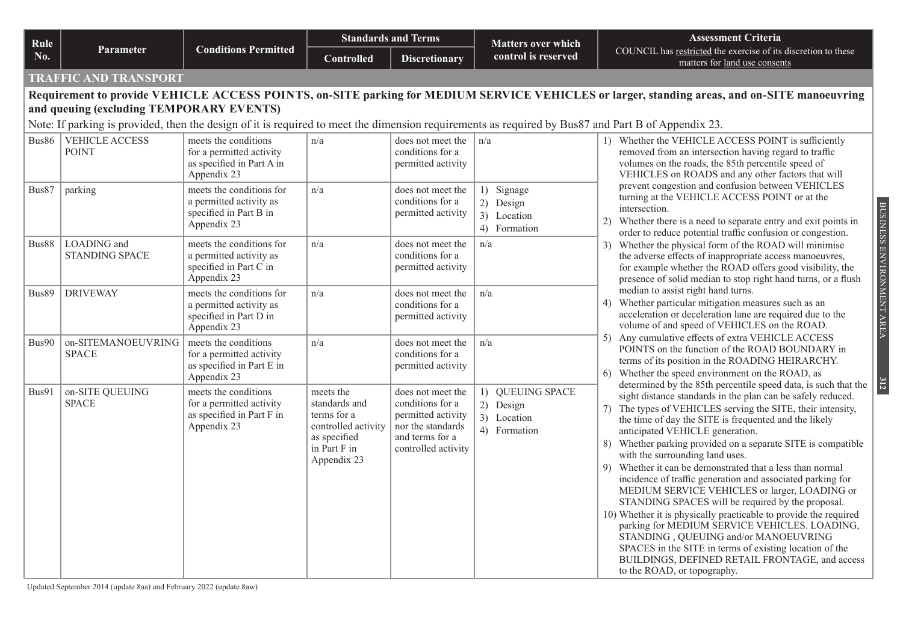| Rule No. | Parameter | Conditions Permitted | Standards and Terms | | Matters over which control is reserved | Assessment Criteria COUNCIL has restricted the exercise of its discretion to these matters for land use consents |
|---|---|---|---|---|---|---|
| | | | Controlled | Discretionary | | |
| **TRAFFIC AND TRANSPORT** | | | | | | |
| **Requirement to provide VEHICLE ACCESS POINTS, on-SITE parking for MEDIUM SERVICE VEHICLES or larger, standing areas, and on-SITE manoeuvring and queuing (excluding TEMPORARY EVENTS)** Note: If parking is provided, then the design of it is required to meet the dimension requirements as required by Bus87 and Part B of Appendix 23. | | | | | | |
| Bus86 | VEHICLE ACCESS POINT | meets the conditions for a permitted activity as specified in Part A in Appendix 23 | n/a | does not meet the conditions for a permitted activity | n/a | 1) Whether the VEHICLE ACCESS POINT is sufficiently removed from an intersection having regard to traffic volumes on the roads, the 85th percentile speed of VEHICLES on ROADS and any other factors that will prevent congestion and confusion between VEHICLES turning at the VEHICLE ACCESS POINT or at the intersection. 2) Whether there is a need to separate entry and exit points in order to reduce potential traffic confusion or congestion. 3) Whether the physical form of the ROAD will minimise the adverse effects of inappropriate access manoeuvres, for example whether the ROAD offers good visibility, the presence of solid median to stop right hand turns, or a flush median to assist right hand turns. 4) Whether particular mitigation measures such as an acceleration or deceleration lane are required due to the volume of and speed of VEHICLES on the ROAD. 5) Any cumulative effects of extra VEHICLE ACCESS POINTS on the function of the ROAD BOUNDARY in terms of its position in the ROADING HEIRARCHY. 6) Whether the speed environment on the ROAD, as determined by the 85th percentile speed data, is such that the sight distance standards in the plan can be safely reduced. 7) The types of VEHICLES serving the SITE, their intensity, the time of day the SITE is frequented and the likely anticipated VEHICLE generation. 8) Whether parking provided on a separate SITE is compatible with the surrounding land uses. 9) Whether it can be demonstrated that a less than normal incidence of traffic generation and associated parking for MEDIUM SERVICE VEHICLES or larger, LOADING or STANDING SPACES will be required by the proposal. 10) Whether it is physically practicable to provide the required parking for MEDIUM SERVICE VEHICLES. LOADING, STANDING , QUEUING and/or MANOEUVRING SPACES in the SITE in terms of existing location of the BUILDINGS, DEFINED RETAIL FRONTAGE, and access to the ROAD, or topography. |
| Bus87 | parking | meets the conditions for a permitted activity as specified in Part B in Appendix 23 | n/a | does not meet the conditions for a permitted activity | 1) Signage 2) Design 3) Location 4) Formation | |
| Bus88 | LOADING and STANDING SPACE | meets the conditions for a permitted activity as specified in Part C in Appendix 23 | n/a | does not meet the conditions for a permitted activity | n/a | |
| Bus89 | DRIVEWAY | meets the conditions for a permitted activity as specified in Part D in Appendix 23 | n/a | does not meet the conditions for a permitted activity | n/a | |
| Bus90 | on-SITEMANOEUVRING SPACE | meets the conditions for a permitted activity as specified in Part E in Appendix 23 | n/a | does not meet the conditions for a permitted activity | n/a | |
| Bus91 | on-SITE QUEUING SPACE | meets the conditions for a permitted activity as specified in Part F in Appendix 23 | meets the standards and terms for a controlled activity as specified in Part F in Appendix 23 | does not meet the conditions for a permitted activity nor the standards and terms for a controlled activity | 1) QUEUING SPACE 2) Design 3) Location 4) Formation | |

Updated September 2014 (update 8aa) and February 2022 (update 8aw)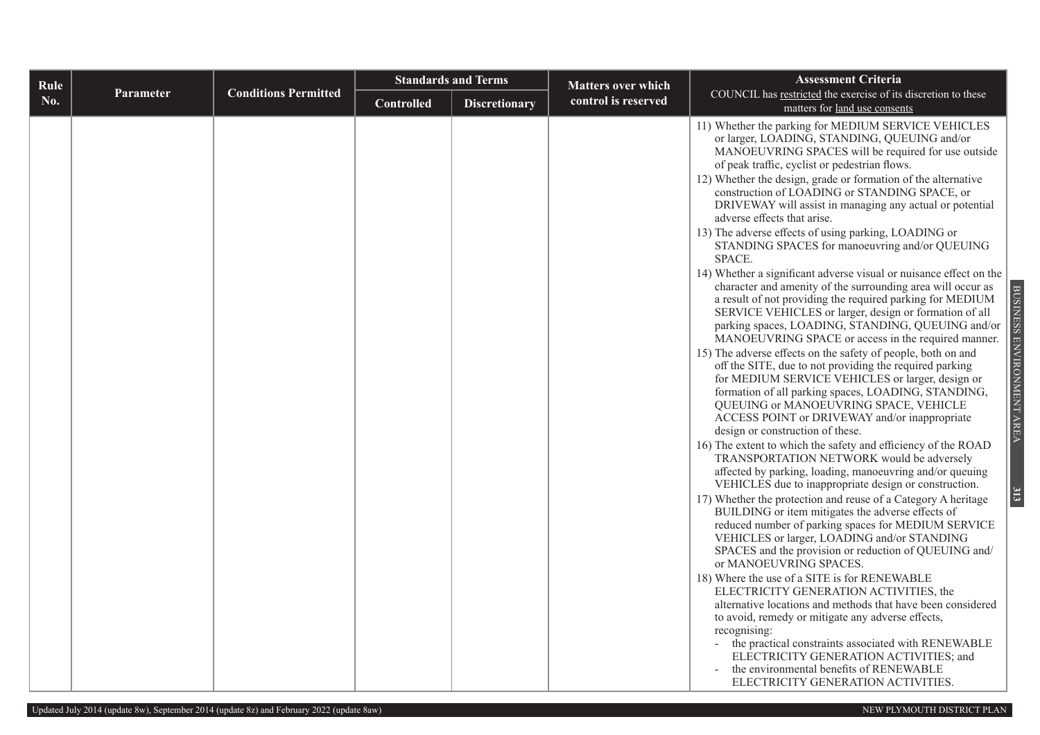| Rule No. | Parameter | Conditions Permitted | Standards and Terms | | Matters over which control is reserved | Assessment Criteria<br>COUNCIL has restricted the exercise of its discretion to these matters for land use consents |
|---|---|---|---|---|---|---|
| | | | Controlled | Discretionary | | |
| | | | | | | 11) Whether the parking for MEDIUM SERVICE VEHICLES or larger, LOADING, STANDING, QUEUING and/or MANOEUVRING SPACES will be required for use outside of peak traffic, cyclist or pedestrian flows.<br>12) Whether the design, grade or formation of the alternative construction of LOADING or STANDING SPACE, or DRIVEWAY will assist in managing any actual or potential adverse effects that arise.<br>13) The adverse effects of using parking, LOADING or STANDING SPACES for manoeuvring and/or QUEUING SPACE.<br>14) Whether a significant adverse visual or nuisance effect on the character and amenity of the surrounding area will occur as a result of not providing the required parking for MEDIUM SERVICE VEHICLES or larger, design or formation of all parking spaces, LOADING, STANDING, QUEUING and/or MANOEUVRING SPACE or access in the required manner.<br>15) The adverse effects on the safety of people, both on and off the SITE, due to not providing the required parking for MEDIUM SERVICE VEHICLES or larger, design or formation of all parking spaces, LOADING, STANDING, QUEUING or MANOEUVRING SPACE, VEHICLE ACCESS POINT or DRIVEWAY and/or inappropriate design or construction of these.<br>16) The extent to which the safety and efficiency of the ROAD TRANSPORTATION NETWORK would be adversely affected by parking, loading, manoeuvring and/or queuing VEHICLES due to inappropriate design or construction.<br>17) Whether the protection and reuse of a Category A heritage BUILDING or item mitigates the adverse effects of reduced number of parking spaces for MEDIUM SERVICE VEHICLES or larger, LOADING and/or STANDING SPACES and the provision or reduction of QUEUING and/ or MANOEUVRING SPACES.<br>18) Where the use of a SITE is for RENEWABLE ELECTRICITY GENERATION ACTIVITIES, the alternative locations and methods that have been considered to avoid, remedy or mitigate any adverse effects, recognising:<br>- the practical constraints associated with RENEWABLE ELECTRICITY GENERATION ACTIVITIES; and<br>- the environmental benefits of RENEWABLE ELECTRICITY GENERATION ACTIVITIES. |

Updated July 2014 (update 8w), September 2014 (update 8z) and February 2022 (update 8aw)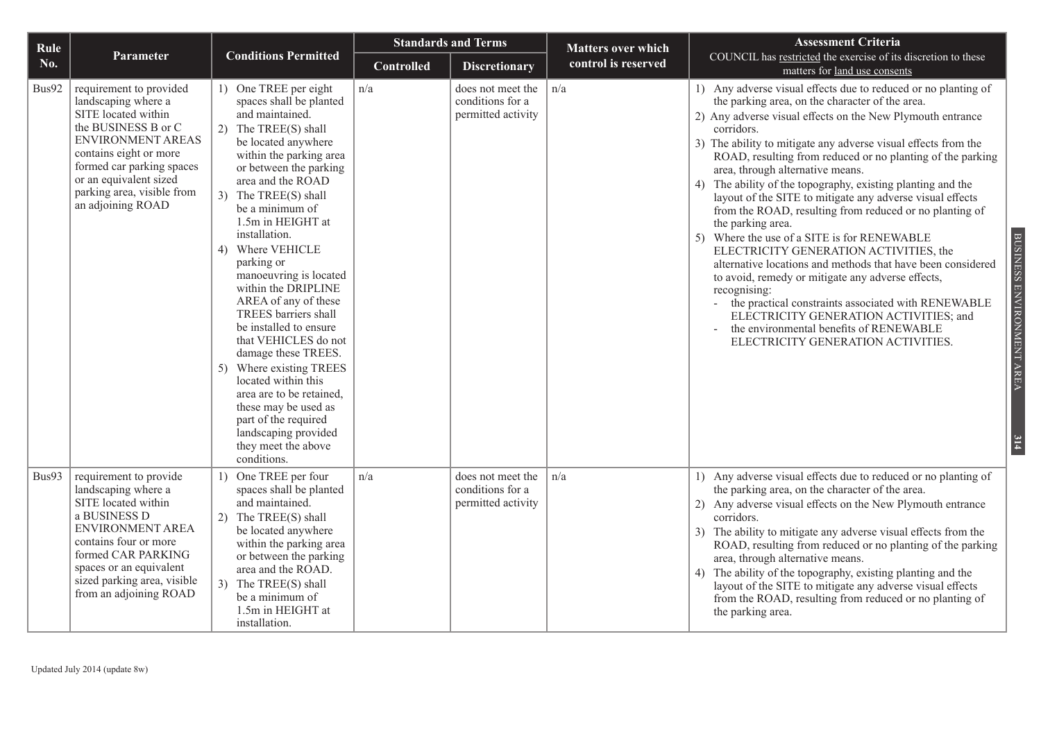| Rule No. | Parameter | Conditions Permitted | Standards and Terms | | Matters over which control is reserved | Assessment Criteria COUNCIL has restricted the exercise of its discretion to these matters for land use consents |
|---|---|---|---|---|---|---|
| | | | Controlled | Discretionary | | |
| Bus92 | requirement to provided landscaping where a SITE located within the BUSINESS B or C ENVIRONMENT AREAS contains eight or more formed car parking spaces or an equivalent sized parking area, visible from an adjoining ROAD | 1) One TREE per eight spaces shall be planted and maintained.<br>2) The TREE(S) shall be located anywhere within the parking area or between the parking area and the ROAD<br>3) The TREE(S) shall be a minimum of 1.5m in HEIGHT at installation.<br>4) Where VEHICLE parking or manoeuvring is located within the DRIPLINE AREA of any of these TREES barriers shall be installed to ensure that VEHICLES do not damage these TREES.<br>5) Where existing TREES located within this area are to be retained, these may be used as part of the required landscaping provided they meet the above conditions. | n/a | does not meet the conditions for a permitted activity | n/a | 1) Any adverse visual effects due to reduced or no planting of the parking area, on the character of the area.<br>2) Any adverse visual effects on the New Plymouth entrance corridors.<br>3) The ability to mitigate any adverse visual effects from the ROAD, resulting from reduced or no planting of the parking area, through alternative means.<br>4) The ability of the topography, existing planting and the layout of the SITE to mitigate any adverse visual effects from the ROAD, resulting from reduced or no planting of the parking area.<br>5) Where the use of a SITE is for RENEWABLE ELECTRICITY GENERATION ACTIVITIES, the alternative locations and methods that have been considered to avoid, remedy or mitigate any adverse effects, recognising:<br>- the practical constraints associated with RENEWABLE ELECTRICITY GENERATION ACTIVITIES; and<br>- the environmental benefits of RENEWABLE ELECTRICITY GENERATION ACTIVITIES. |
| Bus93 | requirement to provide landscaping where a SITE located within a BUSINESS D ENVIRONMENT AREA contains four or more formed CAR PARKING spaces or an equivalent sized parking area, visible from an adjoining ROAD | 1) One TREE per four spaces shall be planted and maintained.<br>2) The TREE(S) shall be located anywhere within the parking area or between the parking area and the ROAD.<br>3) The TREE(S) shall be a minimum of 1.5m in HEIGHT at installation. | n/a | does not meet the conditions for a permitted activity | n/a | 1) Any adverse visual effects due to reduced or no planting of the parking area, on the character of the area.<br>2) Any adverse visual effects on the New Plymouth entrance corridors.<br>3) The ability to mitigate any adverse visual effects from the ROAD, resulting from reduced or no planting of the parking area, through alternative means.<br>4) The ability of the topography, existing planting and the layout of the SITE to mitigate any adverse visual effects from the ROAD, resulting from reduced or no planting of the parking area. |

Updated July 2014 (update 8w)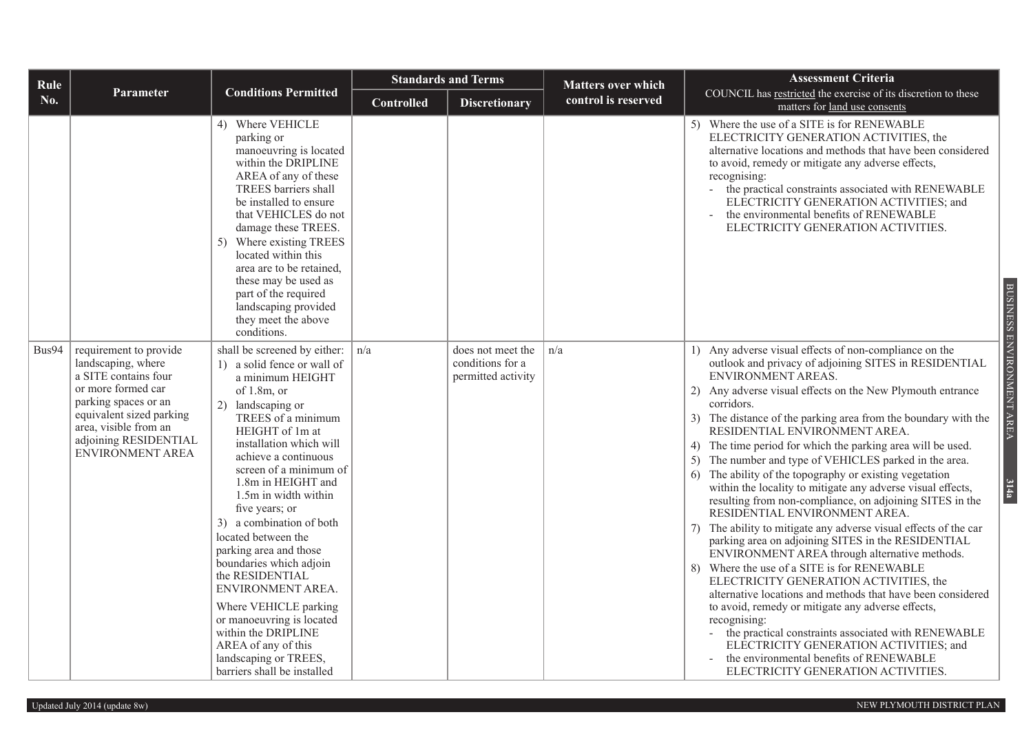| Rule No. | Parameter | Conditions Permitted | Standards and Terms | | Matters over which control is reserved | Assessment Criteria<br>COUNCIL has restricted the exercise of its discretion to these matters for land use consents |
|---|---|---|---|---|---|---|
| | | | Controlled | Discretionary | | |
| | | 4) Where VEHICLE parking or manoeuvring is located within the DRIPLINE AREA of any of these TREES barriers shall be installed to ensure that VEHICLES do not damage these TREES.<br>5) Where existing TREES located within this area are to be retained, these may be used as part of the required landscaping provided they meet the above conditions. | | | | 5) Where the use of a SITE is for RENEWABLE ELECTRICITY GENERATION ACTIVITIES, the alternative locations and methods that have been considered to avoid, remedy or mitigate any adverse effects, recognising:<br>- the practical constraints associated with RENEWABLE ELECTRICITY GENERATION ACTIVITIES; and<br>- the environmental benefits of RENEWABLE ELECTRICITY GENERATION ACTIVITIES. |
| Bus94 | requirement to provide landscaping, where a SITE contains four or more formed car parking spaces or an equivalent sized parking area, visible from an adjoining RESIDENTIAL ENVIRONMENT AREA | shall be screened by either:<br>1) a solid fence or wall of a minimum HEIGHT of 1.8m, or<br>2) landscaping or TREES of a minimum HEIGHT of 1m at installation which will achieve a continuous screen of a minimum of 1.8m in HEIGHT and 1.5m in width within five years; or<br>3) a combination of both<br>located between the parking area and those boundaries which adjoin the RESIDENTIAL ENVIRONMENT AREA.<br>Where VEHICLE parking or manoeuvring is located within the DRIPLINE AREA of any of this landscaping or TREES, barriers shall be installed | n/a | does not meet the conditions for a permitted activity | n/a | 1) Any adverse visual effects of non-compliance on the outlook and privacy of adjoining SITES in RESIDENTIAL ENVIRONMENT AREAS.<br>2) Any adverse visual effects on the New Plymouth entrance corridors.<br>3) The distance of the parking area from the boundary with the RESIDENTIAL ENVIRONMENT AREA.<br>4) The time period for which the parking area will be used.<br>5) The number and type of VEHICLES parked in the area.<br>6) The ability of the topography or existing vegetation within the locality to mitigate any adverse visual effects, resulting from non-compliance, on adjoining SITES in the RESIDENTIAL ENVIRONMENT AREA.<br>7) The ability to mitigate any adverse visual effects of the car parking area on adjoining SITES in the RESIDENTIAL ENVIRONMENT AREA through alternative methods.<br>8) Where the use of a SITE is for RENEWABLE ELECTRICITY GENERATION ACTIVITIES, the alternative locations and methods that have been considered to avoid, remedy or mitigate any adverse effects, recognising:<br>- the practical constraints associated with RENEWABLE ELECTRICITY GENERATION ACTIVITIES; and<br>- the environmental benefits of RENEWABLE ELECTRICITY GENERATION ACTIVITIES. |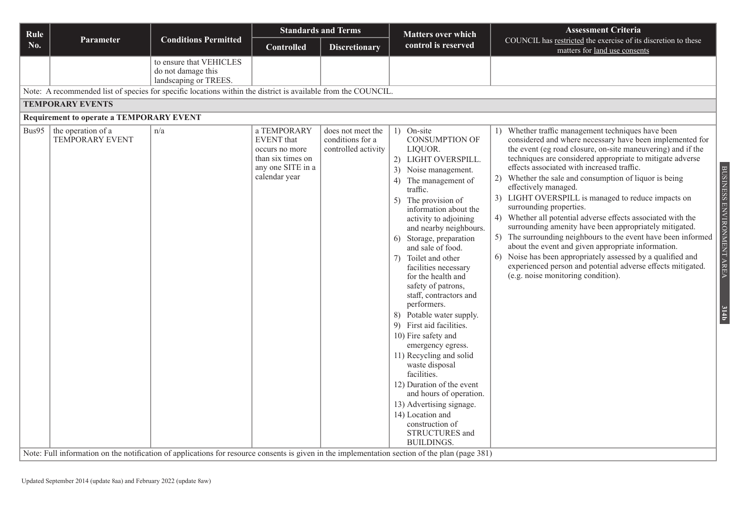| Rule No. | Parameter | Conditions Permitted | Standards and Terms | | Matters over which control is reserved | Assessment Criteria COUNCIL has restricted the exercise of its discretion to these matters for land use consents |
|---|---|---|---|---|---|---|
| | | | Controlled | Discretionary | | |
| | | to ensure that VEHICLES do not damage this landscaping or TREES. | | | | |
| Note: A recommended list of species for specific locations within the district is available from the COUNCIL. | | | | | | |
| **TEMPORARY EVENTS** | | | | | | |
| **Requirement to operate a TEMPORARY EVENT** | | | | | | |
| Bus95 | the operation of a TEMPORARY EVENT | n/a | a TEMPORARY EVENT that occurs no more than six times on any one SITE in a calendar year | does not meet the conditions for a controlled activity | 1) On-site CONSUMPTION OF LIQUOR.<br>2) LIGHT OVERSPILL.<br>3) Noise management.<br>4) The management of traffic.<br>5) The provision of information about the activity to adjoining and nearby neighbours.<br>6) Storage, preparation and sale of food.<br>7) Toilet and other facilities necessary for the health and safety of patrons, staff, contractors and performers.<br>8) Potable water supply.<br>9) First aid facilities.<br>10) Fire safety and emergency egress.<br>11) Recycling and solid waste disposal facilities.<br>12) Duration of the event and hours of operation.<br>13) Advertising signage.<br>14) Location and construction of STRUCTURES and BUILDINGS. | 1) Whether traffic management techniques have been considered and where necessary have been implemented for the event (eg road closure, on-site maneuvering) and if the techniques are considered appropriate to mitigate adverse effects associated with increased traffic.<br>2) Whether the sale and consumption of liquor is being effectively managed.<br>3) LIGHT OVERSPILL is managed to reduce impacts on surrounding properties.<br>4) Whether all potential adverse effects associated with the surrounding amenity have been appropriately mitigated.<br>5) The surrounding neighbours to the event have been informed about the event and given appropriate information.<br>6) Noise has been appropriately assessed by a qualified and experienced person and potential adverse effects mitigated. (e.g. noise monitoring condition). |
| Note: Full information on the notification of applications for resource consents is given in the implementation section of the plan (page 381) | | | | | | |

Updated September 2014 (update 8aa) and February 2022 (update 8aw)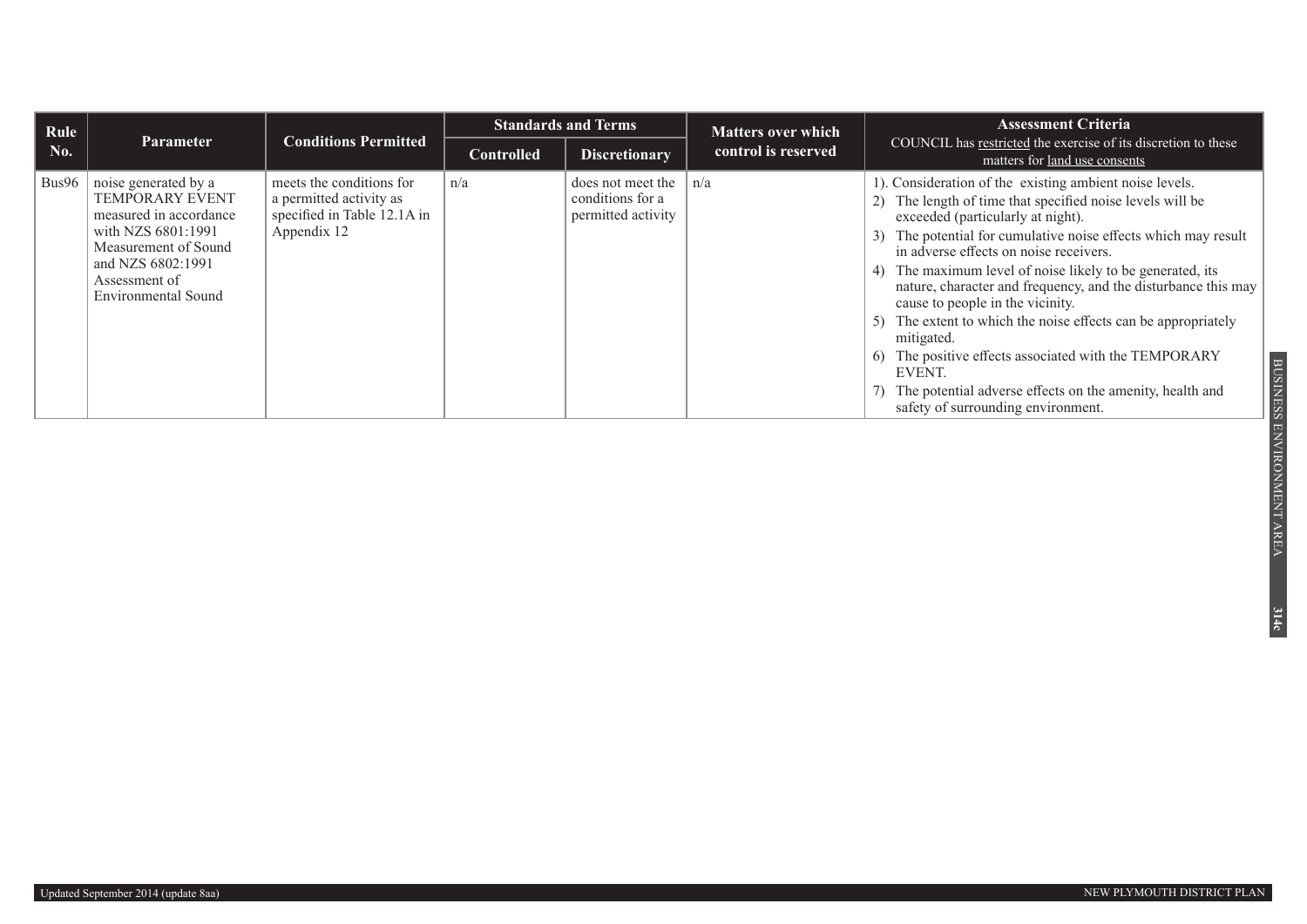| Rule No. | Parameter | Conditions Permitted | Standards and Terms | | Matters over which control is reserved | Assessment Criteria<br>COUNCIL has restricted the exercise of its discretion to these matters for land use consents |
|---|---|---|---|---|---|---|
| | | | Controlled | Discretionary | | |
| Bus96 | noise generated by a TEMPORARY EVENT measured in accordance with NZS 6801:1991 Measurement of Sound and NZS 6802:1991 Assessment of Environmental Sound | meets the conditions for a permitted activity as specified in Table 12.1A in Appendix 12 | n/a | does not meet the conditions for a permitted activity | n/a | 1). Consideration of the existing ambient noise levels.<br>2) The length of time that specified noise levels will be exceeded (particularly at night).<br>3) The potential for cumulative noise effects which may result in adverse effects on noise receivers.<br>4) The maximum level of noise likely to be generated, its nature, character and frequency, and the disturbance this may cause to people in the vicinity.<br>5) The extent to which the noise effects can be appropriately mitigated.<br>6) The positive effects associated with the TEMPORARY EVENT.<br>7) The potential adverse effects on the amenity, health and safety of surrounding environment. |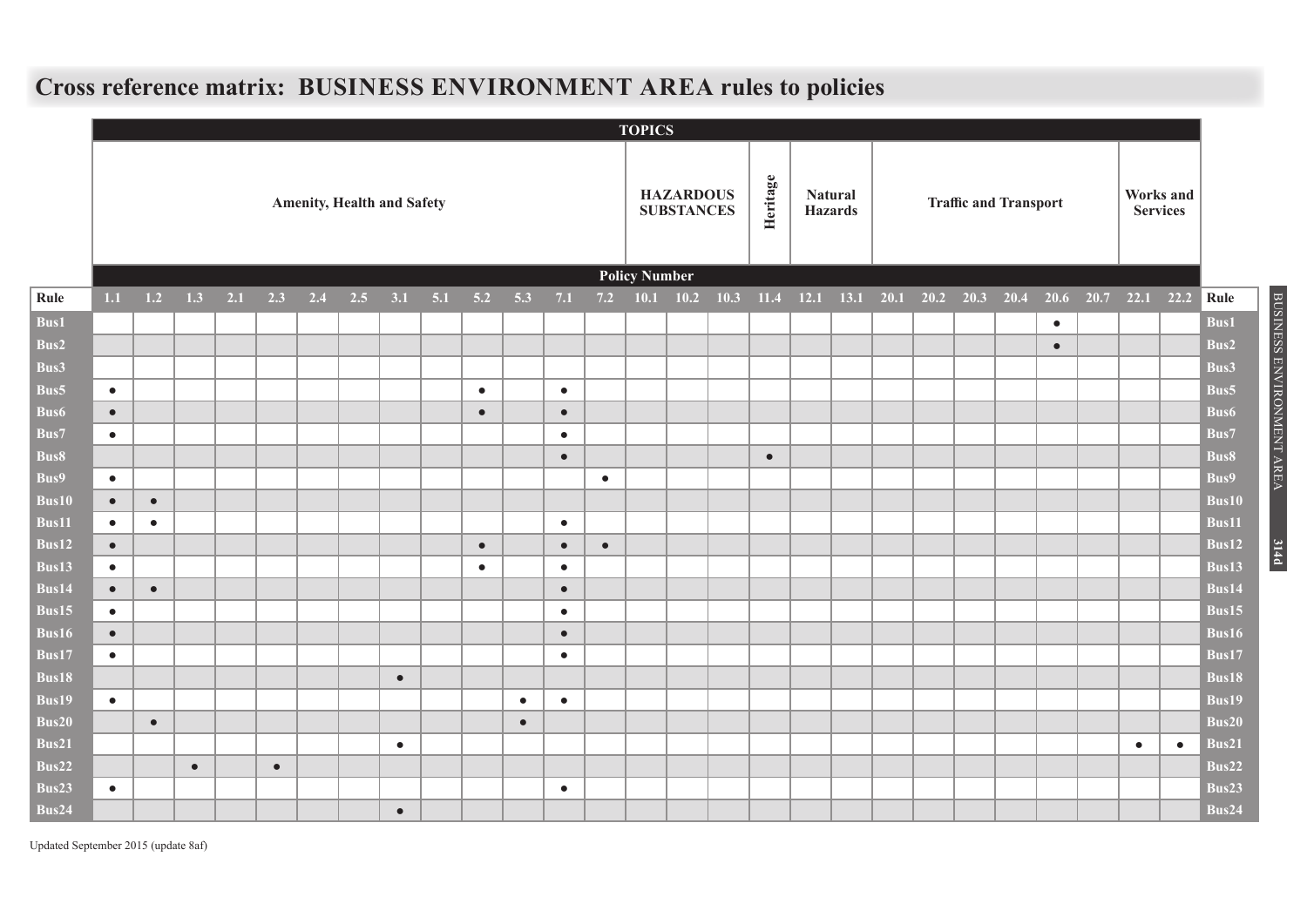# Cross reference matrix: BUSINESS ENVIRONMENT AREA rules to policies

| | TOPICS | | | | | | | | | | | | | | | | | | | | | | | | | | | |
|---|---|---|---|---|---|---|---|---|---|---|---|---|---|---|---|---|---|---|---|---|---|---|---|---|---|---|---|---|
| | Amenity, Health and Safety | | | | | | | | | | | | | HAZARDOUS SUBSTANCES | | | Heritage | Natural Hazards | | Traffic and Transport | | | | | | Works and Services | | |
| | Policy Number | | | | | | | | | | | | | | | | | | | | | | | | | | | |
| **Rule** | **1.1** | **1.2** | **1.3** | **2.1** | **2.3** | **2.4** | **2.5** | **3.1** | **5.1** | **5.2** | **5.3** | **7.1** | **7.2** | **10.1** | **10.2** | **10.3** | **11.4** | **12.1** | **13.1** | **20.1** | **20.2** | **20.3** | **20.4** | **20.6** | **20.7** | **22.1** | **22.2** | **Rule** |
| **Bus1** | | | | | | | | | | | | | | | | | | | | | | | | ● | | | | **Bus1** |
| **Bus2** | | | | | | | | | | | | | | | | | | | | | | | | ● | | | | **Bus2** |
| **Bus3** | | | | | | | | | | | | | | | | | | | | | | | | | | | | **Bus3** |
| **Bus5** | ● | | | | | | | | | ● | | ● | | | | | | | | | | | | | | | | **Bus5** |
| **Bus6** | ● | | | | | | | | | ● | | ● | | | | | | | | | | | | | | | | **Bus6** |
| **Bus7** | ● | | | | | | | | | | | ● | | | | | | | | | | | | | | | | **Bus7** |
| **Bus8** | | | | | | | | | | | | ● | | | | | ● | | | | | | | | | | | **Bus8** |
| **Bus9** | ● | | | | | | | | | | | | ● | | | | | | | | | | | | | | | **Bus9** |
| **Bus10** | ● | ● | | | | | | | | | | | | | | | | | | | | | | | | | | **Bus10** |
| **Bus11** | ● | ● | | | | | | | | | | ● | | | | | | | | | | | | | | | | **Bus11** |
| **Bus12** | ● | | | | | | | | | ● | | ● | ● | | | | | | | | | | | | | | | **Bus12** |
| **Bus13** | ● | | | | | | | | | ● | | ● | | | | | | | | | | | | | | | | **Bus13** |
| **Bus14** | ● | ● | | | | | | | | | | ● | | | | | | | | | | | | | | | | **Bus14** |
| **Bus15** | ● | | | | | | | | | | | ● | | | | | | | | | | | | | | | | **Bus15** |
| **Bus16** | ● | | | | | | | | | | | ● | | | | | | | | | | | | | | | | **Bus16** |
| **Bus17** | ● | | | | | | | | | | | ● | | | | | | | | | | | | | | | | **Bus17** |
| **Bus18** | | | | | | | | ● | | | | | | | | | | | | | | | | | | | | **Bus18** |
| **Bus19** | ● | | | | | | | | | | ● | ● | | | | | | | | | | | | | | | | **Bus19** |
| **Bus20** | | ● | | | | | | | | | ● | | | | | | | | | | | | | | | | | **Bus20** |
| **Bus21** | | | | | | | | ● | | | | | | | | | | | | | | | | | | ● | ● | **Bus21** |
| **Bus22** | | | ● | | ● | | | | | | | | | | | | | | | | | | | | | | | **Bus22** |
| **Bus23** | ● | | | | | | | | | | | ● | | | | | | | | | | | | | | | | **Bus23** |
| **Bus24** | | | | | | | | ● | | | | | | | | | | | | | | | | | | | | **Bus24** |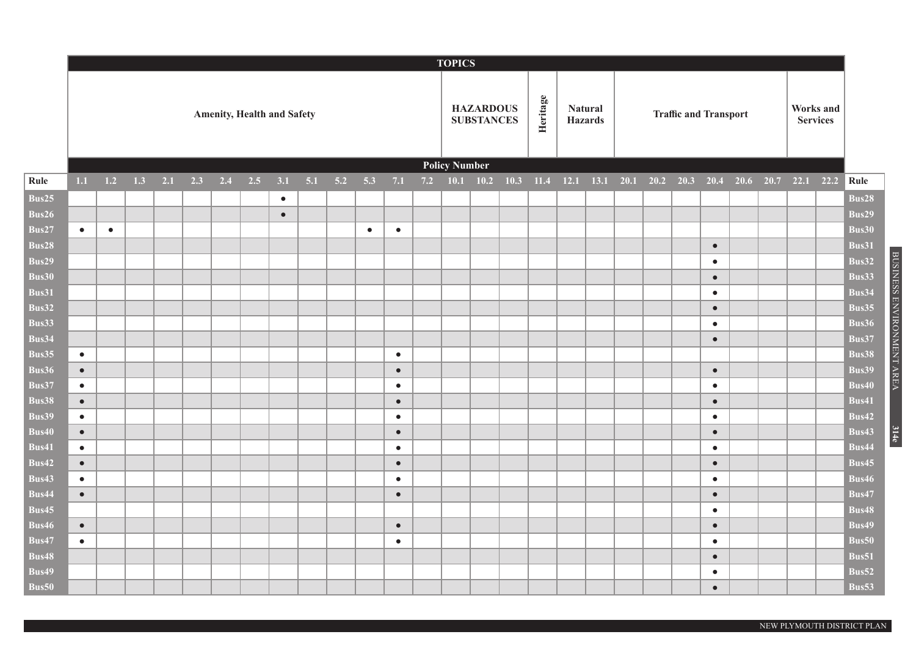| | TOPICS | | | | | | | | | | | | | | | | | | | | | | | | | | | |
|---|---|---|---|---|---|---|---|---|---|---|---|---|---|---|---|---|---|---|---|---|---|---|---|---|---|---|---|---|
| | Amenity, Health and Safety | | | | | | | | | | | | | HAZARDOUS SUBSTANCES | | | Heritage | Natural Hazards | | Traffic and Transport | | | | | | Works and Services | | |
| | Policy Number | | | | | | | | | | | | | | | | | | | | | | | | | | | |
| Rule | 1.1 | 1.2 | 1.3 | 2.1 | 2.3 | 2.4 | 2.5 | 3.1 | 5.1 | 5.2 | 5.3 | 7.1 | 7.2 | 10.1 | 10.2 | 10.3 | 11.4 | 12.1 | 13.1 | 20.1 | 20.2 | 20.3 | 20.4 | 20.6 | 20.7 | 22.1 | 22.2 | Rule |
| Bus25 | | | | | | | | • | | | | | | | | | | | | | | | | | | | | Bus28 |
| Bus26 | | | | | | | | • | | | | | | | | | | | | | | | | | | | | Bus29 |
| Bus27 | • | • | | | | | | | | | • | • | | | | | | | | | | | | | | | | Bus30 |
| Bus28 | | | | | | | | | | | | | | | | | | | | | | | • | | | | | Bus31 |
| Bus29 | | | | | | | | | | | | | | | | | | | | | | | • | | | | | Bus32 |
| Bus30 | | | | | | | | | | | | | | | | | | | | | | | • | | | | | Bus33 |
| Bus31 | | | | | | | | | | | | | | | | | | | | | | | • | | | | | Bus34 |
| Bus32 | | | | | | | | | | | | | | | | | | | | | | | • | | | | | Bus35 |
| Bus33 | | | | | | | | | | | | | | | | | | | | | | | • | | | | | Bus36 |
| Bus34 | | | | | | | | | | | | | | | | | | | | | | | • | | | | | Bus37 |
| Bus35 | • | | | | | | | | | | | • | | | | | | | | | | | | | | | | Bus38 |
| Bus36 | • | | | | | | | | | | | • | | | | | | | | | | | • | | | | | Bus39 |
| Bus37 | • | | | | | | | | | | | • | | | | | | | | | | | • | | | | | Bus40 |
| Bus38 | • | | | | | | | | | | | • | | | | | | | | | | | • | | | | | Bus41 |
| Bus39 | • | | | | | | | | | | | • | | | | | | | | | | | • | | | | | Bus42 |
| Bus40 | • | | | | | | | | | | | • | | | | | | | | | | | • | | | | | Bus43 |
| Bus41 | • | | | | | | | | | | | • | | | | | | | | | | | • | | | | | Bus44 |
| Bus42 | • | | | | | | | | | | | • | | | | | | | | | | | • | | | | | Bus45 |
| Bus43 | • | | | | | | | | | | | • | | | | | | | | | | | • | | | | | Bus46 |
| Bus44 | • | | | | | | | | | | | • | | | | | | | | | | | • | | | | | Bus47 |
| Bus45 | | | | | | | | | | | | | | | | | | | | | | | • | | | | | Bus48 |
| Bus46 | • | | | | | | | | | | | • | | | | | | | | | | | • | | | | | Bus49 |
| Bus47 | • | | | | | | | | | | | • | | | | | | | | | | | • | | | | | Bus50 |
| Bus48 | | | | | | | | | | | | | | | | | | | | | | | • | | | | | Bus51 |
| Bus49 | | | | | | | | | | | | | | | | | | | | | | | • | | | | | Bus52 |
| Bus50 | | | | | | | | | | | | | | | | | | | | | | | • | | | | | Bus53 |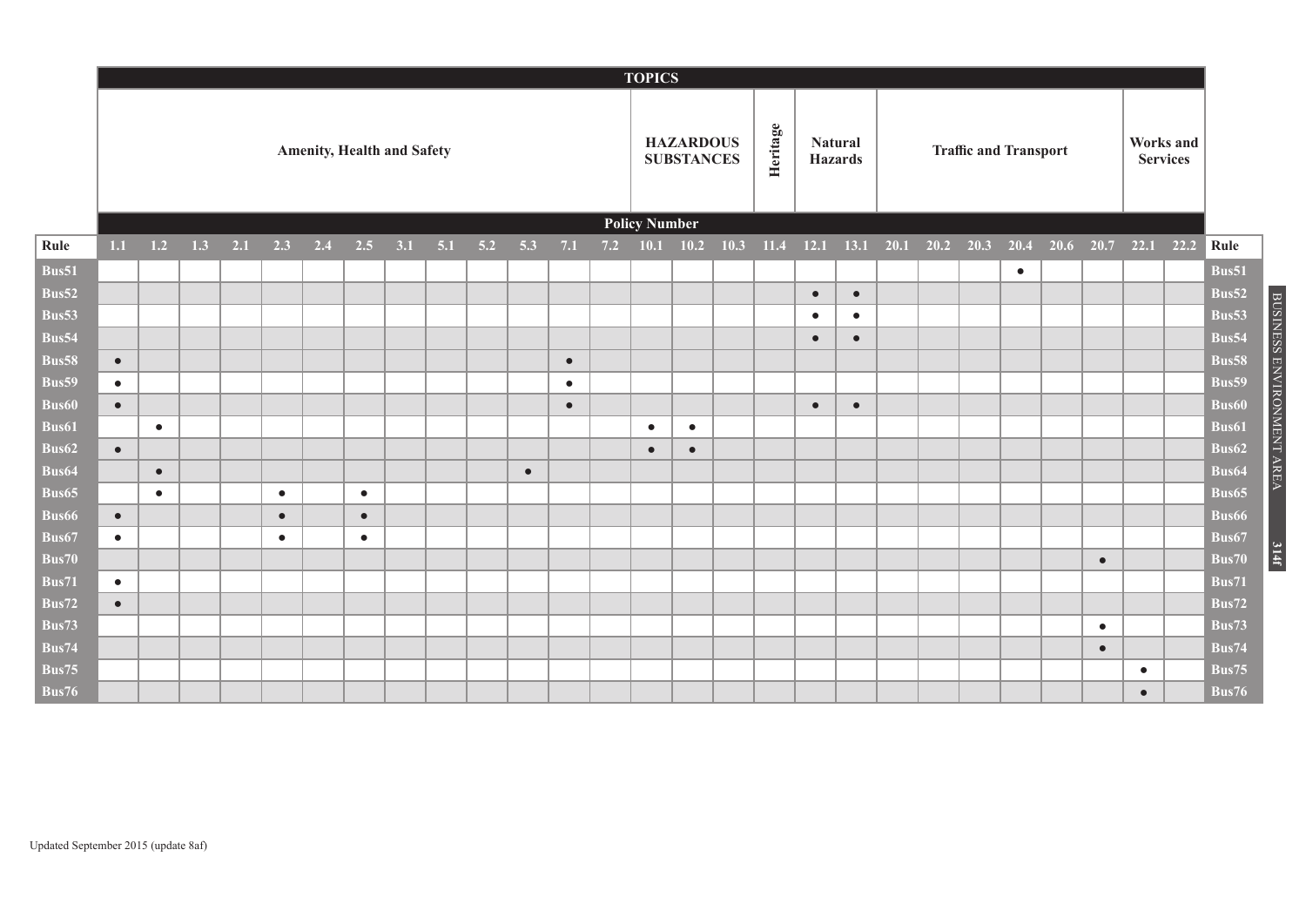| | TOPICS | | | | | | | | | | | | | | | | | | | | | | | | | | | |
|---|---|---|---|---|---|---|---|---|---|---|---|---|---|---|---|---|---|---|---|---|---|---|---|---|---|---|---|---|
| | Amenity, Health and Safety | | | | | | | | | | | | | HAZARDOUS SUBSTANCES | | | Heritage | Natural Hazards | | Traffic and Transport | | | | | | Works and Services | | |
| | Policy Number | | | | | | | | | | | | | | | | | | | | | | | | | | | |
| Rule | 1.1 | 1.2 | 1.3 | 2.1 | 2.3 | 2.4 | 2.5 | 3.1 | 5.1 | 5.2 | 5.3 | 7.1 | 7.2 | 10.1 | 10.2 | 10.3 | 11.4 | 12.1 | 13.1 | 20.1 | 20.2 | 20.3 | 20.4 | 20.6 | 20.7 | 22.1 | 22.2 | Rule |
| Bus51 | | | | | | | | | | | | | | | | | | | | | | | ● | | | | | Bus51 |
| Bus52 | | | | | | | | | | | | | | | | | | ● | ● | | | | | | | | | Bus52 |
| Bus53 | | | | | | | | | | | | | | | | | | ● | ● | | | | | | | | | Bus53 |
| Bus54 | | | | | | | | | | | | | | | | | | ● | ● | | | | | | | | | Bus54 |
| Bus58 | ● | | | | | | | | | | | ● | | | | | | | | | | | | | | | | Bus58 |
| Bus59 | ● | | | | | | | | | | | ● | | | | | | | | | | | | | | | | Bus59 |
| Bus60 | ● | | | | | | | | | | | ● | | | | | | ● | ● | | | | | | | | | Bus60 |
| Bus61 | | ● | | | | | | | | | | | | ● | ● | | | | | | | | | | | | | Bus61 |
| Bus62 | ● | | | | | | | | | | | | | ● | ● | | | | | | | | | | | | | Bus62 |
| Bus64 | | ● | | | | | | | | | ● | | | | | | | | | | | | | | | | | Bus64 |
| Bus65 | | ● | | | ● | | ● | | | | | | | | | | | | | | | | | | | | | Bus65 |
| Bus66 | ● | | | | ● | | ● | | | | | | | | | | | | | | | | | | | | | Bus66 |
| Bus67 | ● | | | | ● | | ● | | | | | | | | | | | | | | | | | | | | | Bus67 |
| Bus70 | | | | | | | | | | | | | | | | | | | | | | | | | ● | | | Bus70 |
| Bus71 | ● | | | | | | | | | | | | | | | | | | | | | | | | | | | Bus71 |
| Bus72 | ● | | | | | | | | | | | | | | | | | | | | | | | | | | | Bus72 |
| Bus73 | | | | | | | | | | | | | | | | | | | | | | | | | ● | | | Bus73 |
| Bus74 | | | | | | | | | | | | | | | | | | | | | | | | | ● | | | Bus74 |
| Bus75 | | | | | | | | | | | | | | | | | | | | | | | | | | ● | | Bus75 |
| Bus76 | | | | | | | | | | | | | | | | | | | | | | | | | | ● | | Bus76 |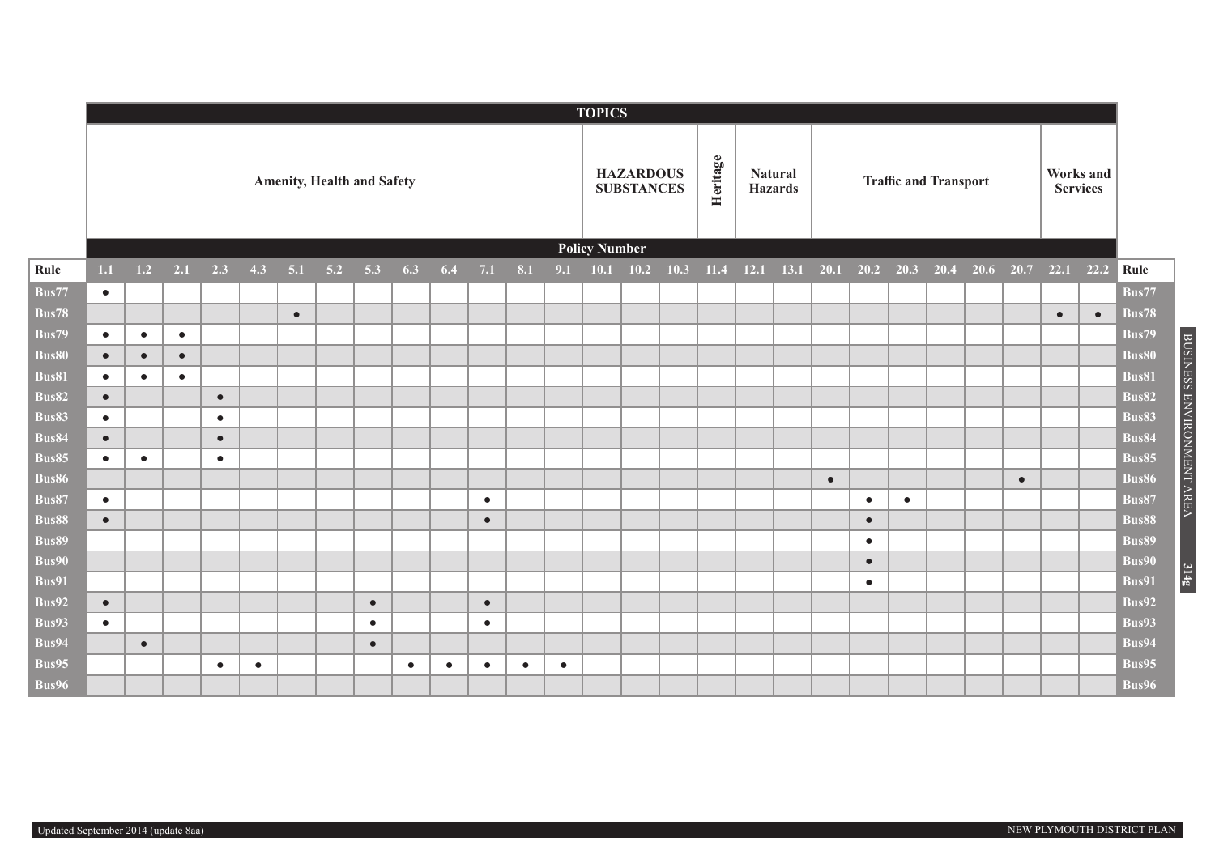| | TOPICS | | | | | | | | | | | | | | | | | | | | | | | | | | | |
|---|---|---|---|---|---|---|---|---|---|---|---|---|---|---|---|---|---|---|---|---|---|---|---|---|---|---|---|---|
| | **Amenity, Health and Safety** | | | | | | | | | | | | | **HAZARDOUS SUBSTANCES** | | | **Heritage** | **Natural Hazards** | | **Traffic and Transport** | | | | | | **Works and Services** | | |
| | **Policy Number** | | | | | | | | | | | | | | | | | | | | | | | | | | | |
| **Rule** | **1.1** | **1.2** | **2.1** | **2.3** | **4.3** | **5.1** | **5.2** | **5.3** | **6.3** | **6.4** | **7.1** | **8.1** | **9.1** | **10.1** | **10.2** | **10.3** | **11.4** | **12.1** | **13.1** | **20.1** | **20.2** | **20.3** | **20.4** | **20.6** | **20.7** | **22.1** | **22.2** | **Rule** |
| **Bus77** | ● | | | | | | | | | | | | | | | | | | | | | | | | | | | **Bus77** |
| **Bus78** | | | | | | ● | | | | | | | | | | | | | | | | | | | | ● | ● | **Bus78** |
| **Bus79** | ● | ● | ● | | | | | | | | | | | | | | | | | | | | | | | | | **Bus79** |
| **Bus80** | ● | ● | ● | | | | | | | | | | | | | | | | | | | | | | | | | **Bus80** |
| **Bus81** | ● | ● | ● | | | | | | | | | | | | | | | | | | | | | | | | | **Bus81** |
| **Bus82** | ● | | | ● | | | | | | | | | | | | | | | | | | | | | | | | **Bus82** |
| **Bus83** | ● | | | ● | | | | | | | | | | | | | | | | | | | | | | | | **Bus83** |
| **Bus84** | ● | | | ● | | | | | | | | | | | | | | | | | | | | | | | | **Bus84** |
| **Bus85** | ● | ● | | ● | | | | | | | | | | | | | | | | | | | | | | | | **Bus85** |
| **Bus86** | | | | | | | | | | | | | | | | | | | | ● | | | | | ● | | | **Bus86** |
| **Bus87** | ● | | | | | | | | | | ● | | | | | | | | | | ● | ● | | | | | | **Bus87** |
| **Bus88** | ● | | | | | | | | | | ● | | | | | | | | | | ● | | | | | | | **Bus88** |
| **Bus89** | | | | | | | | | | | | | | | | | | | | | ● | | | | | | | **Bus89** |
| **Bus90** | | | | | | | | | | | | | | | | | | | | | ● | | | | | | | **Bus90** |
| **Bus91** | | | | | | | | | | | | | | | | | | | | | ● | | | | | | | **Bus91** |
| **Bus92** | ● | | | | | | | ● | | | ● | | | | | | | | | | | | | | | | | **Bus92** |
| **Bus93** | ● | | | | | | | ● | | | ● | | | | | | | | | | | | | | | | | **Bus93** |
| **Bus94** | | ● | | | | | | ● | | | | | | | | | | | | | | | | | | | | **Bus94** |
| **Bus95** | | | | ● | ● | | | | ● | ● | ● | ● | ● | | | | | | | | | | | | | | | **Bus95** |
| **Bus96** | | | | | | | | | | | | | | | | | | | | | | | | | | | | **Bus96** |